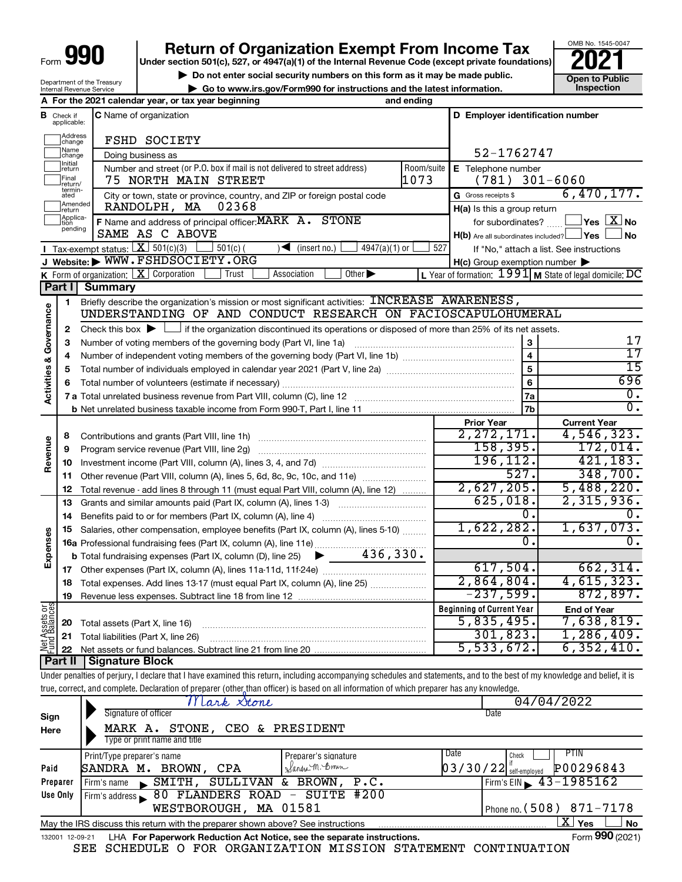Form **990**

# Return of Organization Exempt From Income Tax

**Under section 501(c), 527, or 4947(a)(1) of the Internal Revenue Code (except private foundations)**

▶ Do not enter social security numbers on this form as it may be made public.

▶ Go to www.irs.gov/Form990 for instructions and the latest information.

OMB No. 1545-0047

**2021**

**Open to Public Inspection**

Department of the Treasury
Internal Revenue Service

**A** For the 2021 calendar year, or tax year beginning and ending

**B** Check if applicable: Address change, Name change, Initial return, Final return/terminated, Amended return, Application pending

**C** Name of organization: FSHD SOCIETY

Doing business as

Number and street (or P.O. box if mail is not delivered to street address): 75 NORTH MAIN STREET — Room/suite: 1073

City or town, state or province, country, and ZIP or foreign postal code: RANDOLPH, MA 02368

**D** Employer identification number: 52-1762747

**E** Telephone number: (781) 301-6060

**G** Gross receipts $ 6,470,177.

**F** Name and address of principal officer: MARK A. STONE, SAME AS C ABOVE

**H(a)** Is this a group return for subordinates? ☐ Yes ☒ No

**H(b)** Are all subordinates included? ☐ Yes ☐ No — If "No," attach a list. See instructions

**H(c)** Group exemption number ▶

**I** Tax-exempt status: ☒ 501(c)(3) ☐ 501(c) ( ) ◀ (insert no.) ☐ 4947(a)(1) or ☐ 527

**J** Website: ▶ WWW.FSHDSOCIETY.ORG

**K** Form of organization: ☒ Corporation ☐ Trust ☐ Association ☐ Other ▶

**L** Year of formation: 1991 **M** State of legal domicile: DC

## Part I Summary

**Activities & Governance**

1. Briefly describe the organization's mission or most significant activities: INCREASE AWARENESS, UNDERSTANDING OF AND CONDUCT RESEARCH ON FACIOSCAPULOHUMERAL
2. Check this box ▶ ☐ if the organization discontinued its operations or disposed of more than 25% of its net assets.

| | | | |
|---|---|---|---|
| 3 | Number of voting members of the governing body (Part VI, line 1a) | 3 | 17 |
| 4 | Number of independent voting members of the governing body (Part VI, line 1b) | 4 | 17 |
| 5 | Total number of individuals employed in calendar year 2021 (Part V, line 2a) | 5 | 15 |
| 6 | Total number of volunteers (estimate if necessary) | 6 | 696 |
| 7a | Total unrelated business revenue from Part VIII, column (C), line 12 | 7a | 0. |
| b | Net unrelated business taxable income from Form 990-T, Part I, line 11 | 7b | 0. |

| | | | Prior Year | Current Year |
|---|---|---|---|---|
| **Revenue** | 8 | Contributions and grants (Part VIII, line 1h) | 2,272,171. | 4,546,323. |
| | 9 | Program service revenue (Part VIII, line 2g) | 158,395. | 172,014. |
| | 10 | Investment income (Part VIII, column (A), lines 3, 4, and 7d) | 196,112. | 421,183. |
| | 11 | Other revenue (Part VIII, column (A), lines 5, 6d, 8c, 9c, 10c, and 11e) | 527. | 348,700. |
| | 12 | Total revenue - add lines 8 through 11 (must equal Part VIII, column (A), line 12) | 2,627,205. | 5,488,220. |
| **Expenses** | 13 | Grants and similar amounts paid (Part IX, column (A), lines 1-3) | 625,018. | 2,315,936. |
| | 14 | Benefits paid to or for members (Part IX, column (A), line 4) | 0. | 0. |
| | 15 | Salaries, other compensation, employee benefits (Part IX, column (A), lines 5-10) | 1,622,282. | 1,637,073. |
| | 16a | Professional fundraising fees (Part IX, column (A), line 11e) | 0. | 0. |
| | b | Total fundraising expenses (Part IX, column (D), line 25) ▶ 436,330. | | |
| | 17 | Other expenses (Part IX, column (A), lines 11a-11d, 11f-24e) | 617,504. | 662,314. |
| | 18 | Total expenses. Add lines 13-17 (must equal Part IX, column (A), line 25) | 2,864,804. | 4,615,323. |
| | 19 | Revenue less expenses. Subtract line 18 from line 12 | -237,599. | 872,897. |

| | | | Beginning of Current Year | End of Year |
|---|---|---|---|---|
| **Net Assets or Fund Balances** | 20 | Total assets (Part X, line 16) | 5,835,495. | 7,638,819. |
| | 21 | Total liabilities (Part X, line 26) | 301,823. | 1,286,409. |
| | 22 | Net assets or fund balances. Subtract line 21 from line 20 | 5,533,672. | 6,352,410. |

## Part II Signature Block

Under penalties of perjury, I declare that I have examined this return, including accompanying schedules and statements, and to the best of my knowledge and belief, it is true, correct, and complete. Declaration of preparer (other than officer) is based on all information of which preparer has any knowledge.

**Sign Here**

Signature of officer: Mark Stone — Date: 04/04/2022

Type or print name and title: MARK A. STONE, CEO & PRESIDENT

**Paid Preparer Use Only**

| Print/Type preparer's name | Preparer's signature | Date | Check if self-employed | PTIN |
|---|---|---|---|---|
| SANDRA M. BROWN, CPA | Sandra M. Brown | 03/30/22 | ☐ | P00296843 |

Firm's name ▶ SMITH, SULLIVAN & BROWN, P.C. — Firm's EIN ▶ 43-1985162

Firm's address ▶ 80 FLANDERS ROAD - SUITE #200, WESTBOROUGH, MA 01581 — Phone no. (508) 871-7178

May the IRS discuss this return with the preparer shown above? See instructions ☒ Yes ☐ No

132001 12-09-21 LHA For Paperwork Reduction Act Notice, see the separate instructions. Form **990** (2021)

SEE SCHEDULE O FOR ORGANIZATION MISSION STATEMENT CONTINUATION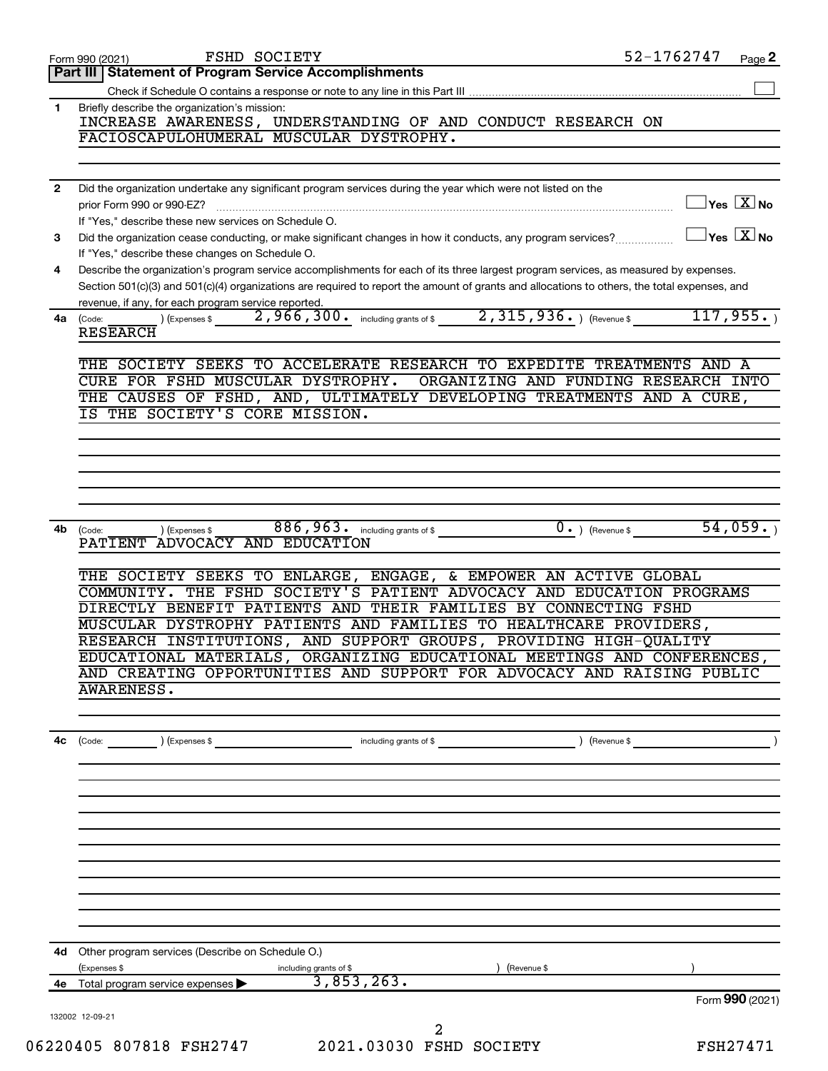Form 990 (2021) FSHD SOCIETY 52-1762747 Page 2

## Part III Statement of Program Service Accomplishments

Check if Schedule O contains a response or note to any line in this Part III ☐

**1** Briefly describe the organization's mission:

INCREASE AWARENESS, UNDERSTANDING OF AND CONDUCT RESEARCH ON FACIOSCAPULOHUMERAL MUSCULAR DYSTROPHY.

**2** Did the organization undertake any significant program services during the year which were not listed on the prior Form 990 or 990-EZ? ☐ Yes ☒ No

If "Yes," describe these new services on Schedule O.

**3** Did the organization cease conducting, or make significant changes in how it conducts, any program services? ☐ Yes ☒ No

If "Yes," describe these changes on Schedule O.

**4** Describe the organization's program service accomplishments for each of its three largest program services, as measured by expenses. Section 501(c)(3) and 501(c)(4) organizations are required to report the amount of grants and allocations to others, the total expenses, and revenue, if any, for each program service reported.

**4a** (Code: ) (Expenses $ 2,966,300. including grants of $ 2,315,936. ) (Revenue $ 117,955. )

RESEARCH

THE SOCIETY SEEKS TO ACCELERATE RESEARCH TO EXPEDITE TREATMENTS AND A CURE FOR FSHD MUSCULAR DYSTROPHY. ORGANIZING AND FUNDING RESEARCH INTO THE CAUSES OF FSHD, AND, ULTIMATELY DEVELOPING TREATMENTS AND A CURE, IS THE SOCIETY'S CORE MISSION.

**4b** (Code: ) (Expenses $ 886,963. including grants of $ 0. ) (Revenue $ 54,059. )

PATIENT ADVOCACY AND EDUCATION

THE SOCIETY SEEKS TO ENLARGE, ENGAGE, & EMPOWER AN ACTIVE GLOBAL COMMUNITY. THE FSHD SOCIETY'S PATIENT ADVOCACY AND EDUCATION PROGRAMS DIRECTLY BENEFIT PATIENTS AND THEIR FAMILIES BY CONNECTING FSHD MUSCULAR DYSTROPHY PATIENTS AND FAMILIES TO HEALTHCARE PROVIDERS, RESEARCH INSTITUTIONS, AND SUPPORT GROUPS, PROVIDING HIGH-QUALITY EDUCATIONAL MATERIALS, ORGANIZING EDUCATIONAL MEETINGS AND CONFERENCES, AND CREATING OPPORTUNITIES AND SUPPORT FOR ADVOCACY AND RAISING PUBLIC AWARENESS.

**4c** (Code: ) (Expenses $ including grants of $ ) (Revenue $ )

**4d** Other program services (Describe on Schedule O.)

(Expenses $ including grants of $ ) (Revenue $ )

**4e** Total program service expenses ▶ 3,853,263.

Form 990 (2021)

132002 12-09-21

06220405 807818 FSH2747 2021.03030 FSHD SOCIETY FSH27471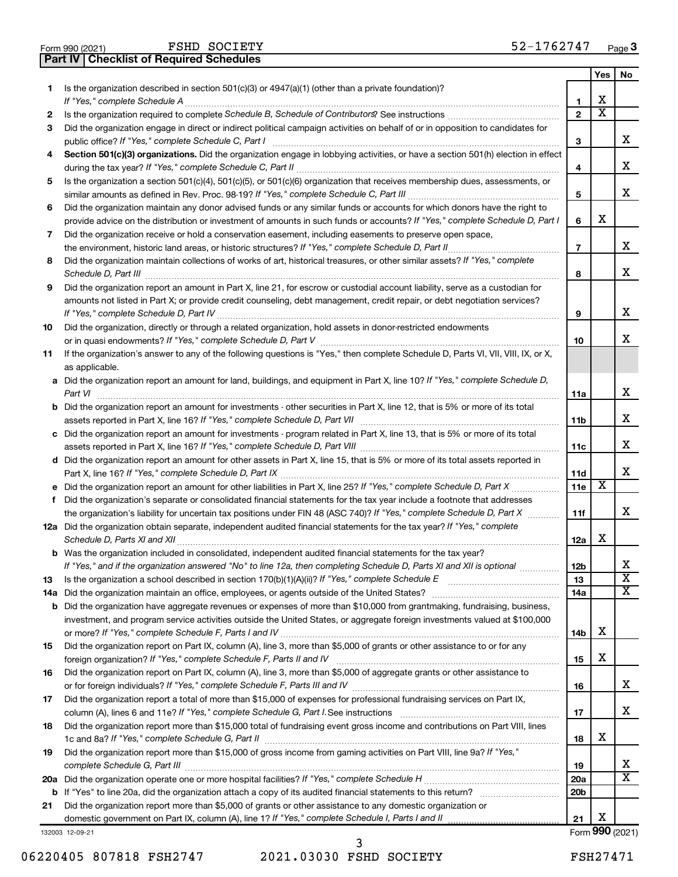Form 990 (2021) FSHD SOCIETY 52-1762747

## Part IV Checklist of Required Schedules

| | | | Yes | No |
|---|---|---|---|---|
| 1 | Is the organization described in section 501(c)(3) or 4947(a)(1) (other than a private foundation)? *If "Yes," complete Schedule A* | 1 | X | |
| 2 | Is the organization required to complete *Schedule B, Schedule of Contributors*? See instructions | 2 | X | |
| 3 | Did the organization engage in direct or indirect political campaign activities on behalf of or in opposition to candidates for public office? *If "Yes," complete Schedule C, Part I* | 3 | | X |
| 4 | **Section 501(c)(3) organizations.** Did the organization engage in lobbying activities, or have a section 501(h) election in effect during the tax year? *If "Yes," complete Schedule C, Part II* | 4 | | X |
| 5 | Is the organization a section 501(c)(4), 501(c)(5), or 501(c)(6) organization that receives membership dues, assessments, or similar amounts as defined in Rev. Proc. 98-19? *If "Yes," complete Schedule C, Part III* | 5 | | X |
| 6 | Did the organization maintain any donor advised funds or any similar funds or accounts for which donors have the right to provide advice on the distribution or investment of amounts in such funds or accounts? *If "Yes," complete Schedule D, Part I* | 6 | X | |
| 7 | Did the organization receive or hold a conservation easement, including easements to preserve open space, the environment, historic land areas, or historic structures? *If "Yes," complete Schedule D, Part II* | 7 | | X |
| 8 | Did the organization maintain collections of works of art, historical treasures, or other similar assets? *If "Yes," complete Schedule D, Part III* | 8 | | X |
| 9 | Did the organization report an amount in Part X, line 21, for escrow or custodial account liability, serve as a custodian for amounts not listed in Part X; or provide credit counseling, debt management, credit repair, or debt negotiation services? *If "Yes," complete Schedule D, Part IV* | 9 | | X |
| 10 | Did the organization, directly or through a related organization, hold assets in donor-restricted endowments or in quasi endowments? *If "Yes," complete Schedule D, Part V* | 10 | | X |
| 11 | If the organization's answer to any of the following questions is "Yes," then complete Schedule D, Parts VI, VII, VIII, IX, or X, as applicable. | | | |
| a | Did the organization report an amount for land, buildings, and equipment in Part X, line 10? *If "Yes," complete Schedule D, Part VI* | 11a | | X |
| b | Did the organization report an amount for investments - other securities in Part X, line 12, that is 5% or more of its total assets reported in Part X, line 16? *If "Yes," complete Schedule D, Part VII* | 11b | | X |
| c | Did the organization report an amount for investments - program related in Part X, line 13, that is 5% or more of its total assets reported in Part X, line 16? *If "Yes," complete Schedule D, Part VIII* | 11c | | X |
| d | Did the organization report an amount for other assets in Part X, line 15, that is 5% or more of its total assets reported in Part X, line 16? *If "Yes," complete Schedule D, Part IX* | 11d | | X |
| e | Did the organization report an amount for other liabilities in Part X, line 25? *If "Yes," complete Schedule D, Part X* | 11e | X | |
| f | Did the organization's separate or consolidated financial statements for the tax year include a footnote that addresses the organization's liability for uncertain tax positions under FIN 48 (ASC 740)? *If "Yes," complete Schedule D, Part X* | 11f | | X |
| 12a | Did the organization obtain separate, independent audited financial statements for the tax year? *If "Yes," complete Schedule D, Parts XI and XII* | 12a | X | |
| b | Was the organization included in consolidated, independent audited financial statements for the tax year? *If "Yes," and if the organization answered "No" to line 12a, then completing Schedule D, Parts XI and XII is optional* | 12b | | X |
| 13 | Is the organization a school described in section 170(b)(1)(A)(ii)? *If "Yes," complete Schedule E* | 13 | | X |
| 14a | Did the organization maintain an office, employees, or agents outside of the United States? | 14a | | X |
| b | Did the organization have aggregate revenues or expenses of more than $10,000 from grantmaking, fundraising, business, investment, and program service activities outside the United States, or aggregate foreign investments valued at $100,000 or more? *If "Yes," complete Schedule F, Parts I and IV* | 14b | X | |
| 15 | Did the organization report on Part IX, column (A), line 3, more than $5,000 of grants or other assistance to or for any foreign organization? *If "Yes," complete Schedule F, Parts II and IV* | 15 | X | |
| 16 | Did the organization report on Part IX, column (A), line 3, more than $5,000 of aggregate grants or other assistance to or for foreign individuals? *If "Yes," complete Schedule F, Parts III and IV* | 16 | | X |
| 17 | Did the organization report a total of more than $15,000 of expenses for professional fundraising services on Part IX, column (A), lines 6 and 11e? *If "Yes," complete Schedule G, Part I.* See instructions | 17 | | X |
| 18 | Did the organization report more than $15,000 total of fundraising event gross income and contributions on Part VIII, lines 1c and 8a? *If "Yes," complete Schedule G, Part II* | 18 | X | |
| 19 | Did the organization report more than $15,000 of gross income from gaming activities on Part VIII, line 9a? *If "Yes," complete Schedule G, Part III* | 19 | | X |
| 20a | Did the organization operate one or more hospital facilities? *If "Yes," complete Schedule H* | 20a | | X |
| b | If "Yes" to line 20a, did the organization attach a copy of its audited financial statements to this return? | 20b | | |
| 21 | Did the organization report more than $5,000 of grants or other assistance to any domestic organization or domestic government on Part IX, column (A), line 1? *If "Yes," complete Schedule I, Parts I and II* | 21 | X | |

132003 12-09-21 Form **990** (2021)

06220405 807818 FSH2747 2021.03030 FSHD SOCIETY FSH27471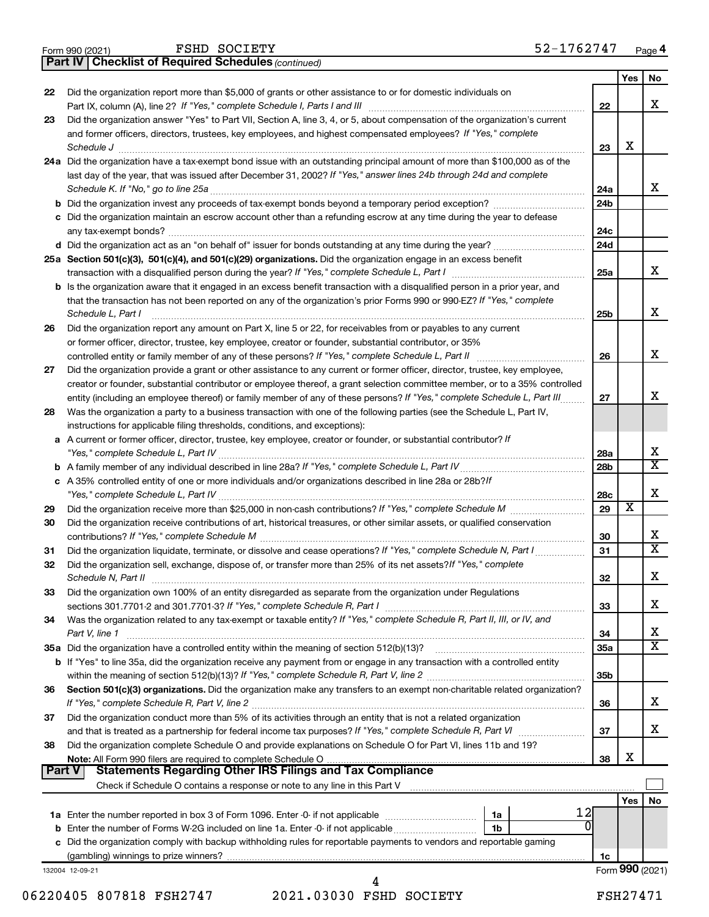Form 990 (2021) FSHD SOCIETY 52-1762747 Page 4

**Part IV | Checklist of Required Schedules** *(continued)*

| | | | Yes | No |
|---|---|---|---|---|
| 22 | Did the organization report more than $5,000 of grants or other assistance to or for domestic individuals on Part IX, column (A), line 2? *If "Yes," complete Schedule I, Parts I and III* | 22 | | X |
| 23 | Did the organization answer "Yes" to Part VII, Section A, line 3, 4, or 5, about compensation of the organization's current and former officers, directors, trustees, key employees, and highest compensated employees? *If "Yes," complete Schedule J* | 23 | X | |
| 24a | Did the organization have a tax-exempt bond issue with an outstanding principal amount of more than $100,000 as of the last day of the year, that was issued after December 31, 2002? *If "Yes," answer lines 24b through 24d and complete Schedule K. If "No," go to line 25a* | 24a | | X |
| b | Did the organization invest any proceeds of tax-exempt bonds beyond a temporary period exception? | 24b | | |
| c | Did the organization maintain an escrow account other than a refunding escrow at any time during the year to defease any tax-exempt bonds? | 24c | | |
| d | Did the organization act as an "on behalf of" issuer for bonds outstanding at any time during the year? | 24d | | |
| 25a | **Section 501(c)(3), 501(c)(4), and 501(c)(29) organizations.** Did the organization engage in an excess benefit transaction with a disqualified person during the year? *If "Yes," complete Schedule L, Part I* | 25a | | X |
| b | Is the organization aware that it engaged in an excess benefit transaction with a disqualified person in a prior year, and that the transaction has not been reported on any of the organization's prior Forms 990 or 990-EZ? *If "Yes," complete Schedule L, Part I* | 25b | | X |
| 26 | Did the organization report any amount on Part X, line 5 or 22, for receivables from or payables to any current or former officer, director, trustee, key employee, creator or founder, substantial contributor, or 35% controlled entity or family member of any of these persons? *If "Yes," complete Schedule L, Part II* | 26 | | X |
| 27 | Did the organization provide a grant or other assistance to any current or former officer, director, trustee, key employee, creator or founder, substantial contributor or employee thereof, a grant selection committee member, or to a 35% controlled entity (including an employee thereof) or family member of any of these persons? *If "Yes," complete Schedule L, Part III* | 27 | | X |
| 28 | Was the organization a party to a business transaction with one of the following parties (see the Schedule L, Part IV, instructions for applicable filing thresholds, conditions, and exceptions): | | | |
| a | A current or former officer, director, trustee, key employee, creator or founder, or substantial contributor? *If "Yes," complete Schedule L, Part IV* | 28a | | X |
| b | A family member of any individual described in line 28a? *If "Yes," complete Schedule L, Part IV* | 28b | | X |
| c | A 35% controlled entity of one or more individuals and/or organizations described in line 28a or 28b? *If "Yes," complete Schedule L, Part IV* | 28c | | X |
| 29 | Did the organization receive more than $25,000 in non-cash contributions? *If "Yes," complete Schedule M* | 29 | X | |
| 30 | Did the organization receive contributions of art, historical treasures, or other similar assets, or qualified conservation contributions? *If "Yes," complete Schedule M* | 30 | | X |
| 31 | Did the organization liquidate, terminate, or dissolve and cease operations? *If "Yes," complete Schedule N, Part I* | 31 | | X |
| 32 | Did the organization sell, exchange, dispose of, or transfer more than 25% of its net assets? *If "Yes," complete Schedule N, Part II* | 32 | | X |
| 33 | Did the organization own 100% of an entity disregarded as separate from the organization under Regulations sections 301.7701-2 and 301.7701-3? *If "Yes," complete Schedule R, Part I* | 33 | | X |
| 34 | Was the organization related to any tax-exempt or taxable entity? *If "Yes," complete Schedule R, Part II, III, or IV, and Part V, line 1* | 34 | | X |
| 35a | Did the organization have a controlled entity within the meaning of section 512(b)(13)? | 35a | | X |
| b | If "Yes" to line 35a, did the organization receive any payment from or engage in any transaction with a controlled entity within the meaning of section 512(b)(13)? *If "Yes," complete Schedule R, Part V, line 2* | 35b | | |
| 36 | **Section 501(c)(3) organizations.** Did the organization make any transfers to an exempt non-charitable related organization? *If "Yes," complete Schedule R, Part V, line 2* | 36 | | X |
| 37 | Did the organization conduct more than 5% of its activities through an entity that is not a related organization and that is treated as a partnership for federal income tax purposes? *If "Yes," complete Schedule R, Part VI* | 37 | | X |
| 38 | Did the organization complete Schedule O and provide explanations on Schedule O for Part VI, lines 11b and 19? **Note:** All Form 990 filers are required to complete Schedule O | 38 | X | |

**Part V | Statements Regarding Other IRS Filings and Tax Compliance**

Check if Schedule O contains a response or note to any line in this Part V ☐

| | | | | | Yes | No |
|---|---|---|---|---|---|---|
| 1a | Enter the number reported in box 3 of Form 1096. Enter -0- if not applicable | 1a | 12 | | | |
| b | Enter the number of Forms W-2G included on line 1a. Enter -0- if not applicable | 1b | 0 | | | |
| c | Did the organization comply with backup withholding rules for reportable payments to vendors and reportable gaming (gambling) winnings to prize winners? | | | 1c | | |

132004 12-09-21 Form **990** (2021)

06220405 807818 FSH2747 2021.03030 FSHD SOCIETY FSH27471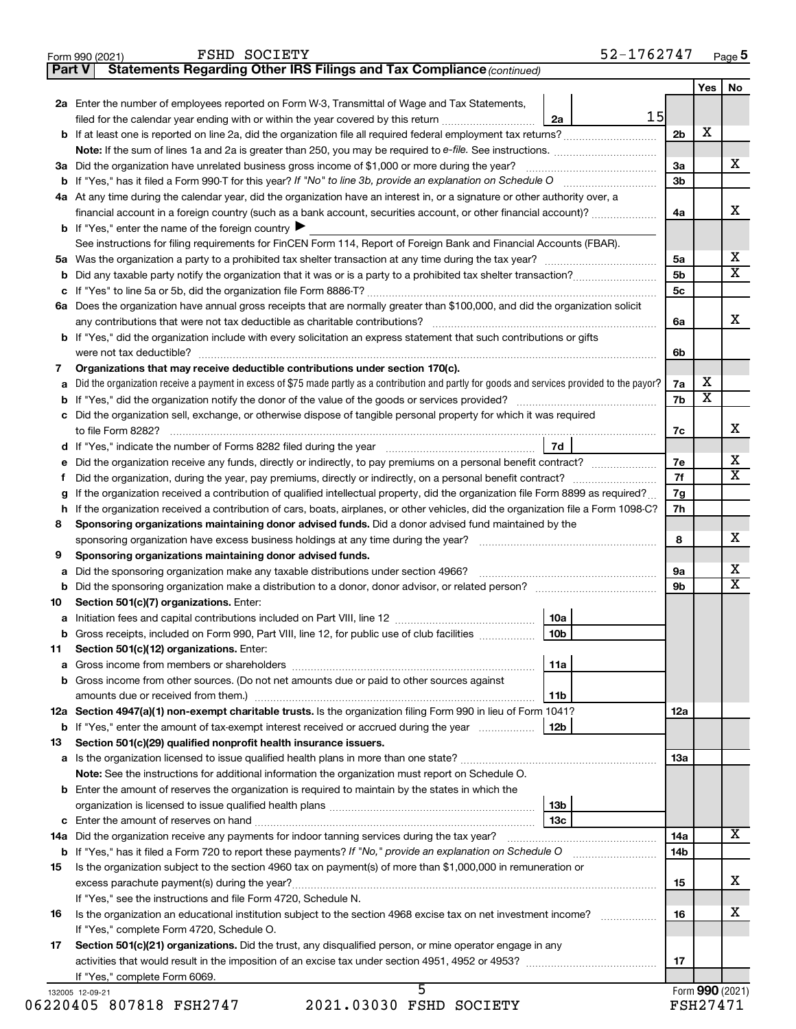Form 990 (2021) FSHD SOCIETY 52-1762747 Page 5

**Part V Statements Regarding Other IRS Filings and Tax Compliance** *(continued)*

| | | | | Yes | No |
|---|---|---|---|---|---|
| **2a** | Enter the number of employees reported on Form W-3, Transmittal of Wage and Tax Statements, filed for the calendar year ending with or within the year covered by this return | 2a | 15 | | |
| **b** | If at least one is reported on line 2a, did the organization file all required federal employment tax returns? | | 2b | X | |
| | **Note:** If the sum of lines 1a and 2a is greater than 250, you may be required to *e-file*. See instructions. | | | | |
| **3a** | Did the organization have unrelated business gross income of $1,000 or more during the year? | | 3a | | X |
| **b** | If "Yes," has it filed a Form 990-T for this year? *If "No" to line 3b, provide an explanation on Schedule O* | | 3b | | |
| **4a** | At any time during the calendar year, did the organization have an interest in, or a signature or other authority over, a financial account in a foreign country (such as a bank account, securities account, or other financial account)? | | 4a | | X |
| **b** | If "Yes," enter the name of the foreign country ▶ | | | | |
| | See instructions for filing requirements for FinCEN Form 114, Report of Foreign Bank and Financial Accounts (FBAR). | | | | |
| **5a** | Was the organization a party to a prohibited tax shelter transaction at any time during the tax year? | | 5a | | X |
| **b** | Did any taxable party notify the organization that it was or is a party to a prohibited tax shelter transaction? | | 5b | | X |
| **c** | If "Yes" to line 5a or 5b, did the organization file Form 8886-T? | | 5c | | |
| **6a** | Does the organization have annual gross receipts that are normally greater than $100,000, and did the organization solicit any contributions that were not tax deductible as charitable contributions? | | 6a | | X |
| **b** | If "Yes," did the organization include with every solicitation an express statement that such contributions or gifts were not tax deductible? | | 6b | | |
| **7** | **Organizations that may receive deductible contributions under section 170(c).** | | | | |
| **a** | Did the organization receive a payment in excess of $75 made partly as a contribution and partly for goods and services provided to the payor? | | 7a | X | |
| **b** | If "Yes," did the organization notify the donor of the value of the goods or services provided? | | 7b | X | |
| **c** | Did the organization sell, exchange, or otherwise dispose of tangible personal property for which it was required to file Form 8282? | | 7c | | X |
| **d** | If "Yes," indicate the number of Forms 8282 filed during the year | 7d | | | |
| **e** | Did the organization receive any funds, directly or indirectly, to pay premiums on a personal benefit contract? | | 7e | | X |
| **f** | Did the organization, during the year, pay premiums, directly or indirectly, on a personal benefit contract? | | 7f | | X |
| **g** | If the organization received a contribution of qualified intellectual property, did the organization file Form 8899 as required? | | 7g | | |
| **h** | If the organization received a contribution of cars, boats, airplanes, or other vehicles, did the organization file a Form 1098-C? | | 7h | | |
| **8** | **Sponsoring organizations maintaining donor advised funds.** Did a donor advised fund maintained by the sponsoring organization have excess business holdings at any time during the year? | | 8 | | X |
| **9** | **Sponsoring organizations maintaining donor advised funds.** | | | | |
| **a** | Did the sponsoring organization make any taxable distributions under section 4966? | | 9a | | X |
| **b** | Did the sponsoring organization make a distribution to a donor, donor advisor, or related person? | | 9b | | X |
| **10** | **Section 501(c)(7) organizations.** Enter: | | | | |
| **a** | Initiation fees and capital contributions included on Part VIII, line 12 | 10a | | | |
| **b** | Gross receipts, included on Form 990, Part VIII, line 12, for public use of club facilities | 10b | | | |
| **11** | **Section 501(c)(12) organizations.** Enter: | | | | |
| **a** | Gross income from members or shareholders | 11a | | | |
| **b** | Gross income from other sources. (Do not net amounts due or paid to other sources against amounts due or received from them.) | 11b | | | |
| **12a** | **Section 4947(a)(1) non-exempt charitable trusts.** Is the organization filing Form 990 in lieu of Form 1041? | | 12a | | |
| **b** | If "Yes," enter the amount of tax-exempt interest received or accrued during the year | 12b | | | |
| **13** | **Section 501(c)(29) qualified nonprofit health insurance issuers.** | | | | |
| **a** | Is the organization licensed to issue qualified health plans in more than one state? | | 13a | | |
| | **Note:** See the instructions for additional information the organization must report on Schedule O. | | | | |
| **b** | Enter the amount of reserves the organization is required to maintain by the states in which the organization is licensed to issue qualified health plans | 13b | | | |
| **c** | Enter the amount of reserves on hand | 13c | | | |
| **14a** | Did the organization receive any payments for indoor tanning services during the tax year? | | 14a | | X |
| **b** | If "Yes," has it filed a Form 720 to report these payments? *If "No," provide an explanation on Schedule O* | | 14b | | |
| **15** | Is the organization subject to the section 4960 tax on payment(s) of more than $1,000,000 in remuneration or excess parachute payment(s) during the year? | | 15 | | X |
| | If "Yes," see the instructions and file Form 4720, Schedule N. | | | | |
| **16** | Is the organization an educational institution subject to the section 4968 excise tax on net investment income? | | 16 | | X |
| | If "Yes," complete Form 4720, Schedule O. | | | | |
| **17** | **Section 501(c)(21) organizations.** Did the trust, any disqualified person, or mine operator engage in any activities that would result in the imposition of an excise tax under section 4951, 4952 or 4953? | | 17 | | |
| | If "Yes," complete Form 6069. | | | | |

Form **990** (2021)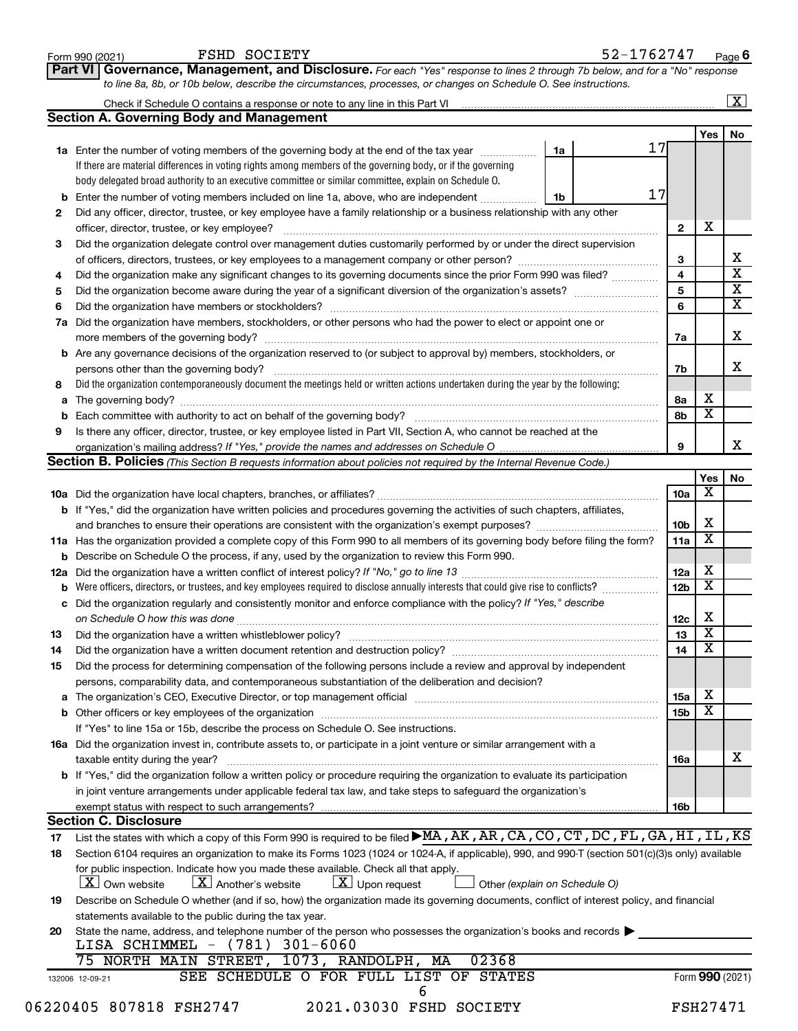Form 990 (2021) FSHD SOCIETY 52-1762747 Page 6

**Part VI Governance, Management, and Disclosure.** *For each "Yes" response to lines 2 through 7b below, and for a "No" response to line 8a, 8b, or 10b below, describe the circumstances, processes, or changes on Schedule O. See instructions.*

Check if Schedule O contains a response or note to any line in this Part VI .......... [X]

## Section A. Governing Body and Management

| | | | | Yes | No |
|---|---|---|---|---|---|
| **1a** | Enter the number of voting members of the governing body at the end of the tax year ... **1a** 17. If there are material differences in voting rights among members of the governing body, or if the governing body delegated broad authority to an executive committee or similar committee, explain on Schedule O. | | | | |
| **b** | Enter the number of voting members included on line 1a, above, who are independent ... **1b** 17 | | | | |
| **2** | Did any officer, director, trustee, or key employee have a family relationship or a business relationship with any other officer, director, trustee, or key employee? | **2** | | X | |
| **3** | Did the organization delegate control over management duties customarily performed by or under the direct supervision of officers, directors, trustees, or key employees to a management company or other person? | **3** | | | X |
| **4** | Did the organization make any significant changes to its governing documents since the prior Form 990 was filed? | **4** | | | X |
| **5** | Did the organization become aware during the year of a significant diversion of the organization's assets? | **5** | | | X |
| **6** | Did the organization have members or stockholders? | **6** | | | X |
| **7a** | Did the organization have members, stockholders, or other persons who had the power to elect or appoint one or more members of the governing body? | **7a** | | | X |
| **b** | Are any governance decisions of the organization reserved to (or subject to approval by) members, stockholders, or persons other than the governing body? | **7b** | | | X |
| **8** | Did the organization contemporaneously document the meetings held or written actions undertaken during the year by the following: | | | | |
| **a** | The governing body? | **8a** | | X | |
| **b** | Each committee with authority to act on behalf of the governing body? | **8b** | | X | |
| **9** | Is there any officer, director, trustee, or key employee listed in Part VII, Section A, who cannot be reached at the organization's mailing address? *If "Yes," provide the names and addresses on Schedule O* | **9** | | | X |

## Section B. Policies *(This Section B requests information about policies not required by the Internal Revenue Code.)*

| | | | Yes | No |
|---|---|---|---|---|
| **10a** | Did the organization have local chapters, branches, or affiliates? | **10a** | X | |
| **b** | If "Yes," did the organization have written policies and procedures governing the activities of such chapters, affiliates, and branches to ensure their operations are consistent with the organization's exempt purposes? | **10b** | X | |
| **11a** | Has the organization provided a complete copy of this Form 990 to all members of its governing body before filing the form? | **11a** | X | |
| **b** | Describe on Schedule O the process, if any, used by the organization to review this Form 990. | | | |
| **12a** | Did the organization have a written conflict of interest policy? *If "No," go to line 13* | **12a** | X | |
| **b** | Were officers, directors, or trustees, and key employees required to disclose annually interests that could give rise to conflicts? | **12b** | X | |
| **c** | Did the organization regularly and consistently monitor and enforce compliance with the policy? *If "Yes," describe on Schedule O how this was done* | **12c** | X | |
| **13** | Did the organization have a written whistleblower policy? | **13** | X | |
| **14** | Did the organization have a written document retention and destruction policy? | **14** | X | |
| **15** | Did the process for determining compensation of the following persons include a review and approval by independent persons, comparability data, and contemporaneous substantiation of the deliberation and decision? | | | |
| **a** | The organization's CEO, Executive Director, or top management official | **15a** | X | |
| **b** | Other officers or key employees of the organization | **15b** | X | |
| | If "Yes" to line 15a or 15b, describe the process on Schedule O. See instructions. | | | |
| **16a** | Did the organization invest in, contribute assets to, or participate in a joint venture or similar arrangement with a taxable entity during the year? | **16a** | | X |
| **b** | If "Yes," did the organization follow a written policy or procedure requiring the organization to evaluate its participation in joint venture arrangements under applicable federal tax law, and take steps to safeguard the organization's exempt status with respect to such arrangements? | **16b** | | |

## Section C. Disclosure

**17** List the states with which a copy of this Form 990 is required to be filed ▶ MA,AK,AR,CA,CO,CT,DC,FL,GA,HI,IL,KS

**18** Section 6104 requires an organization to make its Forms 1023 (1024 or 1024-A, if applicable), 990, and 990-T (section 501(c)(3)s only) available for public inspection. Indicate how you made these available. Check all that apply.

[X] Own website [X] Another's website [X] Upon request [ ] Other *(explain on Schedule O)*

**19** Describe on Schedule O whether (and if so, how) the organization made its governing documents, conflict of interest policy, and financial statements available to the public during the tax year.

**20** State the name, address, and telephone number of the person who possesses the organization's books and records ▶

LISA SCHIMMEL - (781) 301-6060
75 NORTH MAIN STREET, 1073, RANDOLPH, MA 02368

SEE SCHEDULE O FOR FULL LIST OF STATES

Form **990** (2021)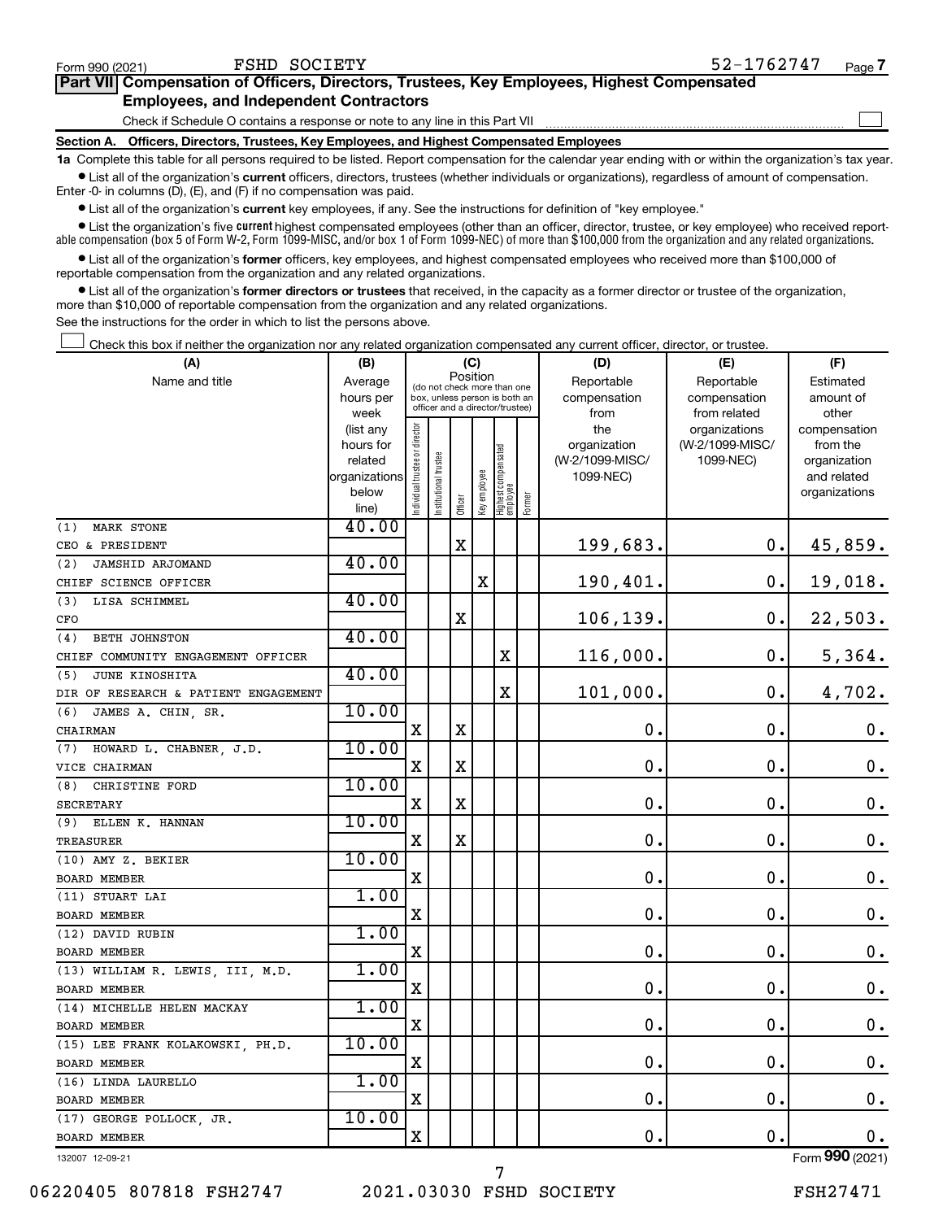Form 990 (2021) FSHD SOCIETY 52-1762747 Page 7

## Part VII Compensation of Officers, Directors, Trustees, Key Employees, Highest Compensated Employees, and Independent Contractors

Check if Schedule O contains a response or note to any line in this Part VII

### Section A. Officers, Directors, Trustees, Key Employees, and Highest Compensated Employees

**1a** Complete this table for all persons required to be listed. Report compensation for the calendar year ending with or within the organization's tax year.

- List all of the organization's **current** officers, directors, trustees (whether individuals or organizations), regardless of amount of compensation. Enter -0- in columns (D), (E), and (F) if no compensation was paid.
- List all of the organization's **current** key employees, if any. See the instructions for definition of "key employee."
- List the organization's five **current** highest compensated employees (other than an officer, director, trustee, or key employee) who received reportable compensation (box 5 of Form W-2, Form 1099-MISC, and/or box 1 of Form 1099-NEC) of more than $100,000 from the organization and any related organizations.
- List all of the organization's **former** officers, key employees, and highest compensated employees who received more than $100,000 of reportable compensation from the organization and any related organizations.
- List all of the organization's **former directors or trustees** that received, in the capacity as a former director or trustee of the organization, more than $10,000 of reportable compensation from the organization and any related organizations.

See the instructions for the order in which to list the persons above.

Check this box if neither the organization nor any related organization compensated any current officer, director, or trustee.

| (A) Name and title | (B) Average hours per week (list any hours for related organizations below line) | (C) Position: Individual trustee or director | Institutional trustee | Officer | Key employee | Highest compensated employee | Former | (D) Reportable compensation from the organization (W-2/1099-MISC/1099-NEC) | (E) Reportable compensation from related organizations (W-2/1099-MISC/1099-NEC) | (F) Estimated amount of other compensation from the organization and related organizations |
|---|---|---|---|---|---|---|---|---|---|---|
| (1) MARK STONE<br>CEO & PRESIDENT | 40.00 | | | X | | | | 199,683. | 0. | 45,859. |
| (2) JAMSHID ARJOMAND<br>CHIEF SCIENCE OFFICER | 40.00 | | | | X | | | 190,401. | 0. | 19,018. |
| (3) LISA SCHIMMEL<br>CFO | 40.00 | | | X | | | | 106,139. | 0. | 22,503. |
| (4) BETH JOHNSTON<br>CHIEF COMMUNITY ENGAGEMENT OFFICER | 40.00 | | | | | X | | 116,000. | 0. | 5,364. |
| (5) JUNE KINOSHITA<br>DIR OF RESEARCH & PATIENT ENGAGEMENT | 40.00 | | | | | X | | 101,000. | 0. | 4,702. |
| (6) JAMES A. CHIN, SR.<br>CHAIRMAN | 10.00 | X | | X | | | | 0. | 0. | 0. |
| (7) HOWARD L. CHABNER, J.D.<br>VICE CHAIRMAN | 10.00 | X | | X | | | | 0. | 0. | 0. |
| (8) CHRISTINE FORD<br>SECRETARY | 10.00 | X | | X | | | | 0. | 0. | 0. |
| (9) ELLEN K. HANNAN<br>TREASURER | 10.00 | X | | X | | | | 0. | 0. | 0. |
| (10) AMY Z. BEKIER<br>BOARD MEMBER | 10.00 | X | | | | | | 0. | 0. | 0. |
| (11) STUART LAI<br>BOARD MEMBER | 1.00 | X | | | | | | 0. | 0. | 0. |
| (12) DAVID RUBIN<br>BOARD MEMBER | 1.00 | X | | | | | | 0. | 0. | 0. |
| (13) WILLIAM R. LEWIS, III, M.D.<br>BOARD MEMBER | 1.00 | X | | | | | | 0. | 0. | 0. |
| (14) MICHELLE HELEN MACKAY<br>BOARD MEMBER | 1.00 | X | | | | | | 0. | 0. | 0. |
| (15) LEE FRANK KOLAKOWSKI, PH.D.<br>BOARD MEMBER | 10.00 | X | | | | | | 0. | 0. | 0. |
| (16) LINDA LAURELLO<br>BOARD MEMBER | 1.00 | X | | | | | | 0. | 0. | 0. |
| (17) GEORGE POLLOCK, JR.<br>BOARD MEMBER | 10.00 | X | | | | | | 0. | 0. | 0. |

132007 12-09-21 Form 990 (2021)

06220405 807818 FSH2747 2021.03030 FSHD SOCIETY FSH27471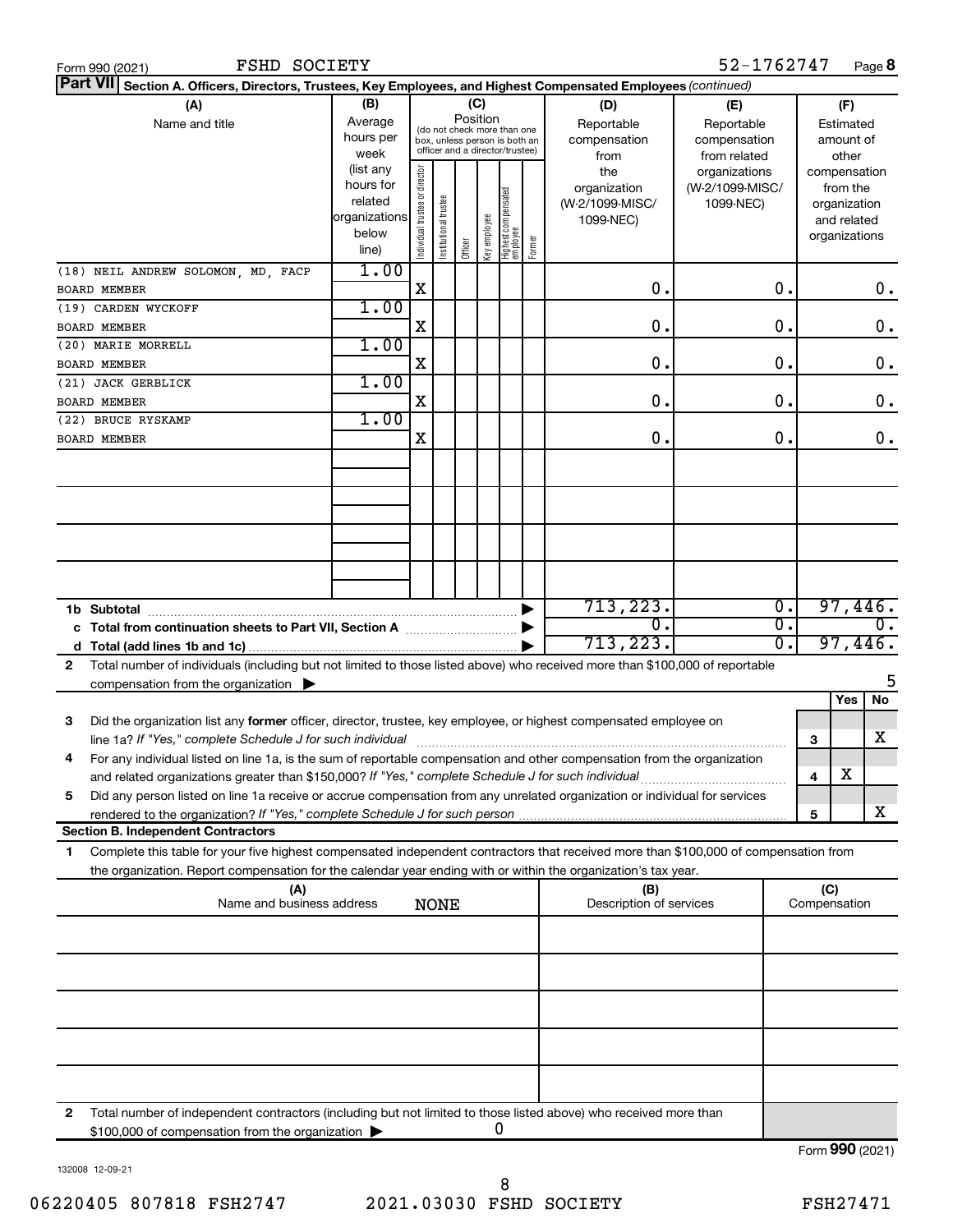Form 990 (2021) FSHD SOCIETY 52-1762747 Page 8

**Part VII Section A. Officers, Directors, Trustees, Key Employees, and Highest Compensated Employees** *(continued)*

| (A) Name and title | (B) Average hours per week (list any hours for related organizations below line) | (C) Individual trustee or director | Institutional trustee | Officer | Key employee | Highest compensated employee | Former | (D) Reportable compensation from the organization (W-2/1099-MISC/ 1099-NEC) | (E) Reportable compensation from related organizations (W-2/1099-MISC/ 1099-NEC) | (F) Estimated amount of other compensation from the organization and related organizations |
|---|---|---|---|---|---|---|---|---|---|---|
| (18) NEIL ANDREW SOLOMON, MD, FACP BOARD MEMBER | 1.00 | X | | | | | | 0. | 0. | 0. |
| (19) CARDEN WYCKOFF BOARD MEMBER | 1.00 | X | | | | | | 0. | 0. | 0. |
| (20) MARIE MORRELL BOARD MEMBER | 1.00 | X | | | | | | 0. | 0. | 0. |
| (21) JACK GERBLICK BOARD MEMBER | 1.00 | X | | | | | | 0. | 0. | 0. |
| (22) BRUCE RYSKAMP BOARD MEMBER | 1.00 | X | | | | | | 0. | 0. | 0. |
| 1b Subtotal | | | | | | | | 713,223. | 0. | 97,446. |
| c Total from continuation sheets to Part VII, Section A | | | | | | | | 0. | 0. | 0. |
| d Total (add lines 1b and 1c) | | | | | | | | 713,223. | 0. | 97,446. |

2 Total number of individuals (including but not limited to those listed above) who received more than $100,000 of reportable compensation from the organization ▶ 5

| | | | Yes | No |
|---|---|---|---|---|
| 3 | Did the organization list any **former** officer, director, trustee, key employee, or highest compensated employee on line 1a? *If "Yes," complete Schedule J for such individual* | 3 | | X |
| 4 | For any individual listed on line 1a, is the sum of reportable compensation and other compensation from the organization and related organizations greater than $150,000? *If "Yes," complete Schedule J for such individual* | 4 | X | |
| 5 | Did any person listed on line 1a receive or accrue compensation from any unrelated organization or individual for services rendered to the organization? *If "Yes," complete Schedule J for such person* | 5 | | X |

**Section B. Independent Contractors**

1 Complete this table for your five highest compensated independent contractors that received more than $100,000 of compensation from the organization. Report compensation for the calendar year ending with or within the organization's tax year.

| (A) Name and business address | (B) Description of services | (C) Compensation |
|---|---|---|
| NONE | | |

2 Total number of independent contractors (including but not limited to those listed above) who received more than $100,000 of compensation from the organization ▶ 0

Form **990** (2021)

132008 12-09-21

06220405 807818 FSH2747 2021.03030 FSHD SOCIETY FSH27471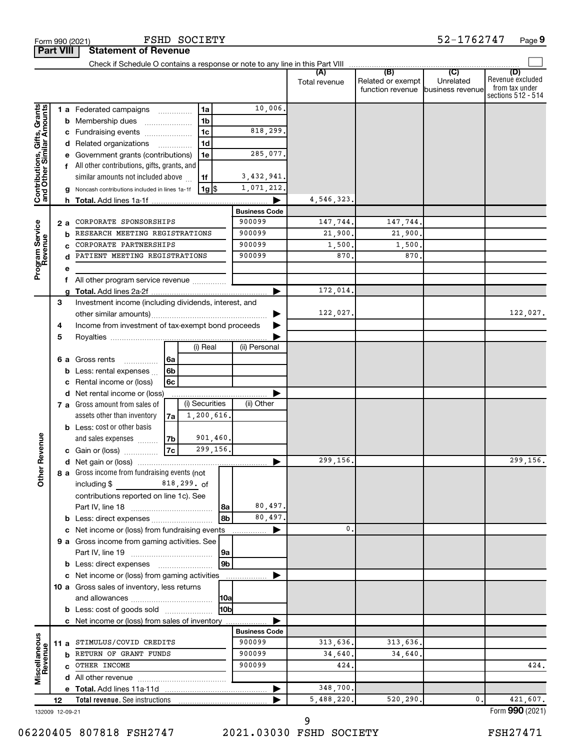Form 990 (2021) FSHD SOCIETY 52-1762747

## Part VIII Statement of Revenue

Check if Schedule O contains a response or note to any line in this Part VIII

| | | | | (A) Total revenue | (B) Related or exempt function revenue | (C) Unrelated business revenue | (D) Revenue excluded from tax under sections 512 - 514 |
|---|---|---|---|---|---|---|---|
| **Contributions, Gifts, Grants and Other Similar Amounts** | 1 a | Federated campaigns | 1a 10,006. | | | | |
| | b | Membership dues | 1b | | | | |
| | c | Fundraising events | 1c 818,299. | | | | |
| | d | Related organizations | 1d | | | | |
| | e | Government grants (contributions) | 1e 285,077. | | | | |
| | f | All other contributions, gifts, grants, and similar amounts not included above | 1f 3,432,941. | | | | |
| | g | Noncash contributions included in lines 1a-1f | 1g $ 1,071,212. | | | | |
| | h | **Total.** Add lines 1a-1f | | 4,546,323. | | | |
| **Program Service Revenue** | | | **Business Code** | | | | |
| | 2 a | CORPORATE SPONSORSHIPS | 900099 | 147,744. | 147,744. | | |
| | b | RESEARCH MEETING REGISTRATIONS | 900099 | 21,900. | 21,900. | | |
| | c | CORPORATE PARTNERSHIPS | 900099 | 1,500. | 1,500. | | |
| | d | PATIENT MEETING REGISTRATIONS | 900099 | 870. | 870. | | |
| | e | | | | | | |
| | f | All other program service revenue | | | | | |
| | g | **Total.** Add lines 2a-2f | | 172,014. | | | |
| **Other Revenue** | 3 | Investment income (including dividends, interest, and other similar amounts) | | 122,027. | | | 122,027. |
| | 4 | Income from investment of tax-exempt bond proceeds | | | | | |
| | 5 | Royalties | | | | | |
| | | | (i) Real / (ii) Personal | | | | |
| | 6 a | Gross rents | 6a | | | | |
| | b | Less: rental expenses | 6b | | | | |
| | c | Rental income or (loss) | 6c | | | | |
| | d | Net rental income or (loss) | | | | | |
| | | | (i) Securities / (ii) Other | | | | |
| | 7 a | Gross amount from sales of assets other than inventory | 7a 1,200,616. | | | | |
| | b | Less: cost or other basis and sales expenses | 7b 901,460. | | | | |
| | c | Gain or (loss) | 7c 299,156. | | | | |
| | d | Net gain or (loss) | | 299,156. | | | 299,156. |
| | 8 a | Gross income from fundraising events (not including $ 818,299. of contributions reported on line 1c). See Part IV, line 18 | 8a 80,497. | | | | |
| | b | Less: direct expenses | 8b 80,497. | | | | |
| | c | Net income or (loss) from fundraising events | | 0. | | | |
| | 9 a | Gross income from gaming activities. See Part IV, line 19 | 9a | | | | |
| | b | Less: direct expenses | 9b | | | | |
| | c | Net income or (loss) from gaming activities | | | | | |
| | 10 a | Gross sales of inventory, less returns and allowances | 10a | | | | |
| | b | Less: cost of goods sold | 10b | | | | |
| | c | Net income or (loss) from sales of inventory | | | | | |
| **Miscellaneous Revenue** | | | **Business Code** | | | | |
| | 11 a | STIMULUS/COVID CREDITS | 900099 | 313,636. | 313,636. | | |
| | b | RETURN OF GRANT FUNDS | 900099 | 34,640. | 34,640. | | |
| | c | OTHER INCOME | 900099 | 424. | | | 424. |
| | d | All other revenue | | | | | |
| | e | **Total.** Add lines 11a-11d | | 348,700. | | | |
| | 12 | **Total revenue.** See instructions | | 5,488,220. | 520,290. | 0. | 421,607. |

132009 12-09-21 Form **990** (2021)

06220405 807818 FSH2747 2021.03030 FSHD SOCIETY FSH27471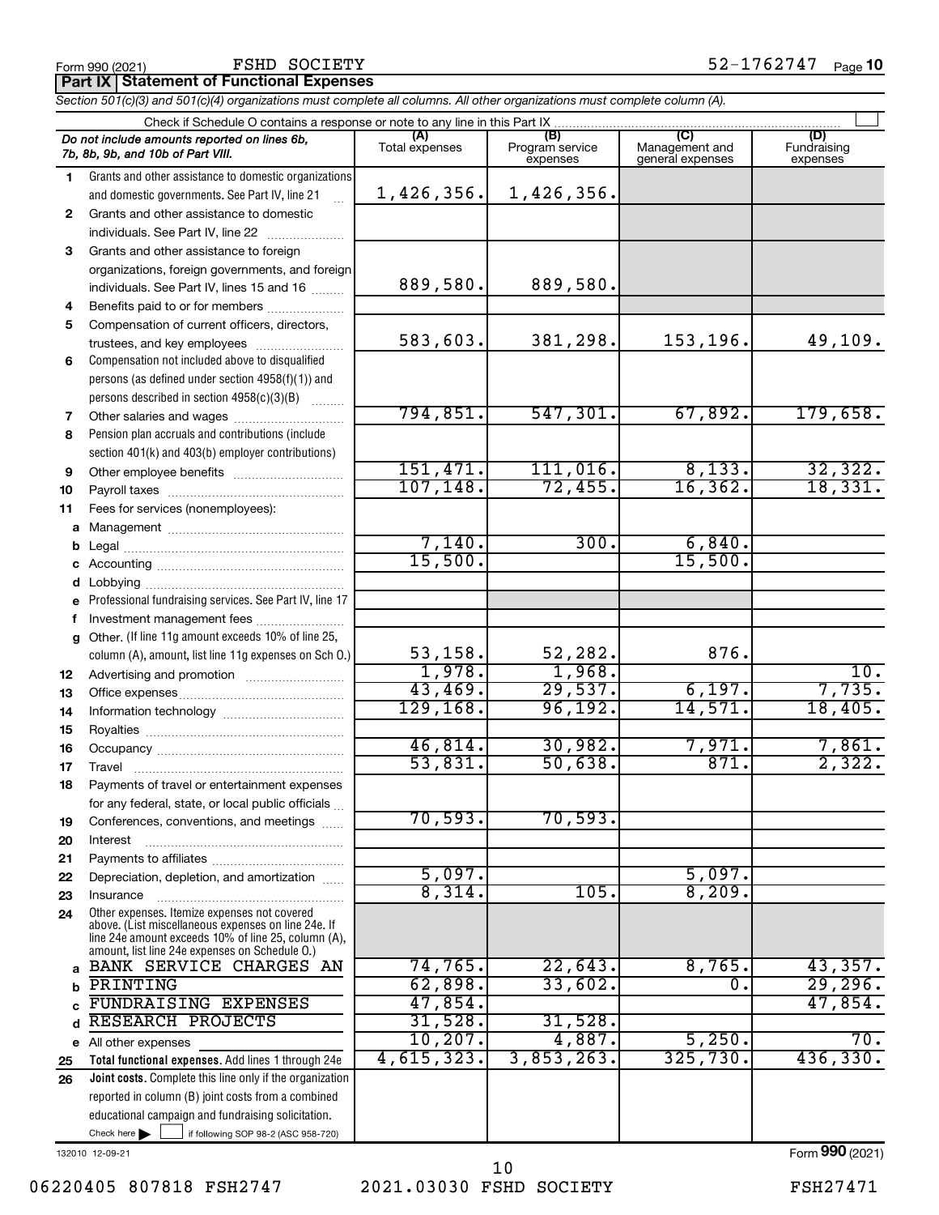Form 990 (2021) FSHD SOCIETY 52-1762747 Page 10

## Part IX Statement of Functional Expenses

*Section 501(c)(3) and 501(c)(4) organizations must complete all columns. All other organizations must complete column (A).*

Check if Schedule O contains a response or note to any line in this Part IX

| | *Do not include amounts reported on lines 6b, 7b, 8b, 9b, and 10b of Part VIII.* | (A) Total expenses | (B) Program service expenses | (C) Management and general expenses | (D) Fundraising expenses |
|---|---|---|---|---|---|
| 1 | Grants and other assistance to domestic organizations and domestic governments. See Part IV, line 21 | 1,426,356. | 1,426,356. | | |
| 2 | Grants and other assistance to domestic individuals. See Part IV, line 22 | | | | |
| 3 | Grants and other assistance to foreign organizations, foreign governments, and foreign individuals. See Part IV, lines 15 and 16 | 889,580. | 889,580. | | |
| 4 | Benefits paid to or for members | | | | |
| 5 | Compensation of current officers, directors, trustees, and key employees | 583,603. | 381,298. | 153,196. | 49,109. |
| 6 | Compensation not included above to disqualified persons (as defined under section 4958(f)(1)) and persons described in section 4958(c)(3)(B) | | | | |
| 7 | Other salaries and wages | 794,851. | 547,301. | 67,892. | 179,658. |
| 8 | Pension plan accruals and contributions (include section 401(k) and 403(b) employer contributions) | | | | |
| 9 | Other employee benefits | 151,471. | 111,016. | 8,133. | 32,322. |
| 10 | Payroll taxes | 107,148. | 72,455. | 16,362. | 18,331. |
| 11 | Fees for services (nonemployees): | | | | |
| a | Management | | | | |
| b | Legal | 7,140. | 300. | 6,840. | |
| c | Accounting | 15,500. | | 15,500. | |
| d | Lobbying | | | | |
| e | Professional fundraising services. See Part IV, line 17 | | | | |
| f | Investment management fees | | | | |
| g | Other. (If line 11g amount exceeds 10% of line 25, column (A), amount, list line 11g expenses on Sch O.) | 53,158. | 52,282. | 876. | |
| 12 | Advertising and promotion | 1,978. | 1,968. | | 10. |
| 13 | Office expenses | 43,469. | 29,537. | 6,197. | 7,735. |
| 14 | Information technology | 129,168. | 96,192. | 14,571. | 18,405. |
| 15 | Royalties | | | | |
| 16 | Occupancy | 46,814. | 30,982. | 7,971. | 7,861. |
| 17 | Travel | 53,831. | 50,638. | 871. | 2,322. |
| 18 | Payments of travel or entertainment expenses for any federal, state, or local public officials | | | | |
| 19 | Conferences, conventions, and meetings | 70,593. | 70,593. | | |
| 20 | Interest | | | | |
| 21 | Payments to affiliates | | | | |
| 22 | Depreciation, depletion, and amortization | 5,097. | | 5,097. | |
| 23 | Insurance | 8,314. | 105. | 8,209. | |
| 24 | Other expenses. Itemize expenses not covered above. (List miscellaneous expenses on line 24e. If line 24e amount exceeds 10% of line 25, column (A), amount, list line 24e expenses on Schedule O.) | | | | |
| a | BANK SERVICE CHARGES AN | 74,765. | 22,643. | 8,765. | 43,357. |
| b | PRINTING | 62,898. | 33,602. | 0. | 29,296. |
| c | FUNDRAISING EXPENSES | 47,854. | | | 47,854. |
| d | RESEARCH PROJECTS | 31,528. | 31,528. | | |
| e | All other expenses | 10,207. | 4,887. | 5,250. | 70. |
| 25 | **Total functional expenses.** Add lines 1 through 24e | 4,615,323. | 3,853,263. | 325,730. | 436,330. |
| 26 | **Joint costs.** Complete this line only if the organization reported in column (B) joint costs from a combined educational campaign and fundraising solicitation. Check here ☐ if following SOP 98-2 (ASC 958-720) | | | | |

132010 12-09-21 Form 990 (2021)

06220405 807818 FSH2747 2021.03030 FSHD SOCIETY FSH27471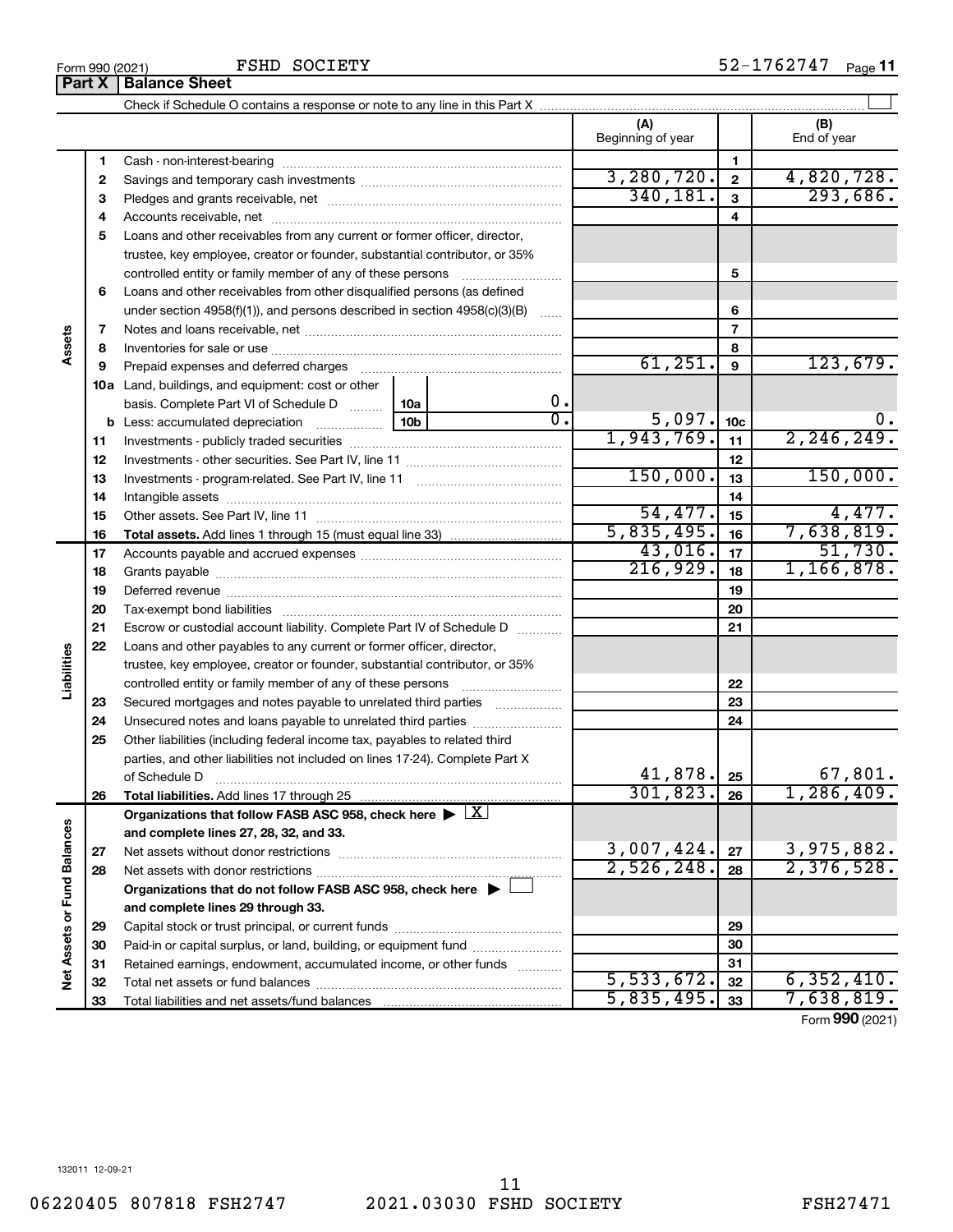Form 990 (2021) FSHD SOCIETY 52-1762747 Page 11

## Part X | Balance Sheet

Check if Schedule O contains a response or note to any line in this Part X

| | | | (A) Beginning of year | | (B) End of year |
|---|---|---|---|---|---|
| Assets | 1 | Cash - non-interest-bearing | | 1 | |
| | 2 | Savings and temporary cash investments | 3,280,720. | 2 | 4,820,728. |
| | 3 | Pledges and grants receivable, net | 340,181. | 3 | 293,686. |
| | 4 | Accounts receivable, net | | 4 | |
| | 5 | Loans and other receivables from any current or former officer, director, trustee, key employee, creator or founder, substantial contributor, or 35% controlled entity or family member of any of these persons | | 5 | |
| | 6 | Loans and other receivables from other disqualified persons (as defined under section 4958(f)(1)), and persons described in section 4958(c)(3)(B) | | 6 | |
| | 7 | Notes and loans receivable, net | | 7 | |
| | 8 | Inventories for sale or use | | 8 | |
| | 9 | Prepaid expenses and deferred charges | 61,251. | 9 | 123,679. |
| | 10a | Land, buildings, and equipment: cost or other basis. Complete Part VI of Schedule D — 10a: 0. | | | |
| | b | Less: accumulated depreciation — 10b: 0. | 5,097. | 10c | 0. |
| | 11 | Investments - publicly traded securities | 1,943,769. | 11 | 2,246,249. |
| | 12 | Investments - other securities. See Part IV, line 11 | | 12 | |
| | 13 | Investments - program-related. See Part IV, line 11 | 150,000. | 13 | 150,000. |
| | 14 | Intangible assets | | 14 | |
| | 15 | Other assets. See Part IV, line 11 | 54,477. | 15 | 4,477. |
| | 16 | **Total assets.** Add lines 1 through 15 (must equal line 33) | 5,835,495. | 16 | 7,638,819. |
| Liabilities | 17 | Accounts payable and accrued expenses | 43,016. | 17 | 51,730. |
| | 18 | Grants payable | 216,929. | 18 | 1,166,878. |
| | 19 | Deferred revenue | | 19 | |
| | 20 | Tax-exempt bond liabilities | | 20 | |
| | 21 | Escrow or custodial account liability. Complete Part IV of Schedule D | | 21 | |
| | 22 | Loans and other payables to any current or former officer, director, trustee, key employee, creator or founder, substantial contributor, or 35% controlled entity or family member of any of these persons | | 22 | |
| | 23 | Secured mortgages and notes payable to unrelated third parties | | 23 | |
| | 24 | Unsecured notes and loans payable to unrelated third parties | | 24 | |
| | 25 | Other liabilities (including federal income tax, payables to related third parties, and other liabilities not included on lines 17-24). Complete Part X of Schedule D | 41,878. | 25 | 67,801. |
| | 26 | **Total liabilities.** Add lines 17 through 25 | 301,823. | 26 | 1,286,409. |
| Net Assets or Fund Balances | | **Organizations that follow FASB ASC 958, check here** ▶ [X] **and complete lines 27, 28, 32, and 33.** | | | |
| | 27 | Net assets without donor restrictions | 3,007,424. | 27 | 3,975,882. |
| | 28 | Net assets with donor restrictions | 2,526,248. | 28 | 2,376,528. |
| | | **Organizations that do not follow FASB ASC 958, check here** ▶ [ ] **and complete lines 29 through 33.** | | | |
| | 29 | Capital stock or trust principal, or current funds | | 29 | |
| | 30 | Paid-in or capital surplus, or land, building, or equipment fund | | 30 | |
| | 31 | Retained earnings, endowment, accumulated income, or other funds | | 31 | |
| | 32 | Total net assets or fund balances | 5,533,672. | 32 | 6,352,410. |
| | 33 | Total liabilities and net assets/fund balances | 5,835,495. | 33 | 7,638,819. |

Form **990** (2021)

132011 12-09-21

06220405 807818 FSH2747 2021.03030 FSHD SOCIETY FSH27471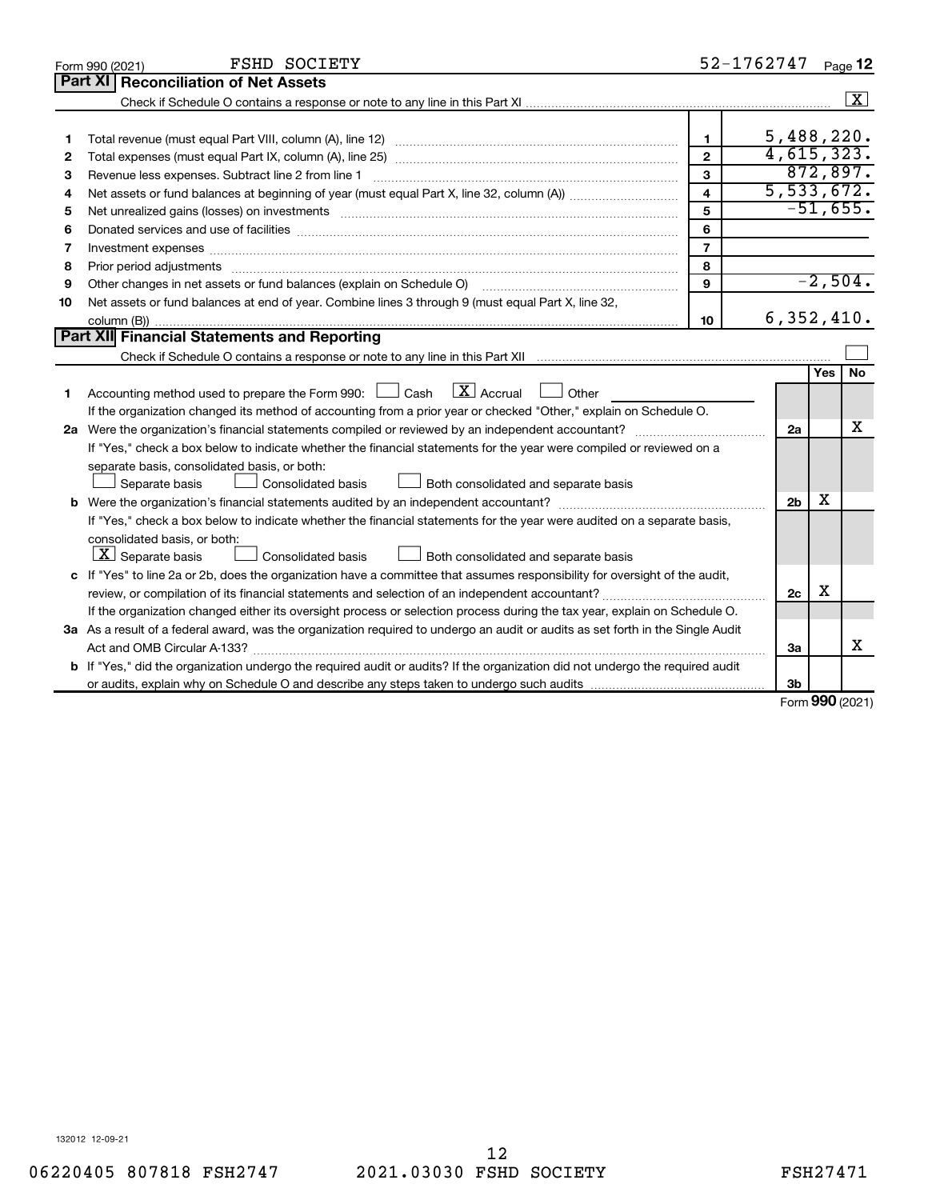Form 990 (2021) FSHD SOCIETY 52-1762747 Page 12

## Part XI Reconciliation of Net Assets

Check if Schedule O contains a response or note to any line in this Part XI .......... [X]

| | | | |
|---|---|---|---|
| 1 | Total revenue (must equal Part VIII, column (A), line 12) | 1 | 5,488,220. |
| 2 | Total expenses (must equal Part IX, column (A), line 25) | 2 | 4,615,323. |
| 3 | Revenue less expenses. Subtract line 2 from line 1 | 3 | 872,897. |
| 4 | Net assets or fund balances at beginning of year (must equal Part X, line 32, column (A)) | 4 | 5,533,672. |
| 5 | Net unrealized gains (losses) on investments | 5 | -51,655. |
| 6 | Donated services and use of facilities | 6 | |
| 7 | Investment expenses | 7 | |
| 8 | Prior period adjustments | 8 | |
| 9 | Other changes in net assets or fund balances (explain on Schedule O) | 9 | -2,504. |
| 10 | Net assets or fund balances at end of year. Combine lines 3 through 9 (must equal Part X, line 32, column (B)) | 10 | 6,352,410. |

## Part XII Financial Statements and Reporting

Check if Schedule O contains a response or note to any line in this Part XII .......... [ ]

| | | | Yes | No |
|---|---|---|---|---|
| 1 | Accounting method used to prepare the Form 990: [ ] Cash [X] Accrual [ ] Other<br>If the organization changed its method of accounting from a prior year or checked "Other," explain on Schedule O. | | | |
| 2a | Were the organization's financial statements compiled or reviewed by an independent accountant?<br>If "Yes," check a box below to indicate whether the financial statements for the year were compiled or reviewed on a separate basis, consolidated basis, or both:<br>[ ] Separate basis [ ] Consolidated basis [ ] Both consolidated and separate basis | 2a | | X |
| b | Were the organization's financial statements audited by an independent accountant?<br>If "Yes," check a box below to indicate whether the financial statements for the year were audited on a separate basis, consolidated basis, or both:<br>[X] Separate basis [ ] Consolidated basis [ ] Both consolidated and separate basis | 2b | X | |
| c | If "Yes" to line 2a or 2b, does the organization have a committee that assumes responsibility for oversight of the audit, review, or compilation of its financial statements and selection of an independent accountant?<br>If the organization changed either its oversight process or selection process during the tax year, explain on Schedule O. | 2c | X | |
| 3a | As a result of a federal award, was the organization required to undergo an audit or audits as set forth in the Single Audit Act and OMB Circular A-133? | 3a | | X |
| b | If "Yes," did the organization undergo the required audit or audits? If the organization did not undergo the required audit or audits, explain why on Schedule O and describe any steps taken to undergo such audits | 3b | | |

Form **990** (2021)

132012 12-09-21

06220405 807818 FSH2747 2021.03030 FSHD SOCIETY FSH27471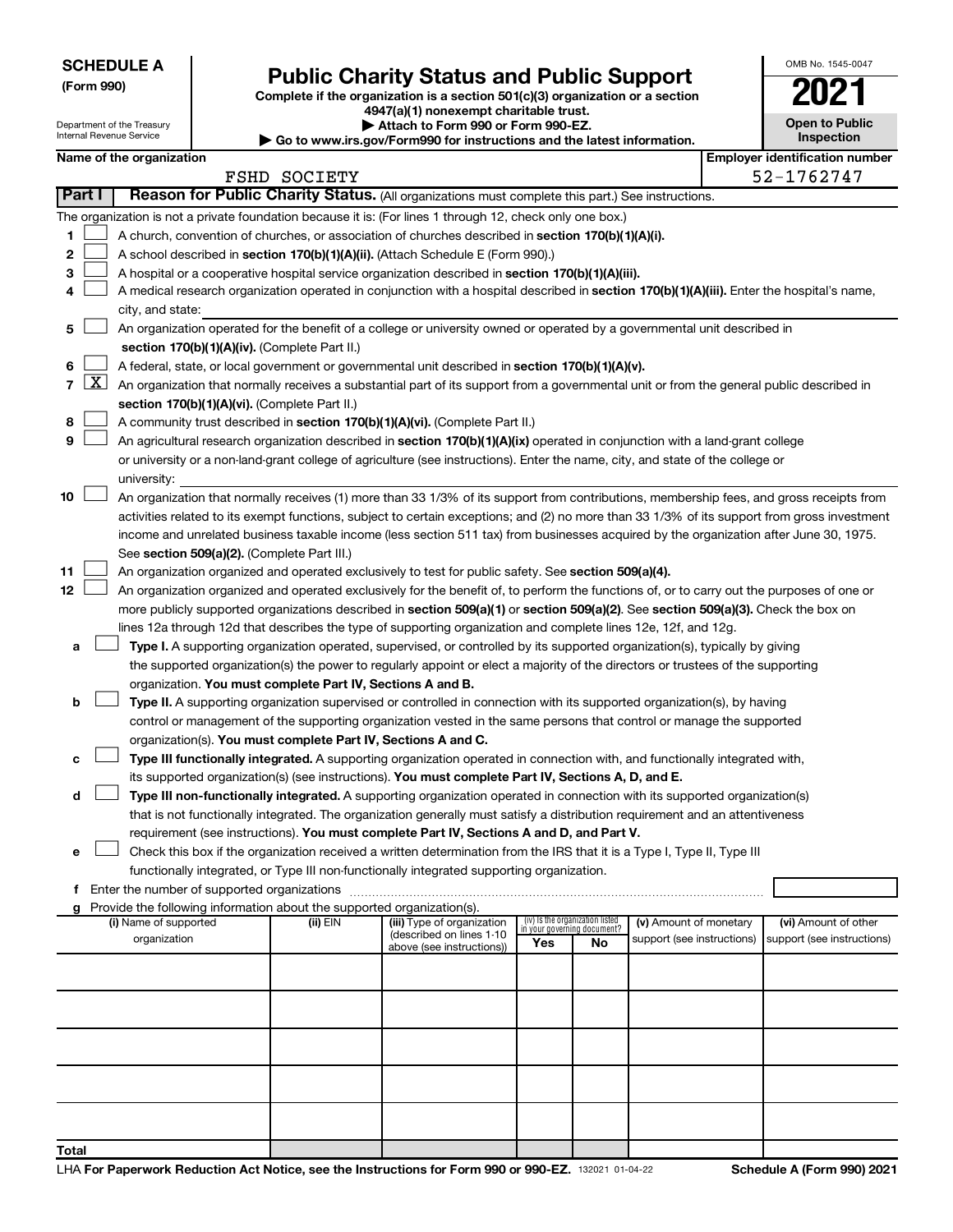**SCHEDULE A**
**(Form 990)**

Department of the Treasury
Internal Revenue Service

# Public Charity Status and Public Support

**Complete if the organization is a section 501(c)(3) organization or a section 4947(a)(1) nonexempt charitable trust.**
**▶ Attach to Form 990 or Form 990-EZ.**
**▶ Go to www.irs.gov/Form990 for instructions and the latest information.**

OMB No. 1545-0047

**2021**

**Open to Public Inspection**

**Name of the organization**
FSHD SOCIETY

**Employer identification number**
52-1762747

**Part I** **Reason for Public Charity Status.** (All organizations must complete this part.) See instructions.

The organization is not a private foundation because it is: (For lines 1 through 12, check only one box.)

1 ☐ A church, convention of churches, or association of churches described in **section 170(b)(1)(A)(i).**

2 ☐ A school described in **section 170(b)(1)(A)(ii).** (Attach Schedule E (Form 990).)

3 ☐ A hospital or a cooperative hospital service organization described in **section 170(b)(1)(A)(iii).**

4 ☐ A medical research organization operated in conjunction with a hospital described in **section 170(b)(1)(A)(iii).** Enter the hospital's name, city, and state:

5 ☐ An organization operated for the benefit of a college or university owned or operated by a governmental unit described in **section 170(b)(1)(A)(iv).** (Complete Part II.)

6 ☐ A federal, state, or local government or governmental unit described in **section 170(b)(1)(A)(v).**

7 ☒ An organization that normally receives a substantial part of its support from a governmental unit or from the general public described in **section 170(b)(1)(A)(vi).** (Complete Part II.)

8 ☐ A community trust described in **section 170(b)(1)(A)(vi).** (Complete Part II.)

9 ☐ An agricultural research organization described in **section 170(b)(1)(A)(ix)** operated in conjunction with a land-grant college or university or a non-land-grant college of agriculture (see instructions). Enter the name, city, and state of the college or university:

10 ☐ An organization that normally receives (1) more than 33 1/3% of its support from contributions, membership fees, and gross receipts from activities related to its exempt functions, subject to certain exceptions; and (2) no more than 33 1/3% of its support from gross investment income and unrelated business taxable income (less section 511 tax) from businesses acquired by the organization after June 30, 1975. See **section 509(a)(2).** (Complete Part III.)

11 ☐ An organization organized and operated exclusively to test for public safety. See **section 509(a)(4).**

12 ☐ An organization organized and operated exclusively for the benefit of, to perform the functions of, or to carry out the purposes of one or more publicly supported organizations described in **section 509(a)(1)** or **section 509(a)(2).** See **section 509(a)(3).** Check the box on lines 12a through 12d that describes the type of supporting organization and complete lines 12e, 12f, and 12g.

a ☐ **Type I.** A supporting organization operated, supervised, or controlled by its supported organization(s), typically by giving the supported organization(s) the power to regularly appoint or elect a majority of the directors or trustees of the supporting organization. **You must complete Part IV, Sections A and B.**

b ☐ **Type II.** A supporting organization supervised or controlled in connection with its supported organization(s), by having control or management of the supporting organization vested in the same persons that control or manage the supported organization(s). **You must complete Part IV, Sections A and C.**

c ☐ **Type III functionally integrated.** A supporting organization operated in connection with, and functionally integrated with, its supported organization(s) (see instructions). **You must complete Part IV, Sections A, D, and E.**

d ☐ **Type III non-functionally integrated.** A supporting organization operated in connection with its supported organization(s) that is not functionally integrated. The organization generally must satisfy a distribution requirement and an attentiveness requirement (see instructions). **You must complete Part IV, Sections A and D, and Part V.**

e ☐ Check this box if the organization received a written determination from the IRS that it is a Type I, Type II, Type III functionally integrated, or Type III non-functionally integrated supporting organization.

f Enter the number of supported organizations

g Provide the following information about the supported organization(s).

| (i) Name of supported organization | (ii) EIN | (iii) Type of organization (described on lines 1-10 above (see instructions)) | (iv) Is the organization listed in your governing document? Yes | No | (v) Amount of monetary support (see instructions) | (vi) Amount of other support (see instructions) |
|---|---|---|---|---|---|---|
| | | | | | | |
| | | | | | | |
| | | | | | | |
| | | | | | | |
| | | | | | | |
| **Total** | | | | | | |

LHA **For Paperwork Reduction Act Notice, see the Instructions for Form 990 or 990-EZ.** 132021 01-04-22 **Schedule A (Form 990) 2021**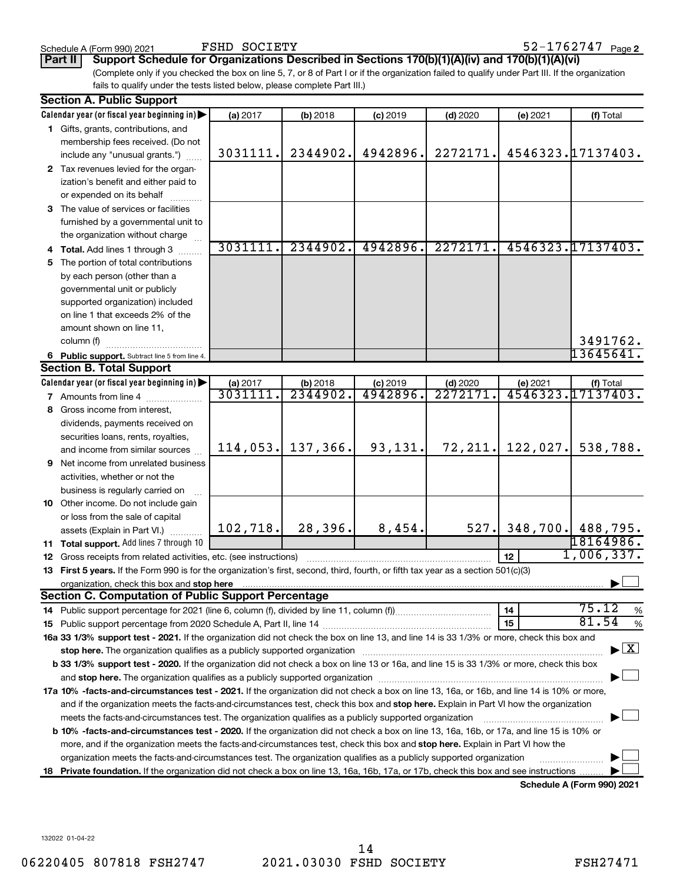Schedule A (Form 990) 2021 FSHD SOCIETY 52-1762747 Page 2

**Part II Support Schedule for Organizations Described in Sections 170(b)(1)(A)(iv) and 170(b)(1)(A)(vi)**

(Complete only if you checked the box on line 5, 7, or 8 of Part I or if the organization failed to qualify under Part III. If the organization fails to qualify under the tests listed below, please complete Part III.)

**Section A. Public Support**

| Calendar year (or fiscal year beginning in) ▶ | (a) 2017 | (b) 2018 | (c) 2019 | (d) 2020 | (e) 2021 | (f) Total |
|---|---|---|---|---|---|---|
| 1 Gifts, grants, contributions, and membership fees received. (Do not include any "unusual grants.") | 3031111. | 2344902. | 4942896. | 2272171. | 4546323. | 17137403. |
| 2 Tax revenues levied for the organization's benefit and either paid to or expended on its behalf | | | | | | |
| 3 The value of services or facilities furnished by a governmental unit to the organization without charge | | | | | | |
| 4 **Total.** Add lines 1 through 3 | 3031111. | 2344902. | 4942896. | 2272171. | 4546323. | 17137403. |
| 5 The portion of total contributions by each person (other than a governmental unit or publicly supported organization) included on line 1 that exceeds 2% of the amount shown on line 11, column (f) | | | | | | 3491762. |
| 6 **Public support.** Subtract line 5 from line 4. | | | | | | 13645641. |

**Section B. Total Support**

| Calendar year (or fiscal year beginning in) ▶ | (a) 2017 | (b) 2018 | (c) 2019 | (d) 2020 | (e) 2021 | (f) Total |
|---|---|---|---|---|---|---|
| 7 Amounts from line 4 | 3031111. | 2344902. | 4942896. | 2272171. | 4546323. | 17137403. |
| 8 Gross income from interest, dividends, payments received on securities loans, rents, royalties, and income from similar sources | 114,053. | 137,366. | 93,131. | 72,211. | 122,027. | 538,788. |
| 9 Net income from unrelated business activities, whether or not the business is regularly carried on | | | | | | |
| 10 Other income. Do not include gain or loss from the sale of capital assets (Explain in Part VI.) | 102,718. | 28,396. | 8,454. | 527. | 348,700. | 488,795. |
| 11 **Total support.** Add lines 7 through 10 | | | | | | 18164986. |
| 12 Gross receipts from related activities, etc. (see instructions) | | | | | 12 | 1,006,337. |

13 **First 5 years.** If the Form 990 is for the organization's first, second, third, fourth, or fifth tax year as a section 501(c)(3) organization, check this box and **stop here** ▶ ☐

**Section C. Computation of Public Support Percentage**

14 Public support percentage for 2021 (line 6, column (f), divided by line 11, column (f)) 14 75.12 %

15 Public support percentage from 2020 Schedule A, Part II, line 14 15 81.54 %

**16a 33 1/3% support test - 2021.** If the organization did not check the box on line 13, and line 14 is 33 1/3% or more, check this box and **stop here.** The organization qualifies as a publicly supported organization ▶ ☒

**b 33 1/3% support test - 2020.** If the organization did not check a box on line 13 or 16a, and line 15 is 33 1/3% or more, check this box and **stop here.** The organization qualifies as a publicly supported organization ▶ ☐

**17a 10% -facts-and-circumstances test - 2021.** If the organization did not check a box on line 13, 16a, or 16b, and line 14 is 10% or more, and if the organization meets the facts-and-circumstances test, check this box and **stop here.** Explain in Part VI how the organization meets the facts-and-circumstances test. The organization qualifies as a publicly supported organization ▶ ☐

**b 10% -facts-and-circumstances test - 2020.** If the organization did not check a box on line 13, 16a, 16b, or 17a, and line 15 is 10% or more, and if the organization meets the facts-and-circumstances test, check this box and **stop here.** Explain in Part VI how the organization meets the facts-and-circumstances test. The organization qualifies as a publicly supported organization ▶ ☐

**18 Private foundation.** If the organization did not check a box on line 13, 16a, 16b, 17a, or 17b, check this box and see instructions ▶ ☐

**Schedule A (Form 990) 2021**

132022 01-04-22

06220405 807818 FSH2747 2021.03030 FSHD SOCIETY FSH27471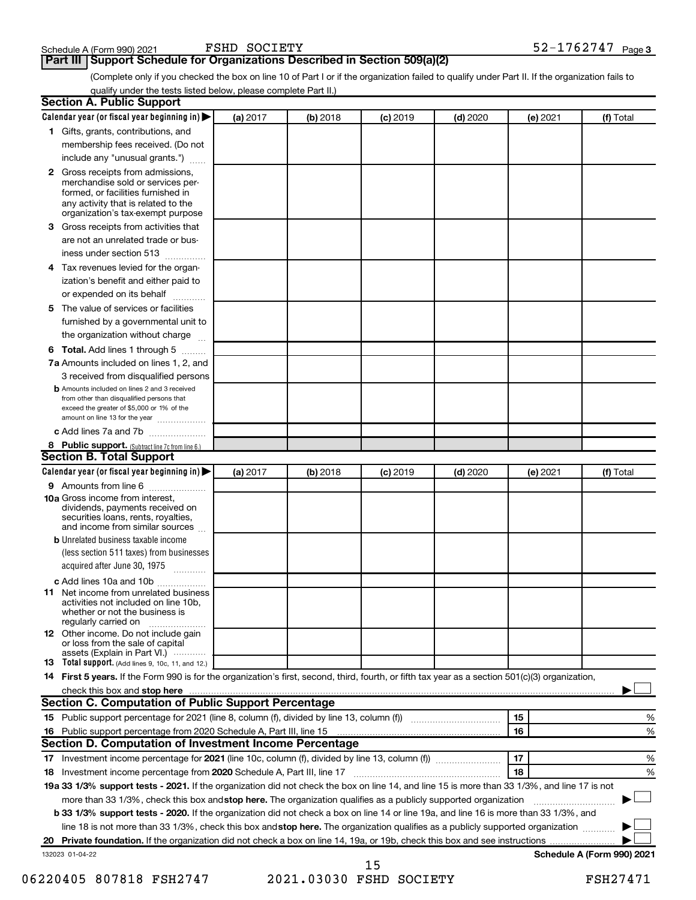Schedule A (Form 990) 2021 FSHD SOCIETY 52-1762747 Page 3

## Part III Support Schedule for Organizations Described in Section 509(a)(2)

(Complete only if you checked the box on line 10 of Part I or if the organization failed to qualify under Part II. If the organization fails to qualify under the tests listed below, please complete Part II.)

### Section A. Public Support

| Calendar year (or fiscal year beginning in) ▶ | (a) 2017 | (b) 2018 | (c) 2019 | (d) 2020 | (e) 2021 | (f) Total |
|---|---|---|---|---|---|---|
| **1** Gifts, grants, contributions, and membership fees received. (Do not include any "unusual grants.") | | | | | | |
| **2** Gross receipts from admissions, merchandise sold or services performed, or facilities furnished in any activity that is related to the organization's tax-exempt purpose | | | | | | |
| **3** Gross receipts from activities that are not an unrelated trade or business under section 513 | | | | | | |
| **4** Tax revenues levied for the organization's benefit and either paid to or expended on its behalf | | | | | | |
| **5** The value of services or facilities furnished by a governmental unit to the organization without charge | | | | | | |
| **6 Total.** Add lines 1 through 5 | | | | | | |
| **7a** Amounts included on lines 1, 2, and 3 received from disqualified persons | | | | | | |
| **b** Amounts included on lines 2 and 3 received from other than disqualified persons that exceed the greater of $5,000 or 1% of the amount on line 13 for the year | | | | | | |
| **c** Add lines 7a and 7b | | | | | | |
| **8 Public support.** (Subtract line 7c from line 6.) | | | | | | |

### Section B. Total Support

| Calendar year (or fiscal year beginning in) ▶ | (a) 2017 | (b) 2018 | (c) 2019 | (d) 2020 | (e) 2021 | (f) Total |
|---|---|---|---|---|---|---|
| **9** Amounts from line 6 | | | | | | |
| **10a** Gross income from interest, dividends, payments received on securities loans, rents, royalties, and income from similar sources | | | | | | |
| **b** Unrelated business taxable income (less section 511 taxes) from businesses acquired after June 30, 1975 | | | | | | |
| **c** Add lines 10a and 10b | | | | | | |
| **11** Net income from unrelated business activities not included on line 10b, whether or not the business is regularly carried on | | | | | | |
| **12** Other income. Do not include gain or loss from the sale of capital assets (Explain in Part VI.) | | | | | | |
| **13 Total support.** (Add lines 9, 10c, 11, and 12.) | | | | | | |

**14 First 5 years.** If the Form 990 is for the organization's first, second, third, fourth, or fifth tax year as a section 501(c)(3) organization, check this box and **stop here** ▶ ☐

### Section C. Computation of Public Support Percentage

| | | | |
|---|---|---|---|
| **15** | Public support percentage for 2021 (line 8, column (f), divided by line 13, column (f)) | 15 | % |
| **16** | Public support percentage from 2020 Schedule A, Part III, line 15 | 16 | % |

### Section D. Computation of Investment Income Percentage

| | | | |
|---|---|---|---|
| **17** | Investment income percentage for **2021** (line 10c, column (f), divided by line 13, column (f)) | 17 | % |
| **18** | Investment income percentage from **2020** Schedule A, Part III, line 17 | 18 | % |

**19a 33 1/3% support tests - 2021.** If the organization did not check the box on line 14, and line 15 is more than 33 1/3%, and line 17 is not more than 33 1/3%, check this box and **stop here.** The organization qualifies as a publicly supported organization ▶ ☐

**b 33 1/3% support tests - 2020.** If the organization did not check a box on line 14 or line 19a, and line 16 is more than 33 1/3%, and line 18 is not more than 33 1/3%, check this box and **stop here.** The organization qualifies as a publicly supported organization ▶ ☐

**20 Private foundation.** If the organization did not check a box on line 14, 19a, or 19b, check this box and see instructions ▶ ☐

132023 01-04-22 **Schedule A (Form 990) 2021**

06220405 807818 FSH2747 2021.03030 FSHD SOCIETY FSH27471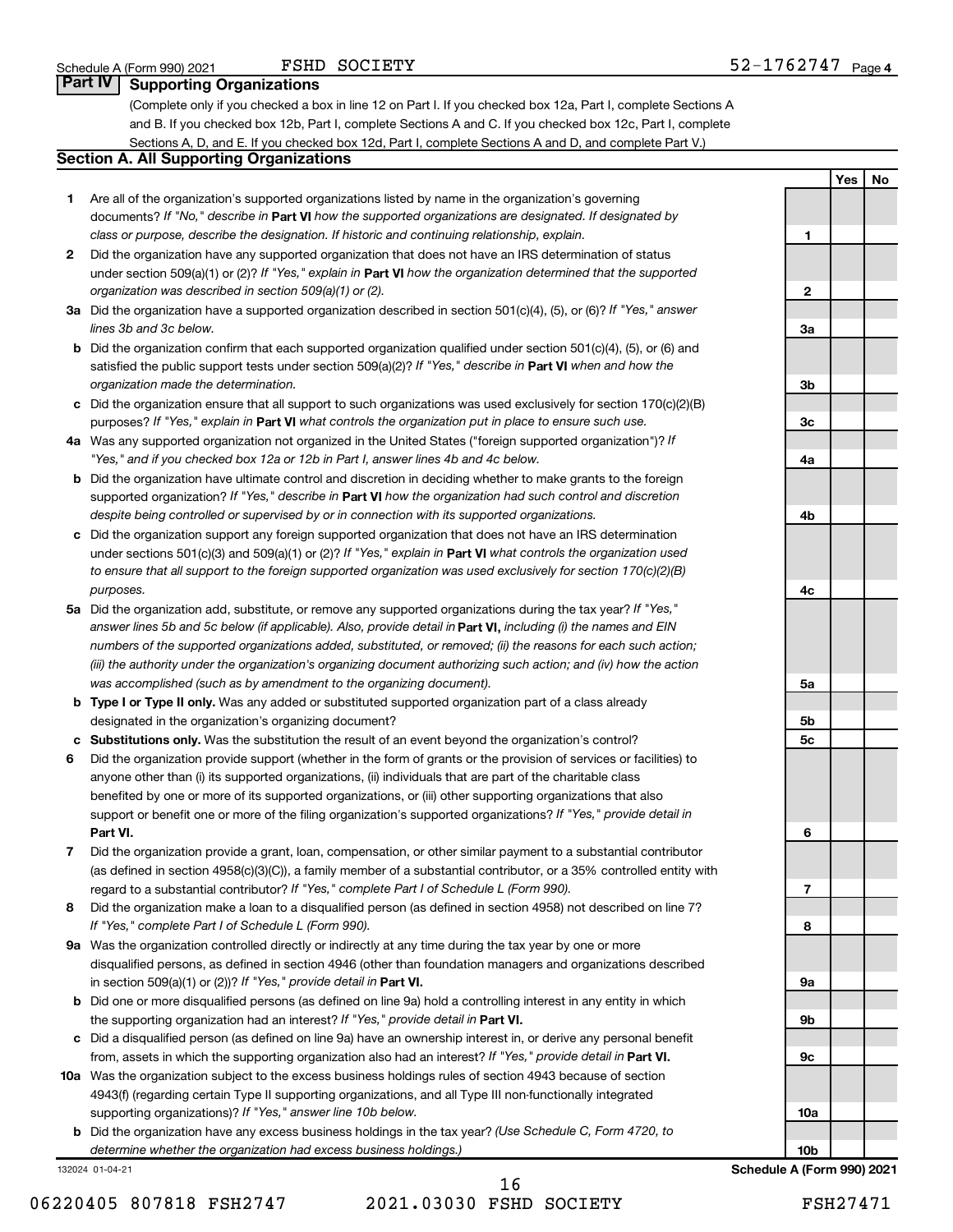## Part IV Supporting Organizations

(Complete only if you checked a box in line 12 on Part I. If you checked box 12a, Part I, complete Sections A and B. If you checked box 12b, Part I, complete Sections A and C. If you checked box 12c, Part I, complete Sections A, D, and E. If you checked box 12d, Part I, complete Sections A and D, and complete Part V.)

### Section A. All Supporting Organizations

| | | | Yes | No |
|---|---|---|---|---|
| **1** | Are all of the organization's supported organizations listed by name in the organization's governing documents? *If "No," describe in* **Part VI** *how the supported organizations are designated. If designated by class or purpose, describe the designation. If historic and continuing relationship, explain.* | **1** | | |
| **2** | Did the organization have any supported organization that does not have an IRS determination of status under section 509(a)(1) or (2)? *If "Yes," explain in* **Part VI** *how the organization determined that the supported organization was described in section 509(a)(1) or (2).* | **2** | | |
| **3a** | Did the organization have a supported organization described in section 501(c)(4), (5), or (6)? *If "Yes," answer lines 3b and 3c below.* | **3a** | | |
| **b** | Did the organization confirm that each supported organization qualified under section 501(c)(4), (5), or (6) and satisfied the public support tests under section 509(a)(2)? *If "Yes," describe in* **Part VI** *when and how the organization made the determination.* | **3b** | | |
| **c** | Did the organization ensure that all support to such organizations was used exclusively for section 170(c)(2)(B) purposes? *If "Yes," explain in* **Part VI** *what controls the organization put in place to ensure such use.* | **3c** | | |
| **4a** | Was any supported organization not organized in the United States ("foreign supported organization")? *If "Yes," and if you checked box 12a or 12b in Part I, answer lines 4b and 4c below.* | **4a** | | |
| **b** | Did the organization have ultimate control and discretion in deciding whether to make grants to the foreign supported organization? *If "Yes," describe in* **Part VI** *how the organization had such control and discretion despite being controlled or supervised by or in connection with its supported organizations.* | **4b** | | |
| **c** | Did the organization support any foreign supported organization that does not have an IRS determination under sections 501(c)(3) and 509(a)(1) or (2)? *If "Yes," explain in* **Part VI** *what controls the organization used to ensure that all support to the foreign supported organization was used exclusively for section 170(c)(2)(B) purposes.* | **4c** | | |
| **5a** | Did the organization add, substitute, or remove any supported organizations during the tax year? *If "Yes," answer lines 5b and 5c below (if applicable). Also, provide detail in* **Part VI,** *including (i) the names and EIN numbers of the supported organizations added, substituted, or removed; (ii) the reasons for each such action; (iii) the authority under the organization's organizing document authorizing such action; and (iv) how the action was accomplished (such as by amendment to the organizing document).* | **5a** | | |
| **b** | **Type I or Type II only.** Was any added or substituted supported organization part of a class already designated in the organization's organizing document? | **5b** | | |
| **c** | **Substitutions only.** Was the substitution the result of an event beyond the organization's control? | **5c** | | |
| **6** | Did the organization provide support (whether in the form of grants or the provision of services or facilities) to anyone other than (i) its supported organizations, (ii) individuals that are part of the charitable class benefited by one or more of its supported organizations, or (iii) other supporting organizations that also support or benefit one or more of the filing organization's supported organizations? *If "Yes," provide detail in* **Part VI.** | **6** | | |
| **7** | Did the organization provide a grant, loan, compensation, or other similar payment to a substantial contributor (as defined in section 4958(c)(3)(C)), a family member of a substantial contributor, or a 35% controlled entity with regard to a substantial contributor? *If "Yes," complete Part I of Schedule L (Form 990).* | **7** | | |
| **8** | Did the organization make a loan to a disqualified person (as defined in section 4958) not described on line 7? *If "Yes," complete Part I of Schedule L (Form 990).* | **8** | | |
| **9a** | Was the organization controlled directly or indirectly at any time during the tax year by one or more disqualified persons, as defined in section 4946 (other than foundation managers and organizations described in section 509(a)(1) or (2))? *If "Yes," provide detail in* **Part VI.** | **9a** | | |
| **b** | Did one or more disqualified persons (as defined on line 9a) hold a controlling interest in any entity in which the supporting organization had an interest? *If "Yes," provide detail in* **Part VI.** | **9b** | | |
| **c** | Did a disqualified person (as defined on line 9a) have an ownership interest in, or derive any personal benefit from, assets in which the supporting organization also had an interest? *If "Yes," provide detail in* **Part VI.** | **9c** | | |
| **10a** | Was the organization subject to the excess business holdings rules of section 4943 because of section 4943(f) (regarding certain Type II supporting organizations, and all Type III non-functionally integrated supporting organizations)? *If "Yes," answer line 10b below.* | **10a** | | |
| **b** | Did the organization have any excess business holdings in the tax year? *(Use Schedule C, Form 4720, to determine whether the organization had excess business holdings.)* | **10b** | | |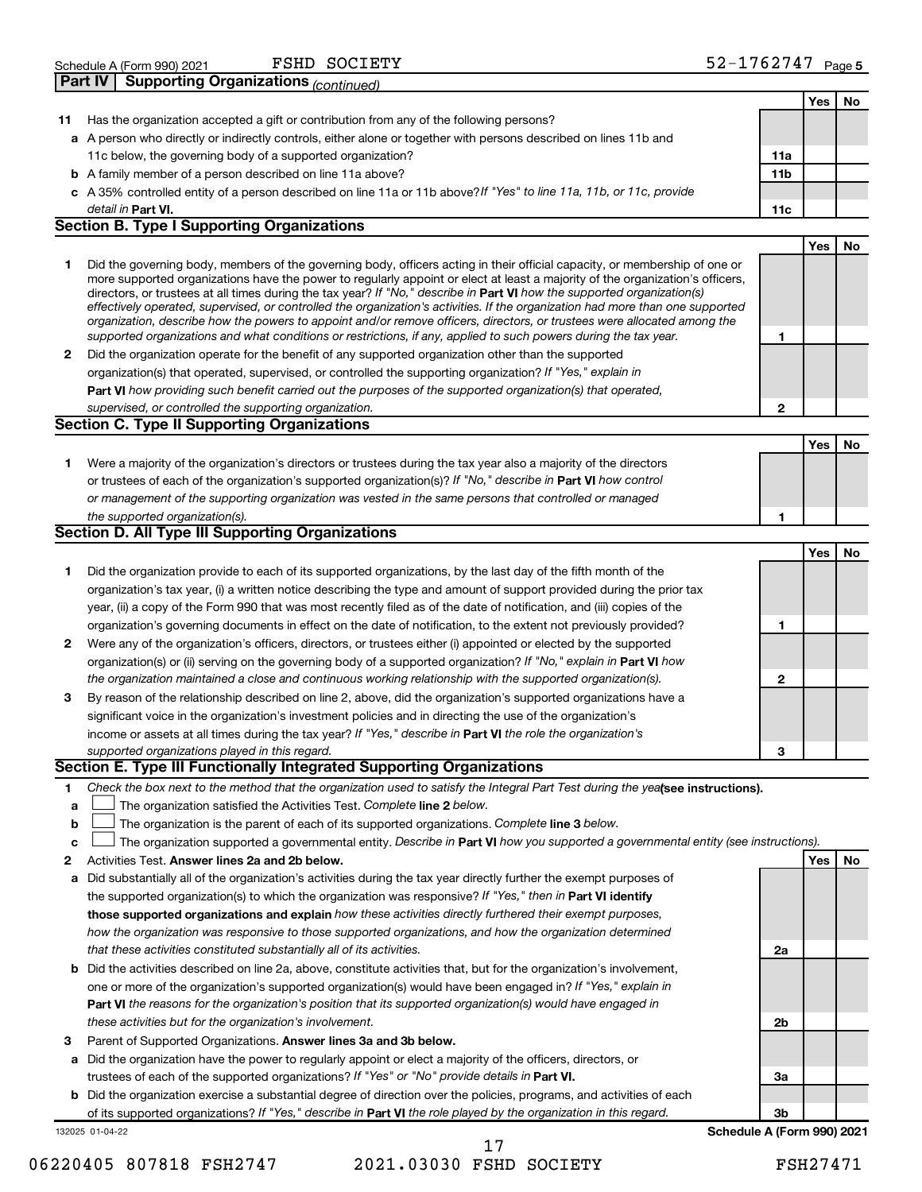Schedule A (Form 990) 2021 FSHD SOCIETY 52-1762747 Page 5

**Part IV | Supporting Organizations** *(continued)*

| | | | Yes | No |
|---|---|---|---|---|
| **11** | Has the organization accepted a gift or contribution from any of the following persons? | | | |
| **a** | A person who directly or indirectly controls, either alone or together with persons described on lines 11b and 11c below, the governing body of a supported organization? | **11a** | | |
| **b** | A family member of a person described on line 11a above? | **11b** | | |
| **c** | A 35% controlled entity of a person described on line 11a or 11b above? *If "Yes" to line 11a, 11b, or 11c, provide detail in* **Part VI.** | **11c** | | |

## Section B. Type I Supporting Organizations

| | | | Yes | No |
|---|---|---|---|---|
| **1** | Did the governing body, members of the governing body, officers acting in their official capacity, or membership of one or more supported organizations have the power to regularly appoint or elect at least a majority of the organization's officers, directors, or trustees at all times during the tax year? *If "No," describe in* **Part VI** *how the supported organization(s) effectively operated, supervised, or controlled the organization's activities. If the organization had more than one supported organization, describe how the powers to appoint and/or remove officers, directors, or trustees were allocated among the supported organizations and what conditions or restrictions, if any, applied to such powers during the tax year.* | **1** | | |
| **2** | Did the organization operate for the benefit of any supported organization other than the supported organization(s) that operated, supervised, or controlled the supporting organization? *If "Yes," explain in* **Part VI** *how providing such benefit carried out the purposes of the supported organization(s) that operated, supervised, or controlled the supporting organization.* | **2** | | |

## Section C. Type II Supporting Organizations

| | | | Yes | No |
|---|---|---|---|---|
| **1** | Were a majority of the organization's directors or trustees during the tax year also a majority of the directors or trustees of each of the organization's supported organization(s)? *If "No," describe in* **Part VI** *how control or management of the supporting organization was vested in the same persons that controlled or managed the supported organization(s).* | **1** | | |

## Section D. All Type III Supporting Organizations

| | | | Yes | No |
|---|---|---|---|---|
| **1** | Did the organization provide to each of its supported organizations, by the last day of the fifth month of the organization's tax year, (i) a written notice describing the type and amount of support provided during the prior tax year, (ii) a copy of the Form 990 that was most recently filed as of the date of notification, and (iii) copies of the organization's governing documents in effect on the date of notification, to the extent not previously provided? | **1** | | |
| **2** | Were any of the organization's officers, directors, or trustees either (i) appointed or elected by the supported organization(s) or (ii) serving on the governing body of a supported organization? *If "No," explain in* **Part VI** *how the organization maintained a close and continuous working relationship with the supported organization(s).* | **2** | | |
| **3** | By reason of the relationship described on line 2, above, did the organization's supported organizations have a significant voice in the organization's investment policies and in directing the use of the organization's income or assets at all times during the tax year? *If "Yes," describe in* **Part VI** *the role the organization's supported organizations played in this regard.* | **3** | | |

## Section E. Type III Functionally Integrated Supporting Organizations

**1** *Check the box next to the method that the organization used to satisfy the Integral Part Test during the year* **(see instructions).**

- **a** ☐ The organization satisfied the Activities Test. *Complete* **line 2** *below.*
- **b** ☐ The organization is the parent of each of its supported organizations. *Complete* **line 3** *below.*
- **c** ☐ The organization supported a governmental entity. *Describe in* **Part VI** *how you supported a governmental entity (see instructions).*

| | | | Yes | No |
|---|---|---|---|---|
| **2** | Activities Test. **Answer lines 2a and 2b below.** | | | |
| **a** | Did substantially all of the organization's activities during the tax year directly further the exempt purposes of the supported organization(s) to which the organization was responsive? *If "Yes," then in* **Part VI identify those supported organizations and explain** *how these activities directly furthered their exempt purposes, how the organization was responsive to those supported organizations, and how the organization determined that these activities constituted substantially all of its activities.* | **2a** | | |
| **b** | Did the activities described on line 2a, above, constitute activities that, but for the organization's involvement, one or more of the organization's supported organization(s) would have been engaged in? *If "Yes," explain in* **Part VI** *the reasons for the organization's position that its supported organization(s) would have engaged in these activities but for the organization's involvement.* | **2b** | | |
| **3** | Parent of Supported Organizations. **Answer lines 3a and 3b below.** | | | |
| **a** | Did the organization have the power to regularly appoint or elect a majority of the officers, directors, or trustees of each of the supported organizations? *If "Yes" or "No" provide details in* **Part VI.** | **3a** | | |
| **b** | Did the organization exercise a substantial degree of direction over the policies, programs, and activities of each of its supported organizations? *If "Yes," describe in* **Part VI** *the role played by the organization in this regard.* | **3b** | | |

132025 01-04-22 **Schedule A (Form 990) 2021**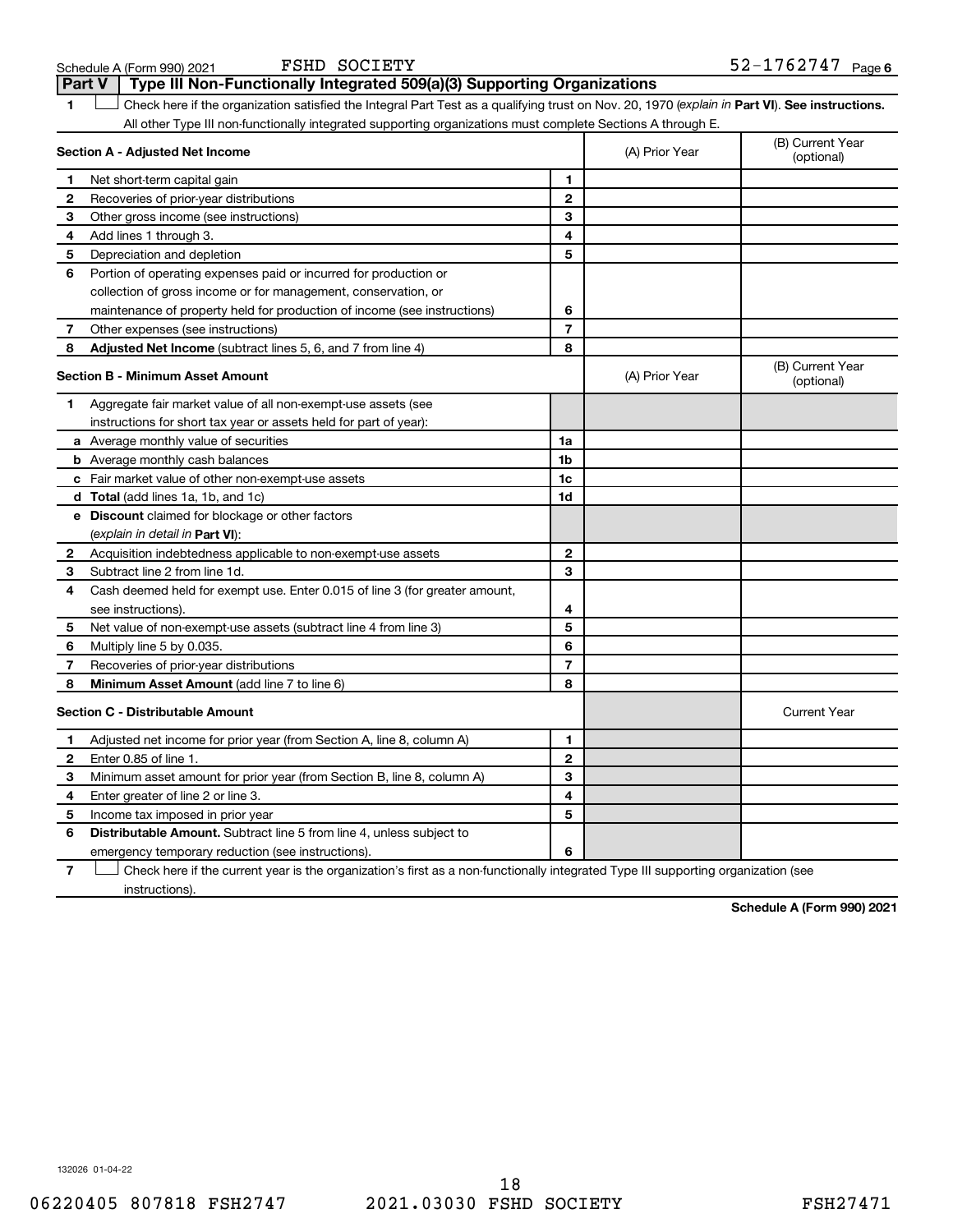Schedule A (Form 990) 2021 FSHD SOCIETY 52-1762747 Page 6

## Part V | Type III Non-Functionally Integrated 509(a)(3) Supporting Organizations

**1** ☐ Check here if the organization satisfied the Integral Part Test as a qualifying trust on Nov. 20, 1970 (*explain in* **Part VI**). **See instructions.** All other Type III non-functionally integrated supporting organizations must complete Sections A through E.

| **Section A - Adjusted Net Income** | | | (A) Prior Year | (B) Current Year (optional) |
|---|---|---|---|---|
| **1** | Net short-term capital gain | 1 | | |
| **2** | Recoveries of prior-year distributions | 2 | | |
| **3** | Other gross income (see instructions) | 3 | | |
| **4** | Add lines 1 through 3. | 4 | | |
| **5** | Depreciation and depletion | 5 | | |
| **6** | Portion of operating expenses paid or incurred for production or collection of gross income or for management, conservation, or maintenance of property held for production of income (see instructions) | 6 | | |
| **7** | Other expenses (see instructions) | 7 | | |
| **8** | **Adjusted Net Income** (subtract lines 5, 6, and 7 from line 4) | 8 | | |

| **Section B - Minimum Asset Amount** | | | (A) Prior Year | (B) Current Year (optional) |
|---|---|---|---|---|
| **1** | Aggregate fair market value of all non-exempt-use assets (see instructions for short tax year or assets held for part of year): | | | |
| **a** | Average monthly value of securities | 1a | | |
| **b** | Average monthly cash balances | 1b | | |
| **c** | Fair market value of other non-exempt-use assets | 1c | | |
| **d** | **Total** (add lines 1a, 1b, and 1c) | 1d | | |
| **e** | **Discount** claimed for blockage or other factors (*explain in detail in* **Part VI**): | | | |
| **2** | Acquisition indebtedness applicable to non-exempt-use assets | 2 | | |
| **3** | Subtract line 2 from line 1d. | 3 | | |
| **4** | Cash deemed held for exempt use. Enter 0.015 of line 3 (for greater amount, see instructions). | 4 | | |
| **5** | Net value of non-exempt-use assets (subtract line 4 from line 3) | 5 | | |
| **6** | Multiply line 5 by 0.035. | 6 | | |
| **7** | Recoveries of prior-year distributions | 7 | | |
| **8** | **Minimum Asset Amount** (add line 7 to line 6) | 8 | | |

| **Section C - Distributable Amount** | | | | Current Year |
|---|---|---|---|---|
| **1** | Adjusted net income for prior year (from Section A, line 8, column A) | 1 | | |
| **2** | Enter 0.85 of line 1. | 2 | | |
| **3** | Minimum asset amount for prior year (from Section B, line 8, column A) | 3 | | |
| **4** | Enter greater of line 2 or line 3. | 4 | | |
| **5** | Income tax imposed in prior year | 5 | | |
| **6** | **Distributable Amount.** Subtract line 5 from line 4, unless subject to emergency temporary reduction (see instructions). | 6 | | |

**7** ☐ Check here if the current year is the organization's first as a non-functionally integrated Type III supporting organization (see instructions).

**Schedule A (Form 990) 2021**

132026 01-04-22

06220405 807818 FSH2747 2021.03030 FSHD SOCIETY FSH27471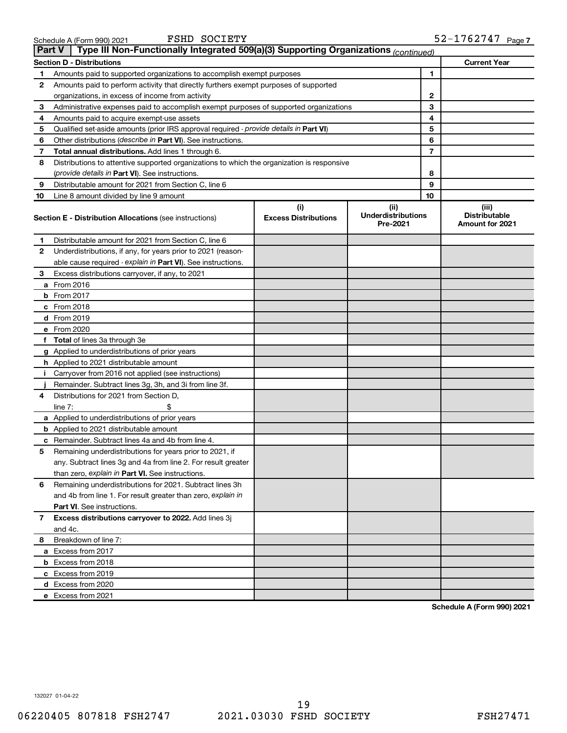Schedule A (Form 990) 2021 FSHD SOCIETY 52-1762747 Page 7

## Part V Type III Non-Functionally Integrated 509(a)(3) Supporting Organizations *(continued)*

| Section D - Distributions | | Current Year |
|---|---|---|
| **1** Amounts paid to supported organizations to accomplish exempt purposes | 1 | |
| **2** Amounts paid to perform activity that directly furthers exempt purposes of supported organizations, in excess of income from activity | 2 | |
| **3** Administrative expenses paid to accomplish exempt purposes of supported organizations | 3 | |
| **4** Amounts paid to acquire exempt-use assets | 4 | |
| **5** Qualified set-aside amounts (prior IRS approval required - *provide details in* **Part VI**) | 5 | |
| **6** Other distributions (*describe in* **Part VI**). See instructions. | 6 | |
| **7** **Total annual distributions.** Add lines 1 through 6. | 7 | |
| **8** Distributions to attentive supported organizations to which the organization is responsive (*provide details in* **Part VI**). See instructions. | 8 | |
| **9** Distributable amount for 2021 from Section C, line 6 | 9 | |
| **10** Line 8 amount divided by line 9 amount | 10 | |

| **Section E - Distribution Allocations** (see instructions) | (i) Excess Distributions | (ii) Underdistributions Pre-2021 | (iii) Distributable Amount for 2021 |
|---|---|---|---|
| **1** Distributable amount for 2021 from Section C, line 6 | | | |
| **2** Underdistributions, if any, for years prior to 2021 (reasonable cause required - *explain in* **Part VI**). See instructions. | | | |
| **3** Excess distributions carryover, if any, to 2021 | | | |
| **a** From 2016 | | | |
| **b** From 2017 | | | |
| **c** From 2018 | | | |
| **d** From 2019 | | | |
| **e** From 2020 | | | |
| **f** **Total** of lines 3a through 3e | | | |
| **g** Applied to underdistributions of prior years | | | |
| **h** Applied to 2021 distributable amount | | | |
| **i** Carryover from 2016 not applied (see instructions) | | | |
| **j** Remainder. Subtract lines 3g, 3h, and 3i from line 3f. | | | |
| **4** Distributions for 2021 from Section D, line 7: $ | | | |
| **a** Applied to underdistributions of prior years | | | |
| **b** Applied to 2021 distributable amount | | | |
| **c** Remainder. Subtract lines 4a and 4b from line 4. | | | |
| **5** Remaining underdistributions for years prior to 2021, if any. Subtract lines 3g and 4a from line 2. For result greater than zero, *explain in* **Part VI.** See instructions. | | | |
| **6** Remaining underdistributions for 2021. Subtract lines 3h and 4b from line 1. For result greater than zero, *explain in* **Part VI**. See instructions. | | | |
| **7** **Excess distributions carryover to 2022.** Add lines 3j and 4c. | | | |
| **8** Breakdown of line 7: | | | |
| **a** Excess from 2017 | | | |
| **b** Excess from 2018 | | | |
| **c** Excess from 2019 | | | |
| **d** Excess from 2020 | | | |
| **e** Excess from 2021 | | | |

**Schedule A (Form 990) 2021**

132027 01-04-22

06220405 807818 FSH2747 2021.03030 FSHD SOCIETY FSH27471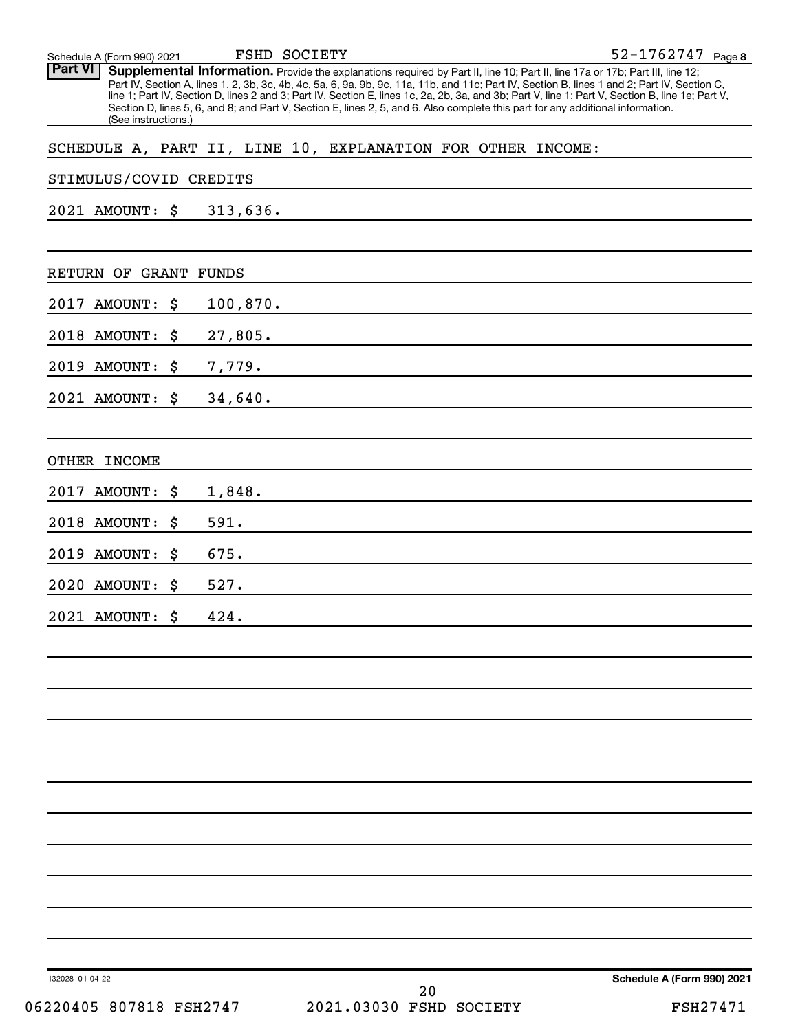## Part VI Supplemental Information.

Provide the explanations required by Part II, line 10; Part II, line 17a or 17b; Part III, line 12; Part IV, Section A, lines 1, 2, 3b, 3c, 4b, 4c, 5a, 6, 9a, 9b, 9c, 11a, 11b, and 11c; Part IV, Section B, lines 1 and 2; Part IV, Section C, line 1; Part IV, Section D, lines 2 and 3; Part IV, Section E, lines 1c, 2a, 2b, 3a, and 3b; Part V, line 1; Part V, Section B, line 1e; Part V, Section D, lines 5, 6, and 8; and Part V, Section E, lines 2, 5, and 6. Also complete this part for any additional information. (See instructions.)

SCHEDULE A, PART II, LINE 10, EXPLANATION FOR OTHER INCOME:

STIMULUS/COVID CREDITS

2021 AMOUNT: $ 313,636.

RETURN OF GRANT FUNDS

2017 AMOUNT: $ 100,870.

2018 AMOUNT: $ 27,805.

2019 AMOUNT: $ 7,779.

2021 AMOUNT: $ 34,640.

OTHER INCOME

2017 AMOUNT: $ 1,848.

2018 AMOUNT: $ 591.

2019 AMOUNT: $ 675.

2020 AMOUNT: $ 527.

2021 AMOUNT: $ 424.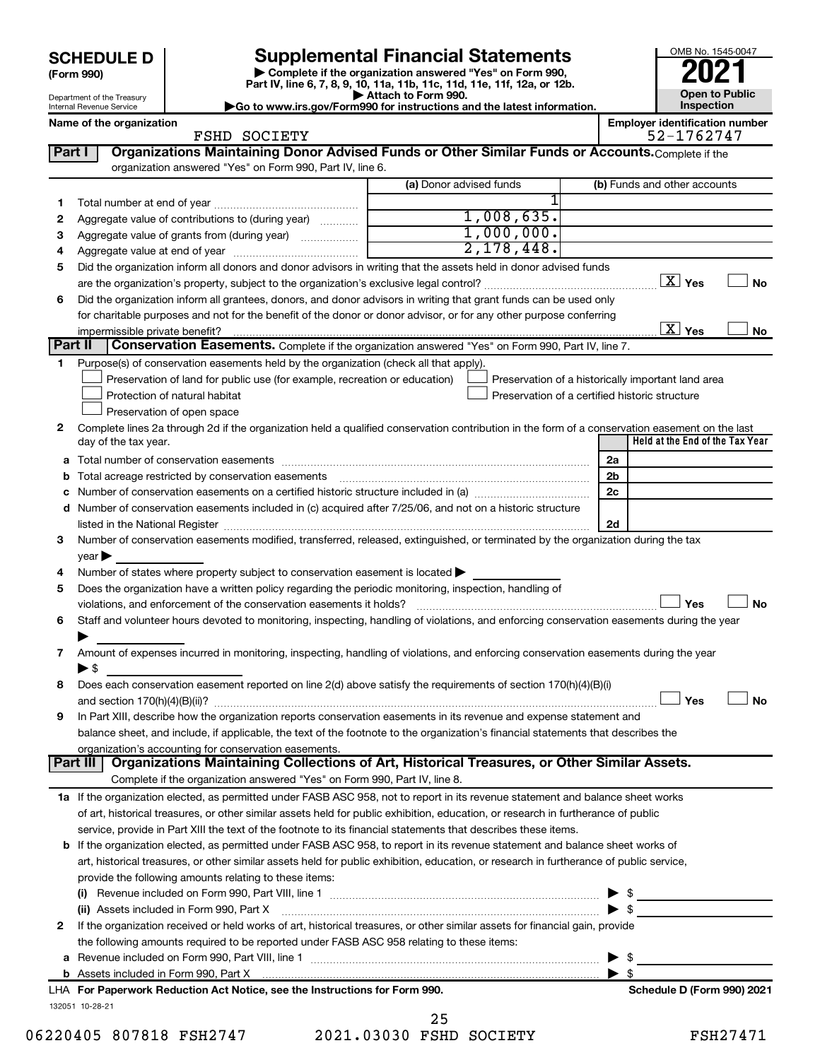# SCHEDULE D (Form 990)

Department of the Treasury
Internal Revenue Service

## Supplemental Financial Statements

▶ Complete if the organization answered "Yes" on Form 990, Part IV, line 6, 7, 8, 9, 10, 11a, 11b, 11c, 11d, 11e, 11f, 12a, or 12b.
▶ Attach to Form 990.
▶Go to www.irs.gov/Form990 for instructions and the latest information.

OMB No. 1545-0047
**2021**
**Open to Public Inspection**

**Name of the organization:** FSHD SOCIETY
**Employer identification number:** 52-1762747

### Part I — Organizations Maintaining Donor Advised Funds or Other Similar Funds or Accounts.
Complete if the organization answered "Yes" on Form 990, Part IV, line 6.

| | | (a) Donor advised funds | (b) Funds and other accounts |
|---|---|---|---|
| 1 | Total number at end of year | 1 | |
| 2 | Aggregate value of contributions to (during year) | 1,008,635. | |
| 3 | Aggregate value of grants from (during year) | 1,000,000. | |
| 4 | Aggregate value at end of year | 2,178,448. | |

5 Did the organization inform all donors and donor advisors in writing that the assets held in donor advised funds are the organization's property, subject to the organization's exclusive legal control? [X] Yes [ ] No

6 Did the organization inform all grantees, donors, and donor advisors in writing that grant funds can be used only for charitable purposes and not for the benefit of the donor or donor advisor, or for any other purpose conferring impermissible private benefit? [X] Yes [ ] No

### Part II — Conservation Easements.
Complete if the organization answered "Yes" on Form 990, Part IV, line 7.

1 Purpose(s) of conservation easements held by the organization (check all that apply).
- [ ] Preservation of land for public use (for example, recreation or education)
- [ ] Protection of natural habitat
- [ ] Preservation of open space
- [ ] Preservation of a historically important land area
- [ ] Preservation of a certified historic structure

2 Complete lines 2a through 2d if the organization held a qualified conservation contribution in the form of a conservation easement on the last day of the tax year.

| | | | Held at the End of the Tax Year |
|---|---|---|---|
| a | Total number of conservation easements | 2a | |
| b | Total acreage restricted by conservation easements | 2b | |
| c | Number of conservation easements on a certified historic structure included in (a) | 2c | |
| d | Number of conservation easements included in (c) acquired after 7/25/06, and not on a historic structure listed in the National Register | 2d | |

3 Number of conservation easements modified, transferred, released, extinguished, or terminated by the organization during the tax year ▶

4 Number of states where property subject to conservation easement is located ▶

5 Does the organization have a written policy regarding the periodic monitoring, inspection, handling of violations, and enforcement of the conservation easements it holds? [ ] Yes [ ] No

6 Staff and volunteer hours devoted to monitoring, inspecting, handling of violations, and enforcing conservation easements during the year ▶

7 Amount of expenses incurred in monitoring, inspecting, handling of violations, and enforcing conservation easements during the year ▶ $

8 Does each conservation easement reported on line 2(d) above satisfy the requirements of section 170(h)(4)(B)(i) and section 170(h)(4)(B)(ii)? [ ] Yes [ ] No

9 In Part XIII, describe how the organization reports conservation easements in its revenue and expense statement and balance sheet, and include, if applicable, the text of the footnote to the organization's financial statements that describes the organization's accounting for conservation easements.

### Part III — Organizations Maintaining Collections of Art, Historical Treasures, or Other Similar Assets.
Complete if the organization answered "Yes" on Form 990, Part IV, line 8.

1a If the organization elected, as permitted under FASB ASC 958, not to report in its revenue statement and balance sheet works of art, historical treasures, or other similar assets held for public exhibition, education, or research in furtherance of public service, provide in Part XIII the text of the footnote to its financial statements that describes these items.

b If the organization elected, as permitted under FASB ASC 958, to report in its revenue statement and balance sheet works of art, historical treasures, or other similar assets held for public exhibition, education, or research in furtherance of public service, provide the following amounts relating to these items:

(i) Revenue included on Form 990, Part VIII, line 1 ▶ $

(ii) Assets included in Form 990, Part X ▶ $

2 If the organization received or held works of art, historical treasures, or other similar assets for financial gain, provide the following amounts required to be reported under FASB ASC 958 relating to these items:

a Revenue included on Form 990, Part VIII, line 1 ▶ $

b Assets included in Form 990, Part X ▶ $

LHA **For Paperwork Reduction Act Notice, see the Instructions for Form 990.** **Schedule D (Form 990) 2021**

132051 10-28-21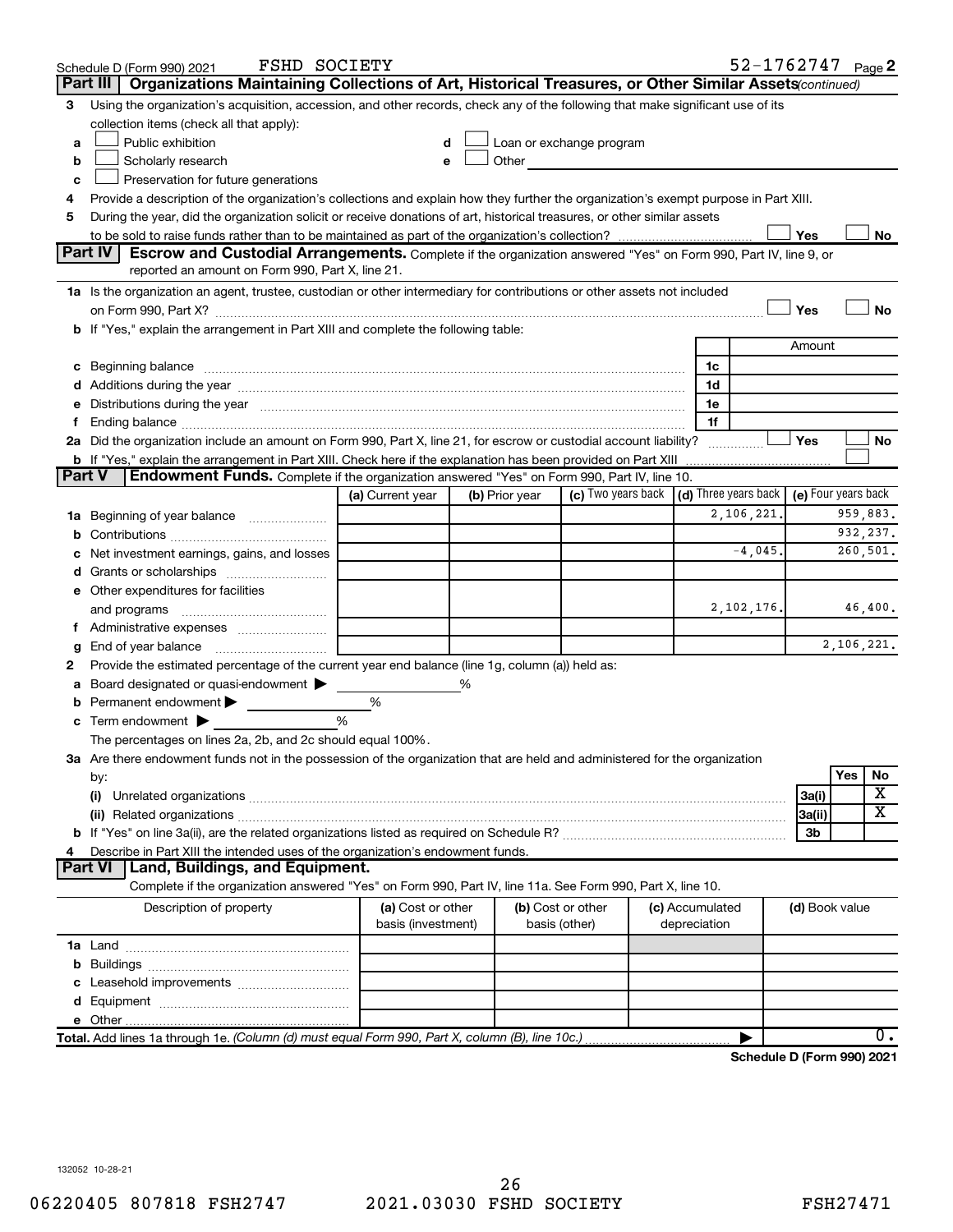Schedule D (Form 990) 2021 FSHD SOCIETY 52-1762747 Page 2

## Part III Organizations Maintaining Collections of Art, Historical Treasures, or Other Similar Assets *(continued)*

3 Using the organization's acquisition, accession, and other records, check any of the following that make significant use of its collection items (check all that apply):

- a ☐ Public exhibition
- b ☐ Scholarly research
- c ☐ Preservation for future generations
- d ☐ Loan or exchange program
- e ☐ Other

4 Provide a description of the organization's collections and explain how they further the organization's exempt purpose in Part XIII.

5 During the year, did the organization solicit or receive donations of art, historical treasures, or other similar assets to be sold to raise funds rather than to be maintained as part of the organization's collection? ☐ Yes ☐ No

## Part IV Escrow and Custodial Arrangements.

Complete if the organization answered "Yes" on Form 990, Part IV, line 9, or reported an amount on Form 990, Part X, line 21.

1a Is the organization an agent, trustee, custodian or other intermediary for contributions or other assets not included on Form 990, Part X? ☐ Yes ☐ No

b If "Yes," explain the arrangement in Part XIII and complete the following table:

| | | Amount |
|---|---|---|
| c Beginning balance | 1c | |
| d Additions during the year | 1d | |
| e Distributions during the year | 1e | |
| f Ending balance | 1f | |

2a Did the organization include an amount on Form 990, Part X, line 21, for escrow or custodial account liability? ☐ Yes ☐ No

b If "Yes," explain the arrangement in Part XIII. Check here if the explanation has been provided on Part XIII ☐

## Part V Endowment Funds.

Complete if the organization answered "Yes" on Form 990, Part IV, line 10.

| | (a) Current year | (b) Prior year | (c) Two years back | (d) Three years back | (e) Four years back |
|---|---|---|---|---|---|
| 1a Beginning of year balance | | | | 2,106,221. | 959,883. |
| b Contributions | | | | | 932,237. |
| c Net investment earnings, gains, and losses | | | | -4,045. | 260,501. |
| d Grants or scholarships | | | | | |
| e Other expenditures for facilities and programs | | | | 2,102,176. | 46,400. |
| f Administrative expenses | | | | | |
| g End of year balance | | | | | 2,106,221. |

2 Provide the estimated percentage of the current year end balance (line 1g, column (a)) held as:

a Board designated or quasi-endowment ▶ %

b Permanent endowment ▶ %

c Term endowment ▶ %

The percentages on lines 2a, 2b, and 2c should equal 100%.

3a Are there endowment funds not in the possession of the organization that are held and administered for the organization by:

| | | Yes | No |
|---|---|---|---|
| (i) Unrelated organizations | 3a(i) | | X |
| (ii) Related organizations | 3a(ii) | | X |
| b If "Yes" on line 3a(ii), are the related organizations listed as required on Schedule R? | 3b | | |

4 Describe in Part XIII the intended uses of the organization's endowment funds.

## Part VI Land, Buildings, and Equipment.

Complete if the organization answered "Yes" on Form 990, Part IV, line 11a. See Form 990, Part X, line 10.

| Description of property | (a) Cost or other basis (investment) | (b) Cost or other basis (other) | (c) Accumulated depreciation | (d) Book value |
|---|---|---|---|---|
| 1a Land | | | | |
| b Buildings | | | | |
| c Leasehold improvements | | | | |
| d Equipment | | | | |
| e Other | | | | |
| **Total.** Add lines 1a through 1e. *(Column (d) must equal Form 990, Part X, column (B), line 10c.)* | | | ▶ | 0. |

**Schedule D (Form 990) 2021**

132052 10-28-21

06220405 807818 FSH2747 2021.03030 FSHD SOCIETY FSH27471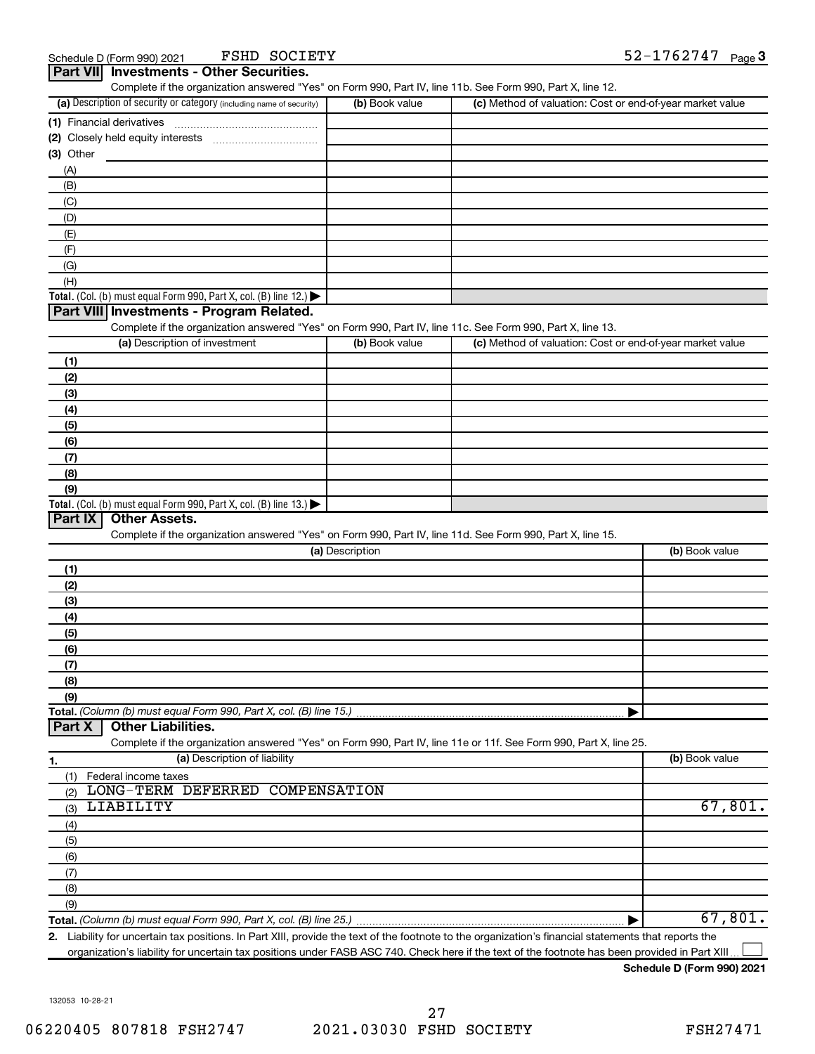Schedule D (Form 990) 2021 FSHD SOCIETY 52-1762747 Page 3

## Part VII Investments - Other Securities.

Complete if the organization answered "Yes" on Form 990, Part IV, line 11b. See Form 990, Part X, line 12.

| (a) Description of security or category (including name of security) | (b) Book value | (c) Method of valuation: Cost or end-of-year market value |
|---|---|---|
| (1) Financial derivatives | | |
| (2) Closely held equity interests | | |
| (3) Other | | |
| (A) | | |
| (B) | | |
| (C) | | |
| (D) | | |
| (E) | | |
| (F) | | |
| (G) | | |
| (H) | | |
| **Total.** (Col. (b) must equal Form 990, Part X, col. (B) line 12.) | | |

## Part VIII Investments - Program Related.

Complete if the organization answered "Yes" on Form 990, Part IV, line 11c. See Form 990, Part X, line 13.

| (a) Description of investment | (b) Book value | (c) Method of valuation: Cost or end-of-year market value |
|---|---|---|
| (1) | | |
| (2) | | |
| (3) | | |
| (4) | | |
| (5) | | |
| (6) | | |
| (7) | | |
| (8) | | |
| (9) | | |
| **Total.** (Col. (b) must equal Form 990, Part X, col. (B) line 13.) | | |

## Part IX Other Assets.

Complete if the organization answered "Yes" on Form 990, Part IV, line 11d. See Form 990, Part X, line 15.

| (a) Description | (b) Book value |
|---|---|
| (1) | |
| (2) | |
| (3) | |
| (4) | |
| (5) | |
| (6) | |
| (7) | |
| (8) | |
| (9) | |
| **Total.** (Column (b) must equal Form 990, Part X, col. (B) line 15.) | |

## Part X Other Liabilities.

Complete if the organization answered "Yes" on Form 990, Part IV, line 11e or 11f. See Form 990, Part X, line 25.

| 1. (a) Description of liability | (b) Book value |
|---|---|
| (1) Federal income taxes | |
| (2) LONG-TERM DEFERRED COMPENSATION | |
| (3) LIABILITY | 67,801. |
| (4) | |
| (5) | |
| (6) | |
| (7) | |
| (8) | |
| (9) | |
| **Total.** (Column (b) must equal Form 990, Part X, col. (B) line 25.) | 67,801. |

2. Liability for uncertain tax positions. In Part XIII, provide the text of the footnote to the organization's financial statements that reports the organization's liability for uncertain tax positions under FASB ASC 740. Check here if the text of the footnote has been provided in Part XIII ☐

**Schedule D (Form 990) 2021**

132053 10-28-21

06220405 807818 FSH2747 2021.03030 FSHD SOCIETY FSH27471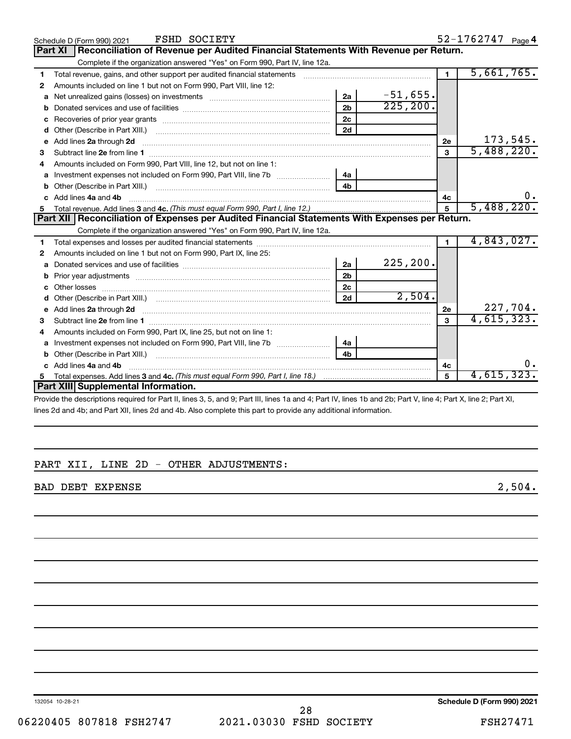Schedule D (Form 990) 2021 FSHD SOCIETY 52-1762747 Page 4

## Part XI Reconciliation of Revenue per Audited Financial Statements With Revenue per Return.

Complete if the organization answered "Yes" on Form 990, Part IV, line 12a.

| | | | | | |
|---|---|---|---|---|---|
| 1 | Total revenue, gains, and other support per audited financial statements | | | 1 | 5,661,765. |
| 2 | Amounts included on line 1 but not on Form 990, Part VIII, line 12: | | | | |
| a | Net unrealized gains (losses) on investments | 2a | -51,655. | | |
| b | Donated services and use of facilities | 2b | 225,200. | | |
| c | Recoveries of prior year grants | 2c | | | |
| d | Other (Describe in Part XIII.) | 2d | | | |
| e | Add lines 2a through 2d | | | 2e | 173,545. |
| 3 | Subtract line 2e from line 1 | | | 3 | 5,488,220. |
| 4 | Amounts included on Form 990, Part VIII, line 12, but not on line 1: | | | | |
| a | Investment expenses not included on Form 990, Part VIII, line 7b | 4a | | | |
| b | Other (Describe in Part XIII.) | 4b | | | |
| c | Add lines 4a and 4b | | | 4c | 0. |
| 5 | Total revenue. Add lines 3 and 4c. *(This must equal Form 990, Part I, line 12.)* | | | 5 | 5,488,220. |

## Part XII Reconciliation of Expenses per Audited Financial Statements With Expenses per Return.

Complete if the organization answered "Yes" on Form 990, Part IV, line 12a.

| | | | | | |
|---|---|---|---|---|---|
| 1 | Total expenses and losses per audited financial statements | | | 1 | 4,843,027. |
| 2 | Amounts included on line 1 but not on Form 990, Part IX, line 25: | | | | |
| a | Donated services and use of facilities | 2a | 225,200. | | |
| b | Prior year adjustments | 2b | | | |
| c | Other losses | 2c | | | |
| d | Other (Describe in Part XIII.) | 2d | 2,504. | | |
| e | Add lines 2a through 2d | | | 2e | 227,704. |
| 3 | Subtract line 2e from line 1 | | | 3 | 4,615,323. |
| 4 | Amounts included on Form 990, Part IX, line 25, but not on line 1: | | | | |
| a | Investment expenses not included on Form 990, Part VIII, line 7b | 4a | | | |
| b | Other (Describe in Part XIII.) | 4b | | | |
| c | Add lines 4a and 4b | | | 4c | 0. |
| 5 | Total expenses. Add lines 3 and 4c. *(This must equal Form 990, Part I, line 18.)* | | | 5 | 4,615,323. |

## Part XIII Supplemental Information.

Provide the descriptions required for Part II, lines 3, 5, and 9; Part III, lines 1a and 4; Part IV, lines 1b and 2b; Part V, line 4; Part X, line 2; Part XI, lines 2d and 4b; and Part XII, lines 2d and 4b. Also complete this part to provide any additional information.

PART XII, LINE 2D - OTHER ADJUSTMENTS:

BAD DEBT EXPENSE 2,504.

132054 10-28-21 **Schedule D (Form 990) 2021**

06220405 807818 FSH2747 2021.03030 FSHD SOCIETY FSH27471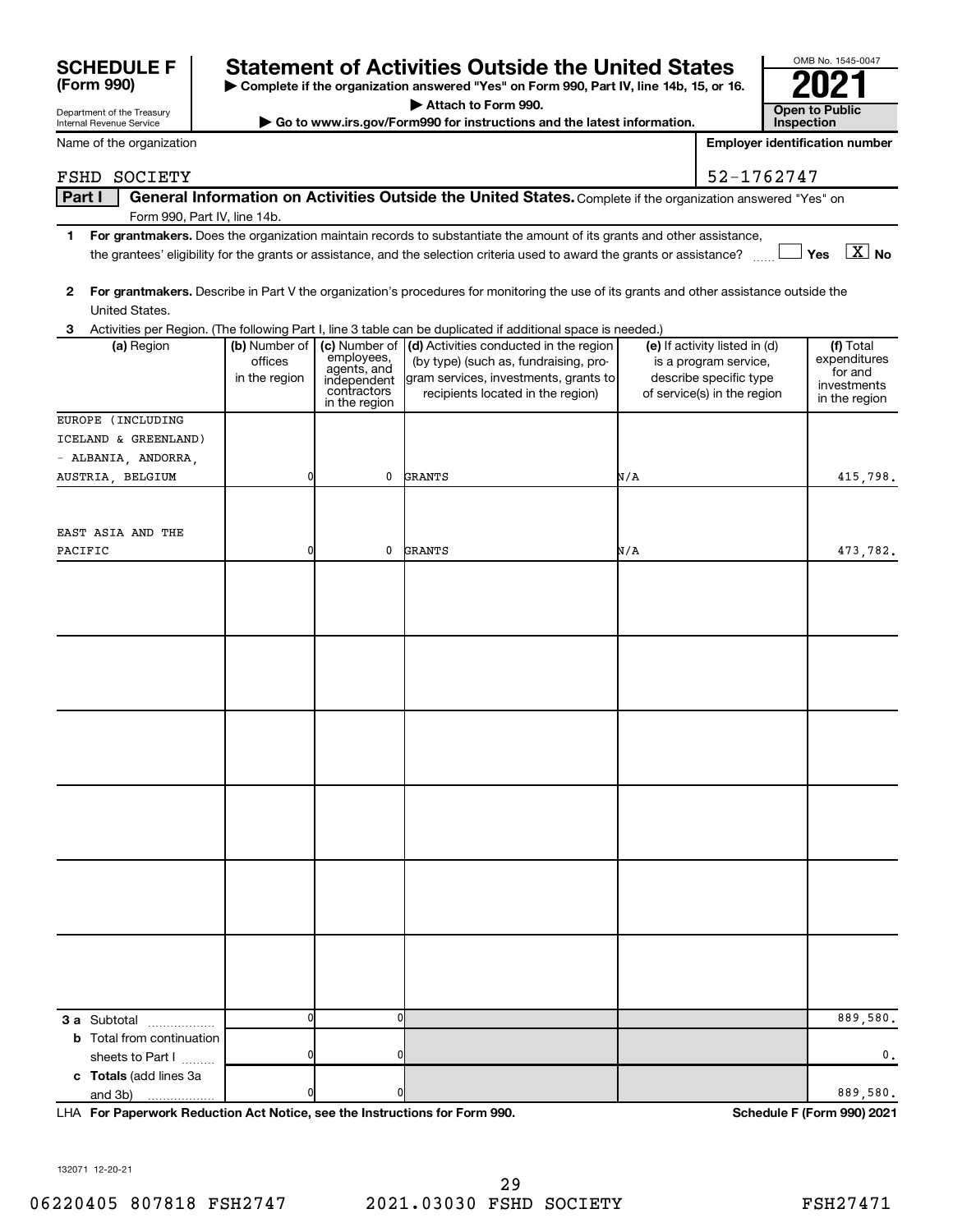# SCHEDULE F (Form 990)

Department of the Treasury
Internal Revenue Service

## Statement of Activities Outside the United States

▶ Complete if the organization answered "Yes" on Form 990, Part IV, line 14b, 15, or 16.

▶ Attach to Form 990.

▶ Go to www.irs.gov/Form990 for instructions and the latest information.

OMB No. 1545-0047

**2021**

**Open to Public Inspection**

Name of the organization: FSHD SOCIETY

Employer identification number: 52-1762747

## Part I General Information on Activities Outside the United States. Complete if the organization answered "Yes" on Form 990, Part IV, line 14b.

**1** **For grantmakers.** Does the organization maintain records to substantiate the amount of its grants and other assistance, the grantees' eligibility for the grants or assistance, and the selection criteria used to award the grants or assistance? ☐ Yes ☒ No

**2** **For grantmakers.** Describe in Part V the organization's procedures for monitoring the use of its grants and other assistance outside the United States.

**3** Activities per Region. (The following Part I, line 3 table can be duplicated if additional space is needed.)

| (a) Region | (b) Number of offices in the region | (c) Number of employees, agents, and independent contractors in the region | (d) Activities conducted in the region (by type) (such as, fundraising, program services, investments, grants to recipients located in the region) | (e) If activity listed in (d) is a program service, describe specific type of service(s) in the region | (f) Total expenditures for and investments in the region |
|---|---|---|---|---|---|
| EUROPE (INCLUDING ICELAND & GREENLAND) - ALBANIA, ANDORRA, AUSTRIA, BELGIUM | 0 | 0 | GRANTS | N/A | 415,798. |
| EAST ASIA AND THE PACIFIC | 0 | 0 | GRANTS | N/A | 473,782. |
| | | | | | |
| | | | | | |
| | | | | | |
| | | | | | |
| | | | | | |
| | | | | | |
| **3 a** Subtotal | 0 | 0 | | | 889,580. |
| **b** Total from continuation sheets to Part I | 0 | 0 | | | 0. |
| **c Totals** (add lines 3a and 3b) | 0 | 0 | | | 889,580. |

LHA **For Paperwork Reduction Act Notice, see the Instructions for Form 990.**

**Schedule F (Form 990) 2021**

132071 12-20-21

06220405 807818 FSH2747 2021.03030 FSHD SOCIETY FSH27471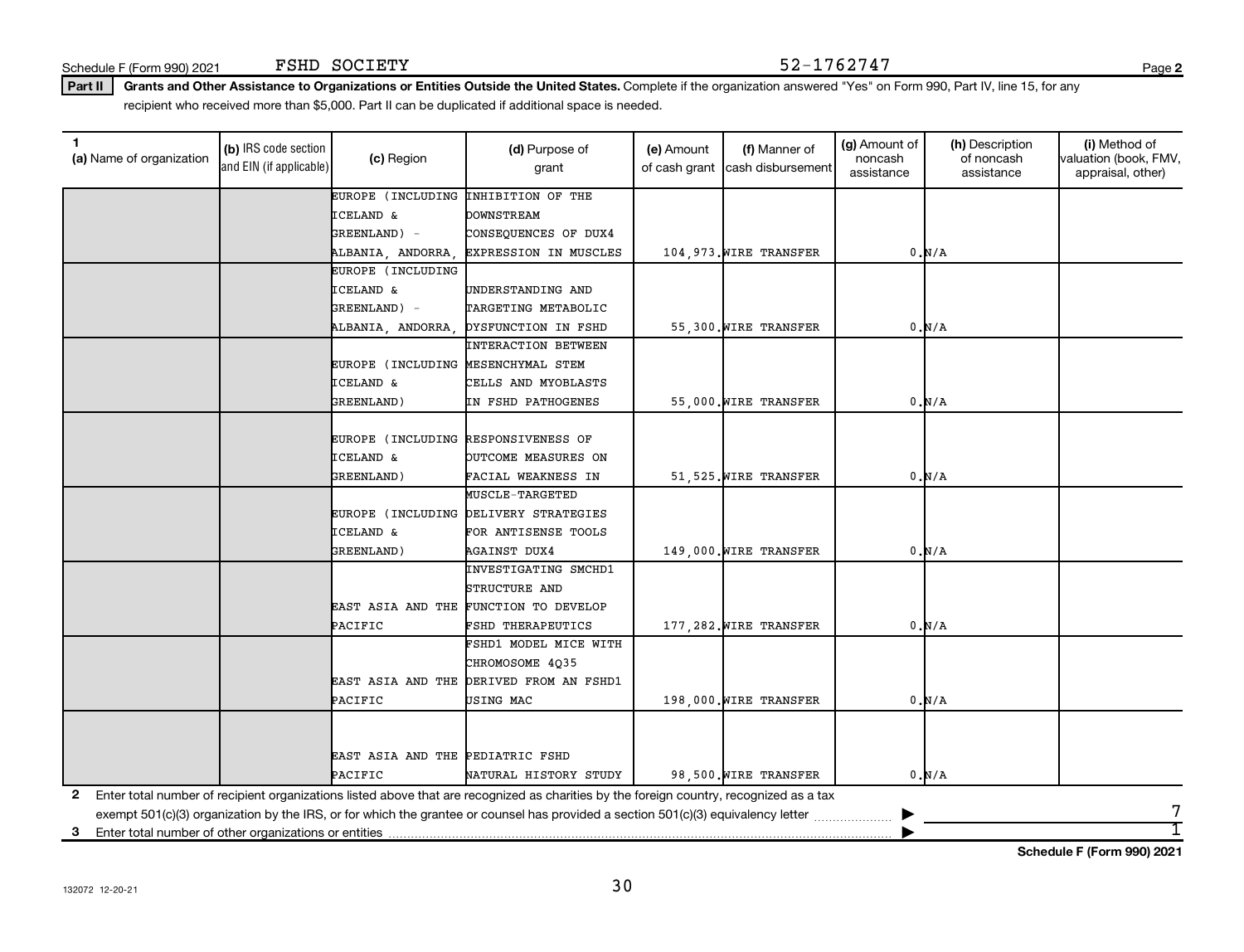Schedule F (Form 990) 2021 FSHD SOCIETY 52-1762747

**Part II** **Grants and Other Assistance to Organizations or Entities Outside the United States.** Complete if the organization answered "Yes" on Form 990, Part IV, line 15, for any recipient who received more than $5,000. Part II can be duplicated if additional space is needed.

| 1 (a) Name of organization | (b) IRS code section and EIN (if applicable) | (c) Region | (d) Purpose of grant | (e) Amount of cash grant | (f) Manner of cash disbursement | (g) Amount of noncash assistance | (h) Description of noncash assistance | (i) Method of valuation (book, FMV, appraisal, other) |
|---|---|---|---|---|---|---|---|---|
| | | EUROPE (INCLUDING ICELAND & GREENLAND) - ALBANIA, ANDORRA, | INHIBITION OF THE DOWNSTREAM CONSEQUENCES OF DUX4 EXPRESSION IN MUSCLES | 104,973. | WIRE TRANSFER | 0. | N/A | |
| | | EUROPE (INCLUDING ICELAND & GREENLAND) - ALBANIA, ANDORRA, | UNDERSTANDING AND TARGETING METABOLIC DYSFUNCTION IN FSHD | 55,300. | WIRE TRANSFER | 0. | N/A | |
| | | EUROPE (INCLUDING ICELAND & GREENLAND) | INTERACTION BETWEEN MESENCHYMAL STEM CELLS AND MYOBLASTS IN FSHD PATHOGENES | 55,000. | WIRE TRANSFER | 0. | N/A | |
| | | EUROPE (INCLUDING ICELAND & GREENLAND) | RESPONSIVENESS OF OUTCOME MEASURES ON FACIAL WEAKNESS IN | 51,525. | WIRE TRANSFER | 0. | N/A | |
| | | EUROPE (INCLUDING ICELAND & GREENLAND) | MUSCLE-TARGETED DELIVERY STRATEGIES FOR ANTISENSE TOOLS AGAINST DUX4 | 149,000. | WIRE TRANSFER | 0. | N/A | |
| | | EAST ASIA AND THE PACIFIC | INVESTIGATING SMCHD1 STRUCTURE AND FUNCTION TO DEVELOP FSHD THERAPEUTICS | 177,282. | WIRE TRANSFER | 0. | N/A | |
| | | EAST ASIA AND THE PACIFIC | FSHD1 MODEL MICE WITH CHROMOSOME 4Q35 DERIVED FROM AN FSHD1 USING MAC | 198,000. | WIRE TRANSFER | 0. | N/A | |
| | | EAST ASIA AND THE PACIFIC | PEDIATRIC FSHD NATURAL HISTORY STUDY | 98,500. | WIRE TRANSFER | 0. | N/A | |

**2** Enter total number of recipient organizations listed above that are recognized as charities by the foreign country, recognized as a tax exempt 501(c)(3) organization by the IRS, or for which the grantee or counsel has provided a section 501(c)(3) equivalency letter ▶ 7

**3** Enter total number of other organizations or entities ▶ 1

**Schedule F (Form 990) 2021**

132072 12-20-21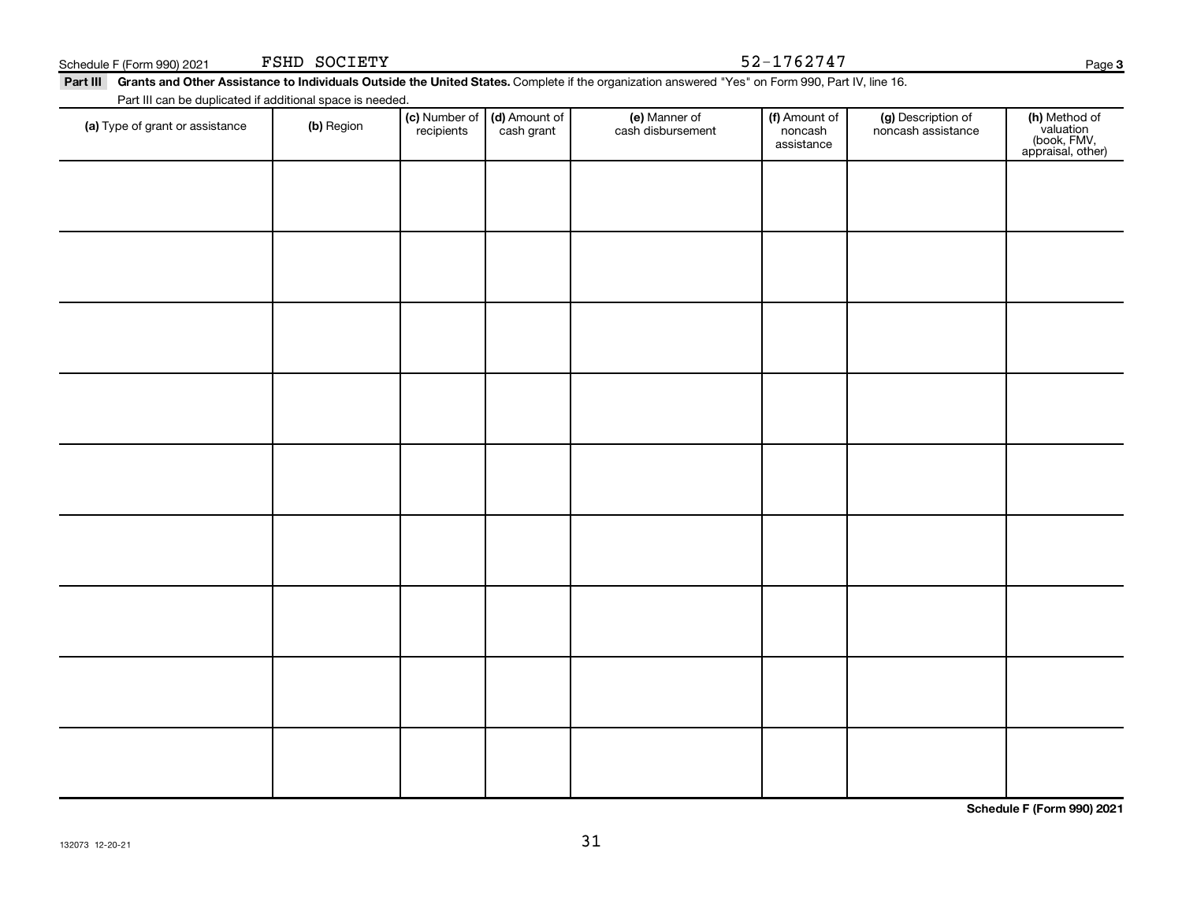Schedule F (Form 990) 2021 FSHD SOCIETY 52-1762747

**Part III** **Grants and Other Assistance to Individuals Outside the United States.** Complete if the organization answered "Yes" on Form 990, Part IV, line 16.

Part III can be duplicated if additional space is needed.

| (a) Type of grant or assistance | (b) Region | (c) Number of recipients | (d) Amount of cash grant | (e) Manner of cash disbursement | (f) Amount of noncash assistance | (g) Description of noncash assistance | (h) Method of valuation (book, FMV, appraisal, other) |
|---|---|---|---|---|---|---|---|
| | | | | | | | |
| | | | | | | | |
| | | | | | | | |
| | | | | | | | |
| | | | | | | | |
| | | | | | | | |
| | | | | | | | |
| | | | | | | | |
| | | | | | | | |

**Schedule F (Form 990) 2021**

132073 12-20-21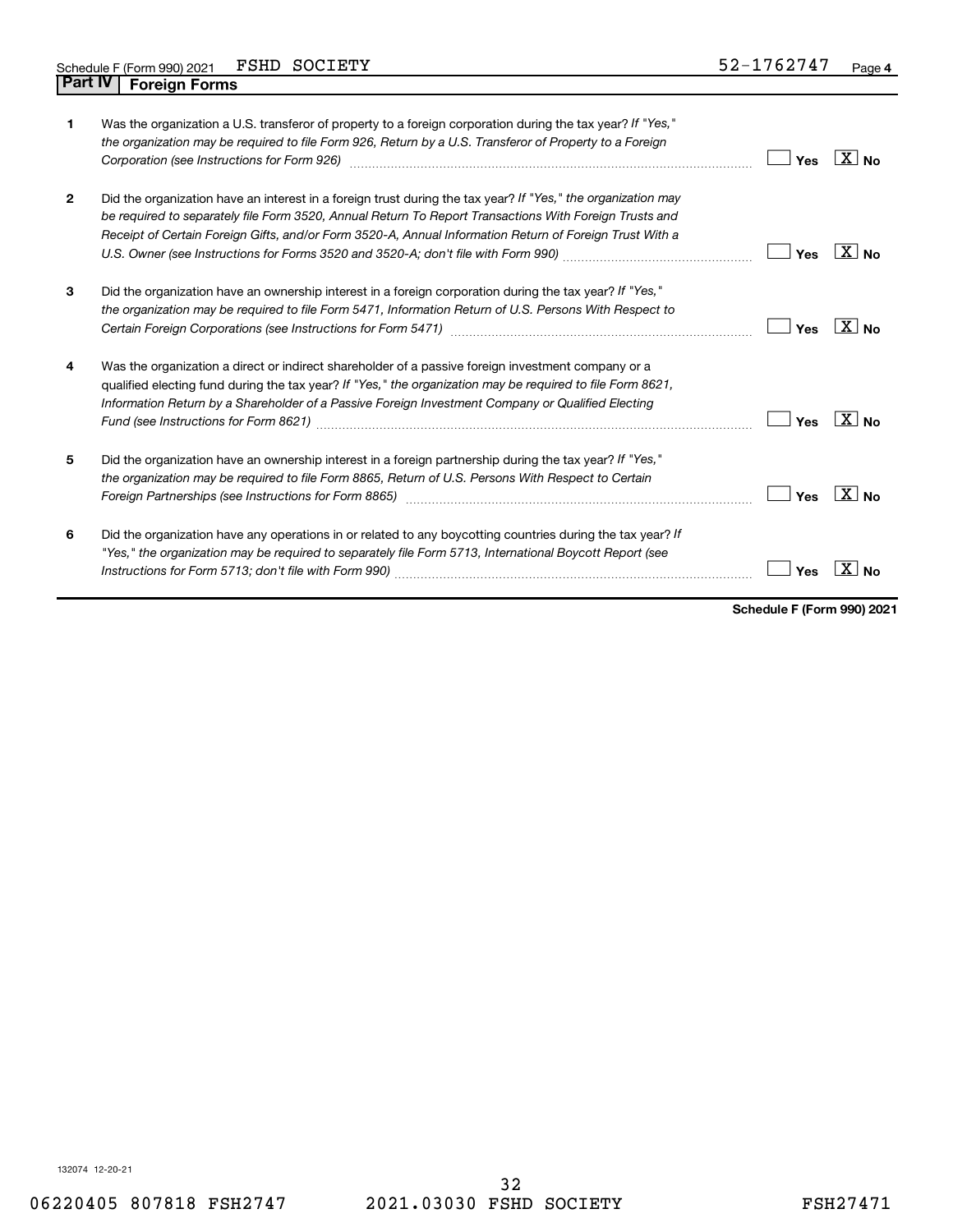Schedule F (Form 990) 2021 FSHD SOCIETY 52-1762747

## Part IV Foreign Forms

1. Was the organization a U.S. transferor of property to a foreign corporation during the tax year? *If "Yes," the organization may be required to file Form 926, Return by a U.S. Transferor of Property to a Foreign Corporation (see Instructions for Form 926)* ☐ Yes ☒ No

2. Did the organization have an interest in a foreign trust during the tax year? *If "Yes," the organization may be required to separately file Form 3520, Annual Return To Report Transactions With Foreign Trusts and Receipt of Certain Foreign Gifts, and/or Form 3520-A, Annual Information Return of Foreign Trust With a U.S. Owner (see Instructions for Forms 3520 and 3520-A; don't file with Form 990)* ☐ Yes ☒ No

3. Did the organization have an ownership interest in a foreign corporation during the tax year? *If "Yes," the organization may be required to file Form 5471, Information Return of U.S. Persons With Respect to Certain Foreign Corporations (see Instructions for Form 5471)* ☐ Yes ☒ No

4. Was the organization a direct or indirect shareholder of a passive foreign investment company or a qualified electing fund during the tax year? *If "Yes," the organization may be required to file Form 8621, Information Return by a Shareholder of a Passive Foreign Investment Company or Qualified Electing Fund (see Instructions for Form 8621)* ☐ Yes ☒ No

5. Did the organization have an ownership interest in a foreign partnership during the tax year? *If "Yes," the organization may be required to file Form 8865, Return of U.S. Persons With Respect to Certain Foreign Partnerships (see Instructions for Form 8865)* ☐ Yes ☒ No

6. Did the organization have any operations in or related to any boycotting countries during the tax year? *If "Yes," the organization may be required to separately file Form 5713, International Boycott Report (see Instructions for Form 5713; don't file with Form 990)* ☐ Yes ☒ No

**Schedule F (Form 990) 2021**

132074 12-20-21

06220405 807818 FSH2747 2021.03030 FSHD SOCIETY FSH27471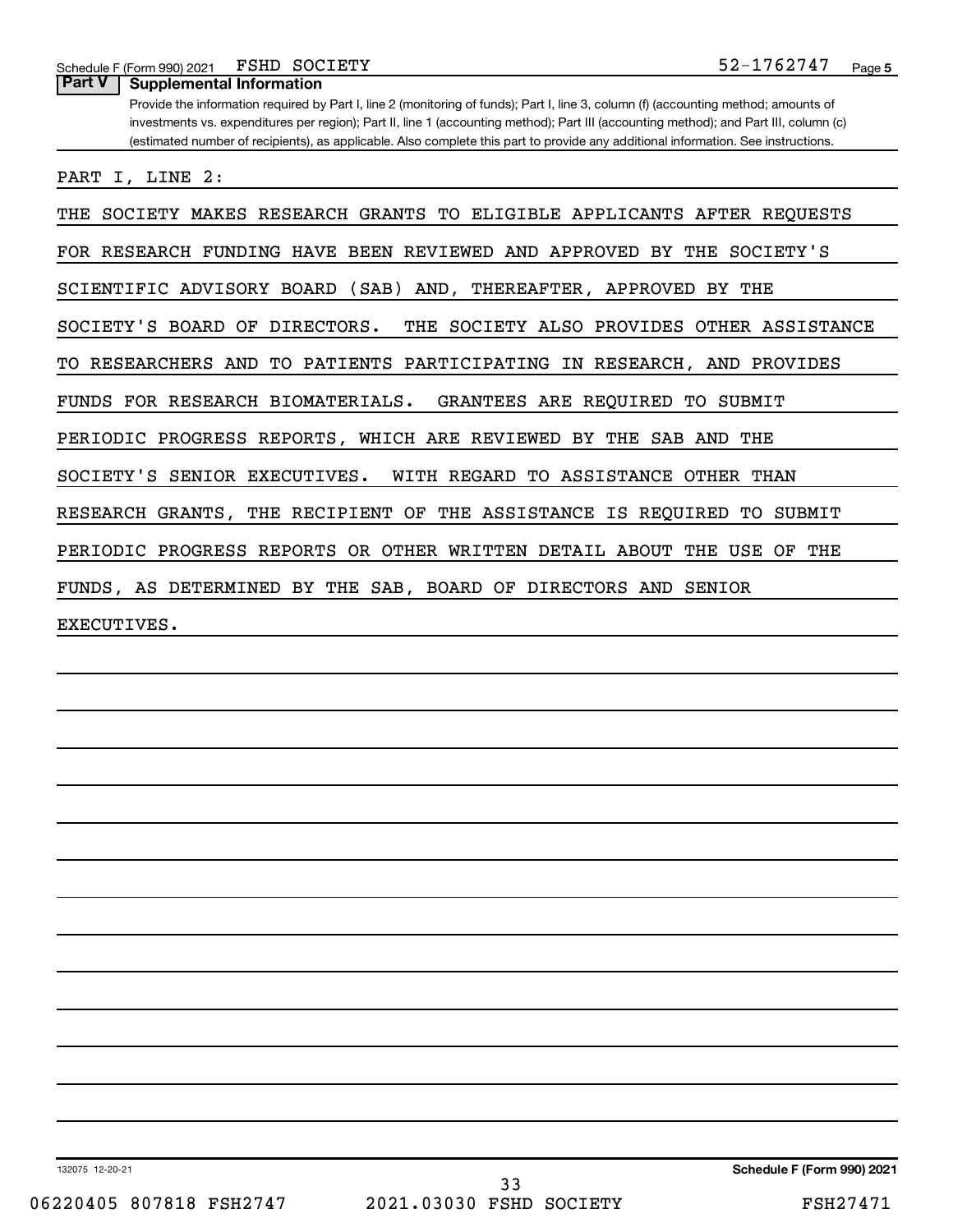## Part V Supplemental Information

Provide the information required by Part I, line 2 (monitoring of funds); Part I, line 3, column (f) (accounting method; amounts of investments vs. expenditures per region); Part II, line 1 (accounting method); Part III (accounting method); and Part III, column (c) (estimated number of recipients), as applicable. Also complete this part to provide any additional information. See instructions.

PART I, LINE 2:

THE SOCIETY MAKES RESEARCH GRANTS TO ELIGIBLE APPLICANTS AFTER REQUESTS FOR RESEARCH FUNDING HAVE BEEN REVIEWED AND APPROVED BY THE SOCIETY'S SCIENTIFIC ADVISORY BOARD (SAB) AND, THEREAFTER, APPROVED BY THE SOCIETY'S BOARD OF DIRECTORS. THE SOCIETY ALSO PROVIDES OTHER ASSISTANCE TO RESEARCHERS AND TO PATIENTS PARTICIPATING IN RESEARCH, AND PROVIDES FUNDS FOR RESEARCH BIOMATERIALS. GRANTEES ARE REQUIRED TO SUBMIT PERIODIC PROGRESS REPORTS, WHICH ARE REVIEWED BY THE SAB AND THE SOCIETY'S SENIOR EXECUTIVES. WITH REGARD TO ASSISTANCE OTHER THAN RESEARCH GRANTS, THE RECIPIENT OF THE ASSISTANCE IS REQUIRED TO SUBMIT PERIODIC PROGRESS REPORTS OR OTHER WRITTEN DETAIL ABOUT THE USE OF THE FUNDS, AS DETERMINED BY THE SAB, BOARD OF DIRECTORS AND SENIOR EXECUTIVES.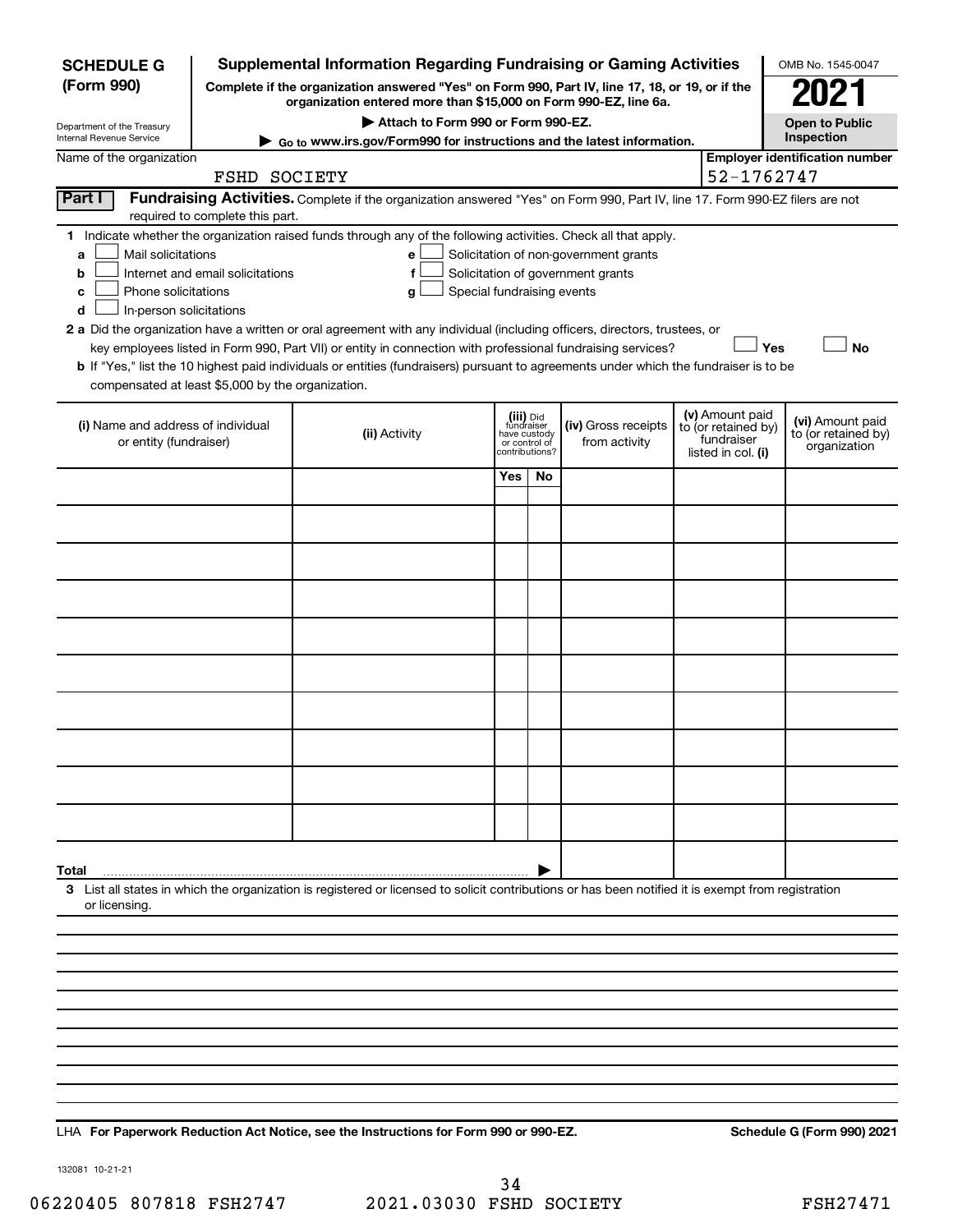**SCHEDULE G (Form 990)**

Department of the Treasury
Internal Revenue Service

# Supplemental Information Regarding Fundraising or Gaming Activities

**Complete if the organization answered "Yes" on Form 990, Part IV, line 17, 18, or 19, or if the organization entered more than $15,000 on Form 990-EZ, line 6a.**

**▶ Attach to Form 990 or Form 990-EZ.**

**▶ Go to www.irs.gov/Form990 for instructions and the latest information.**

OMB No. 1545-0047

**2021**

**Open to Public Inspection**

Name of the organization: FSHD SOCIETY

**Employer identification number:** 52-1762747

**Part I** **Fundraising Activities.** Complete if the organization answered "Yes" on Form 990, Part IV, line 17. Form 990-EZ filers are not required to complete this part.

**1** Indicate whether the organization raised funds through any of the following activities. Check all that apply.

- **a** ☐ Mail solicitations
- **b** ☐ Internet and email solicitations
- **c** ☐ Phone solicitations
- **d** ☐ In-person solicitations
- **e** ☐ Solicitation of non-government grants
- **f** ☐ Solicitation of government grants
- **g** ☐ Special fundraising events

**2 a** Did the organization have a written or oral agreement with any individual (including officers, directors, trustees, or key employees listed in Form 990, Part VII) or entity in connection with professional fundraising services? ☐ **Yes** ☐ **No**

**b** If "Yes," list the 10 highest paid individuals or entities (fundraisers) pursuant to agreements under which the fundraiser is to be compensated at least $5,000 by the organization.

| (i) Name and address of individual or entity (fundraiser) | (ii) Activity | (iii) Did fundraiser have custody or control of contributions? Yes | No | (iv) Gross receipts from activity | (v) Amount paid to (or retained by) fundraiser listed in col. (i) | (vi) Amount paid to (or retained by) organization |
|---|---|---|---|---|---|---|
| | | | | | | |
| | | | | | | |
| | | | | | | |
| | | | | | | |
| | | | | | | |
| | | | | | | |
| | | | | | | |
| | | | | | | |
| | | | | | | |
| | | | | | | |
| **Total** ▶ | | | | | | |

**3** List all states in which the organization is registered or licensed to solicit contributions or has been notified it is exempt from registration or licensing.

LHA **For Paperwork Reduction Act Notice, see the Instructions for Form 990 or 990-EZ.** **Schedule G (Form 990) 2021**

132081 10-21-21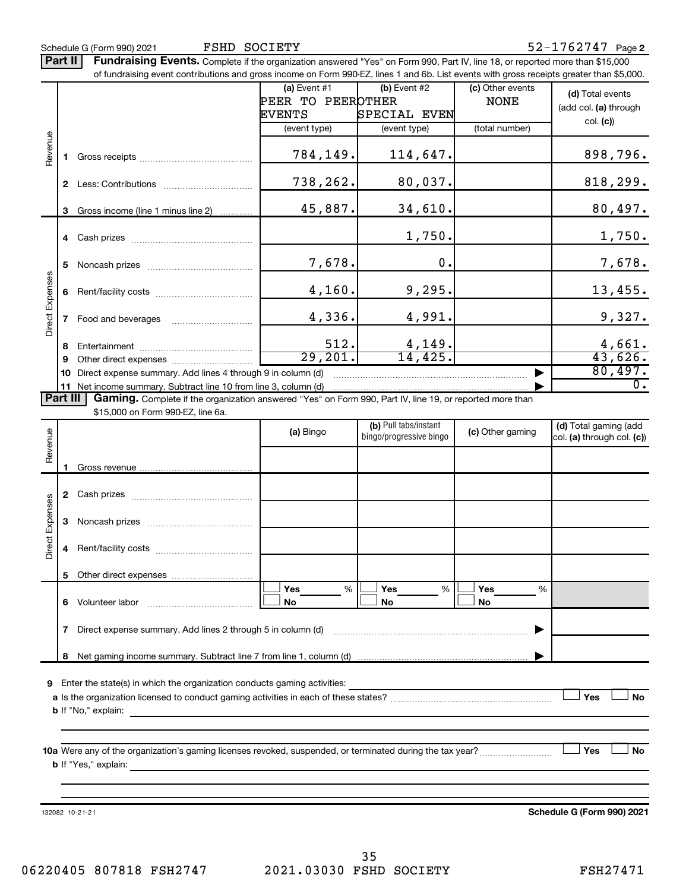Schedule G (Form 990) 2021 FSHD SOCIETY 52-1762747 Page 2

**Part II** **Fundraising Events.** Complete if the organization answered "Yes" on Form 990, Part IV, line 18, or reported more than $15,000 of fundraising event contributions and gross income on Form 990-EZ, lines 1 and 6b. List events with gross receipts greater than $5,000.

| | | (a) Event #1 PEER TO PEER EVENTS (event type) | (b) Event #2 OTHER SPECIAL EVEN (event type) | (c) Other events NONE (total number) | (d) Total events (add col. (a) through col. (c)) |
|---|---|---|---|---|---|
| Revenue | 1 Gross receipts | 784,149. | 114,647. | | 898,796. |
| | 2 Less: Contributions | 738,262. | 80,037. | | 818,299. |
| | 3 Gross income (line 1 minus line 2) | 45,887. | 34,610. | | 80,497. |
| Direct Expenses | 4 Cash prizes | | 1,750. | | 1,750. |
| | 5 Noncash prizes | 7,678. | 0. | | 7,678. |
| | 6 Rent/facility costs | 4,160. | 9,295. | | 13,455. |
| | 7 Food and beverages | 4,336. | 4,991. | | 9,327. |
| | 8 Entertainment | 512. | 4,149. | | 4,661. |
| | 9 Other direct expenses | 29,201. | 14,425. | | 43,626. |
| | 10 Direct expense summary. Add lines 4 through 9 in column (d) | | | | 80,497. |
| | 11 Net income summary. Subtract line 10 from line 3, column (d) | | | | 0. |

**Part III** **Gaming.** Complete if the organization answered "Yes" on Form 990, Part IV, line 19, or reported more than $15,000 on Form 990-EZ, line 6a.

| | | (a) Bingo | (b) Pull tabs/instant bingo/progressive bingo | (c) Other gaming | (d) Total gaming (add col. (a) through col. (c)) |
|---|---|---|---|---|---|
| Revenue | 1 Gross revenue | | | | |
| Direct Expenses | 2 Cash prizes | | | | |
| | 3 Noncash prizes | | | | |
| | 4 Rent/facility costs | | | | |
| | 5 Other direct expenses | | | | |
| | 6 Volunteer labor | Yes ___ % No | Yes ___ % No | Yes ___ % No | |
| | 7 Direct expense summary. Add lines 2 through 5 in column (d) | | | | |
| | 8 Net gaming income summary. Subtract line 7 from line 1, column (d) | | | | |

9 Enter the state(s) in which the organization conducts gaming activities:

a Is the organization licensed to conduct gaming activities in each of these states? ☐ Yes ☐ No

b If "No," explain:

10a Were any of the organization's gaming licenses revoked, suspended, or terminated during the tax year? ☐ Yes ☐ No

b If "Yes," explain:

132082 10-21-21 **Schedule G (Form 990) 2021**

06220405 807818 FSH2747 2021.03030 FSHD SOCIETY FSH27471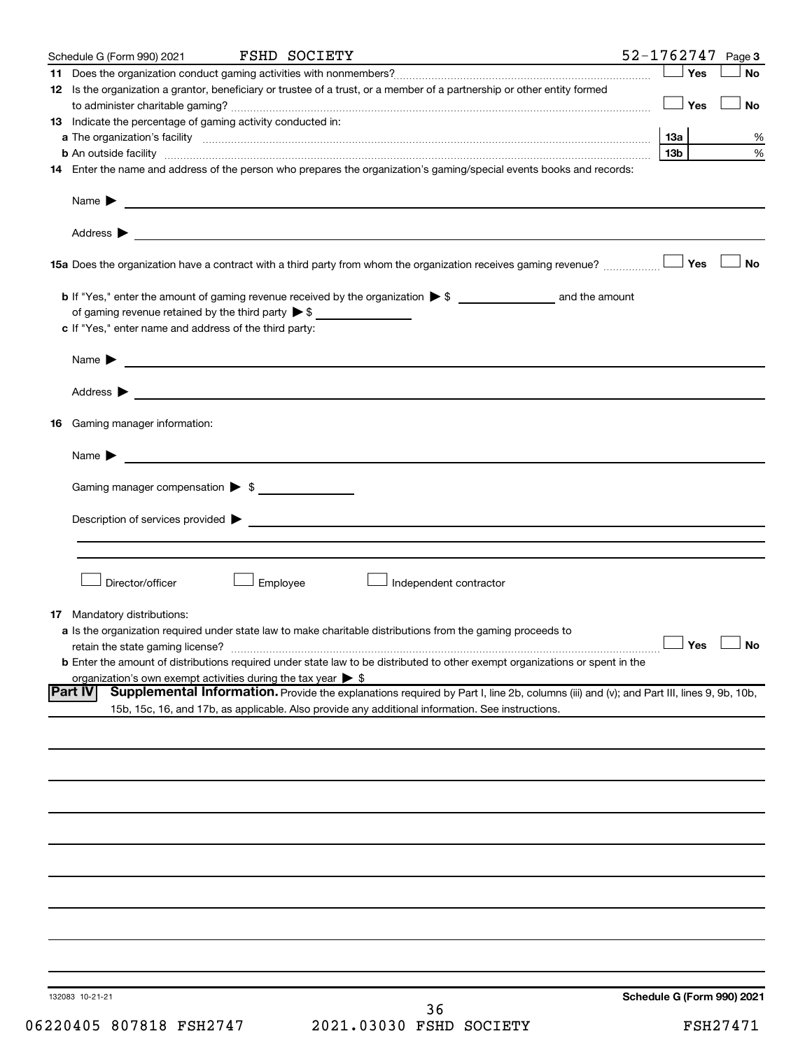Schedule G (Form 990) 2021 FSHD SOCIETY 52-1762747 Page **3**

**11** Does the organization conduct gaming activities with nonmembers? ☐ Yes ☐ No

**12** Is the organization a grantor, beneficiary or trustee of a trust, or a member of a partnership or other entity formed to administer charitable gaming? ☐ Yes ☐ No

**13** Indicate the percentage of gaming activity conducted in:

**a** The organization's facility **13a** %

**b** An outside facility **13b** %

**14** Enter the name and address of the person who prepares the organization's gaming/special events books and records:

Name ▶

Address ▶

**15a** Does the organization have a contract with a third party from whom the organization receives gaming revenue? ☐ Yes ☐ No

**b** If "Yes," enter the amount of gaming revenue received by the organization ▶ $ and the amount of gaming revenue retained by the third party ▶ $

**c** If "Yes," enter name and address of the third party:

Name ▶

Address ▶

**16** Gaming manager information:

Name ▶

Gaming manager compensation ▶ $

Description of services provided ▶

☐ Director/officer ☐ Employee ☐ Independent contractor

**17** Mandatory distributions:

**a** Is the organization required under state law to make charitable distributions from the gaming proceeds to retain the state gaming license? ☐ Yes ☐ No

**b** Enter the amount of distributions required under state law to be distributed to other exempt organizations or spent in the organization's own exempt activities during the tax year ▶ $

**Part IV** **Supplemental Information.** Provide the explanations required by Part I, line 2b, columns (iii) and (v); and Part III, lines 9, 9b, 10b, 15b, 15c, 16, and 17b, as applicable. Also provide any additional information. See instructions.

132083 10-21-21 **Schedule G (Form 990) 2021**

06220405 807818 FSH2747 2021.03030 FSHD SOCIETY FSH27471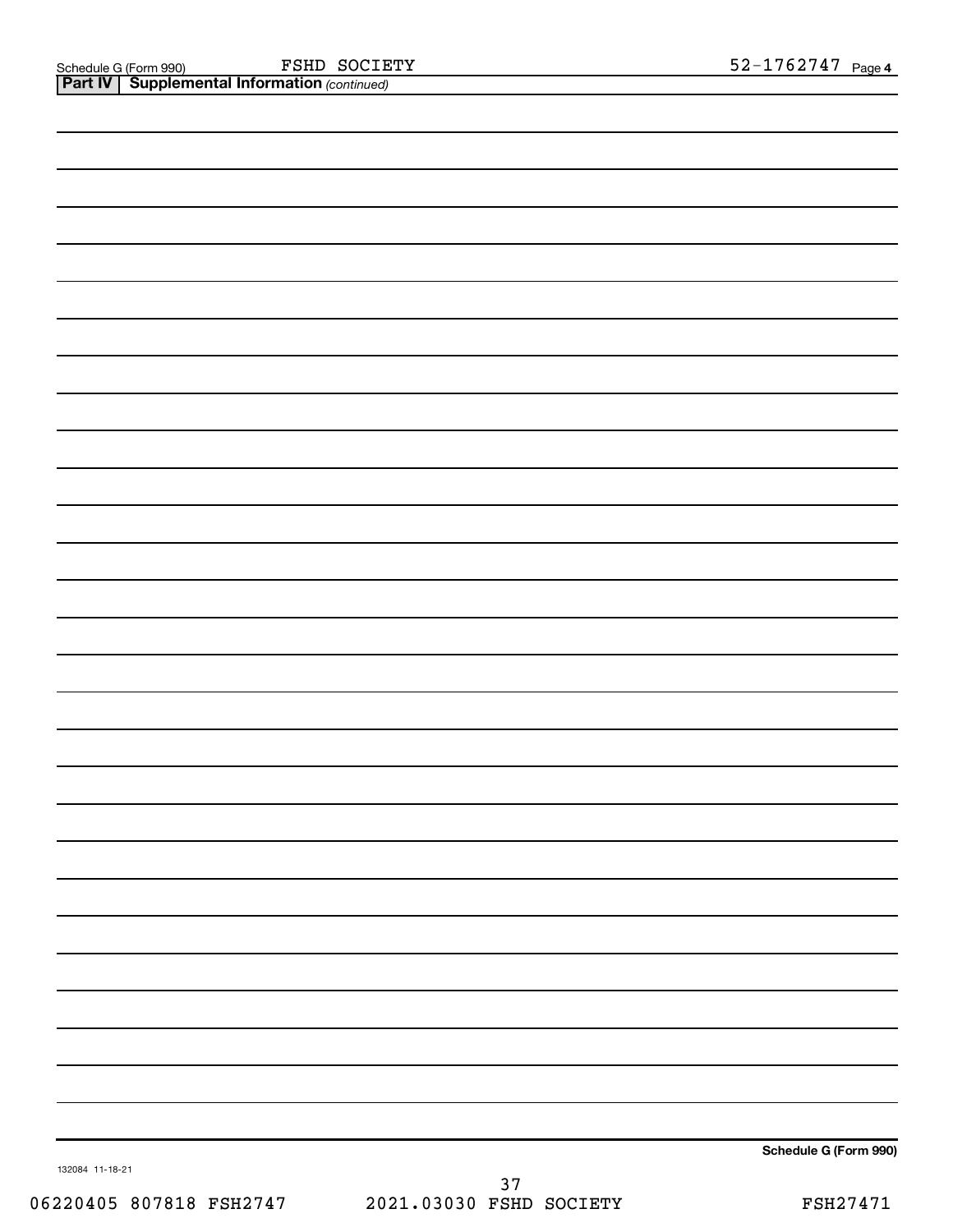Schedule G (Form 990) FSHD SOCIETY 52-1762747 Page 4

**Part IV | Supplemental Information** *(continued)*

**Schedule G (Form 990)**

132084 11-18-21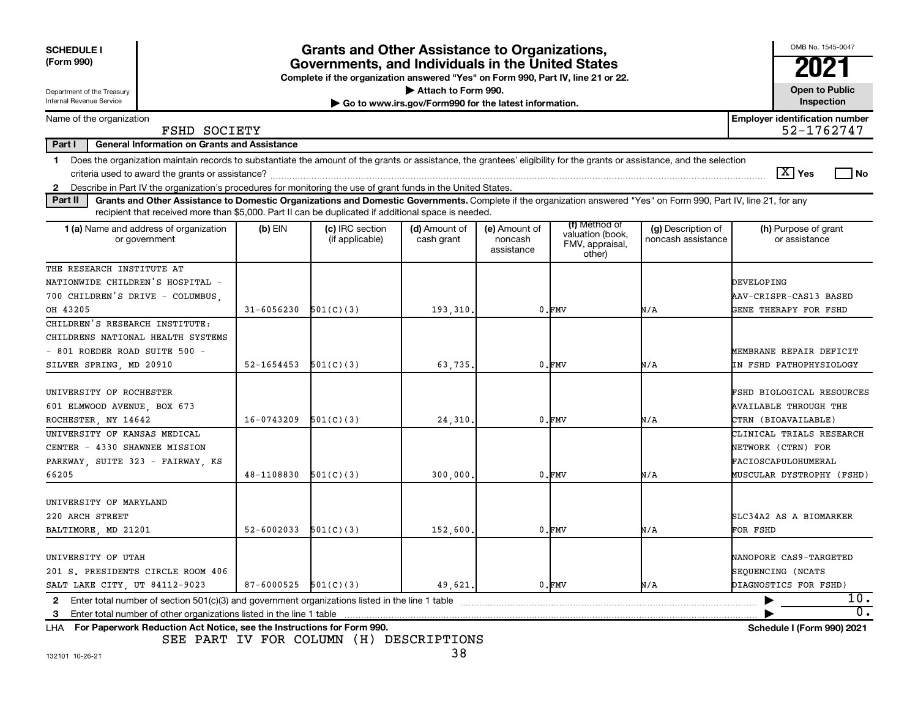**SCHEDULE I (Form 990)**

Department of the Treasury
Internal Revenue Service

# Grants and Other Assistance to Organizations, Governments, and Individuals in the United States

**Complete if the organization answered "Yes" on Form 990, Part IV, line 21 or 22.**

▶ Attach to Form 990.

▶ Go to www.irs.gov/Form990 for the latest information.

OMB No. 1545-0047

**2021**

**Open to Public Inspection**

Name of the organization: FSHD SOCIETY

**Employer identification number** 52-1762747

**Part I General Information on Grants and Assistance**

1 Does the organization maintain records to substantiate the amount of the grants or assistance, the grantees' eligibility for the grants or assistance, and the selection criteria used to award the grants or assistance? [X] Yes [ ] No

2 Describe in Part IV the organization's procedures for monitoring the use of grant funds in the United States.

**Part II Grants and Other Assistance to Domestic Organizations and Domestic Governments.** Complete if the organization answered "Yes" on Form 990, Part IV, line 21, for any recipient that received more than $5,000. Part II can be duplicated if additional space is needed.

| 1 (a) Name and address of organization or government | (b) EIN | (c) IRC section (if applicable) | (d) Amount of cash grant | (e) Amount of noncash assistance | (f) Method of valuation (book, FMV, appraisal, other) | (g) Description of noncash assistance | (h) Purpose of grant or assistance |
|---|---|---|---|---|---|---|---|
| THE RESEARCH INSTITUTE AT NATIONWIDE CHILDREN'S HOSPITAL - 700 CHILDREN'S DRIVE - COLUMBUS, OH 43205 | 31-6056230 | 501(C)(3) | 193,310. | 0. | FMV | N/A | DEVELOPING AAV-CRISPR-CAS13 BASED GENE THERAPY FOR FSHD |
| CHILDREN'S RESEARCH INSTITUTE: CHILDRENS NATIONAL HEALTH SYSTEMS - 801 ROEDER ROAD SUITE 500 - SILVER SPRING, MD 20910 | 52-1654453 | 501(C)(3) | 63,735. | 0. | FMV | N/A | MEMBRANE REPAIR DEFICIT IN FSHD PATHOPHYSIOLOGY |
| UNIVERSITY OF ROCHESTER 601 ELMWOOD AVENUE, BOX 673 ROCHESTER, NY 14642 | 16-0743209 | 501(C)(3) | 24,310. | 0. | FMV | N/A | FSHD BIOLOGICAL RESOURCES AVAILABLE THROUGH THE CTRN (BIOAVAILABLE) |
| UNIVERSITY OF KANSAS MEDICAL CENTER - 4330 SHAWNEE MISSION PARKWAY, SUITE 323 - FAIRWAY, KS 66205 | 48-1108830 | 501(C)(3) | 300,000. | 0. | FMV | N/A | CLINICAL TRIALS RESEARCH NETWORK (CTRN) FOR FACIOSCAPULOHUMERAL MUSCULAR DYSTROPHY (FSHD) |
| UNIVERSITY OF MARYLAND 220 ARCH STREET BALTIMORE, MD 21201 | 52-6002033 | 501(C)(3) | 152,600. | 0. | FMV | N/A | SLC34A2 AS A BIOMARKER FOR FSHD |
| UNIVERSITY OF UTAH 201 S. PRESIDENTS CIRCLE ROOM 406 SALT LAKE CITY, UT 84112-9023 | 87-6000525 | 501(C)(3) | 49,621. | 0. | FMV | N/A | NANOPORE CAS9-TARGETED SEQUENCING (NCATS DIAGNOSTICS FOR FSHD) |

2 Enter total number of section 501(c)(3) and government organizations listed in the line 1 table ▶ 10.

3 Enter total number of other organizations listed in the line 1 table ▶ 0.

LHA **For Paperwork Reduction Act Notice, see the Instructions for Form 990.** **Schedule I (Form 990) 2021**

SEE PART IV FOR COLUMN (H) DESCRIPTIONS

132101 10-26-21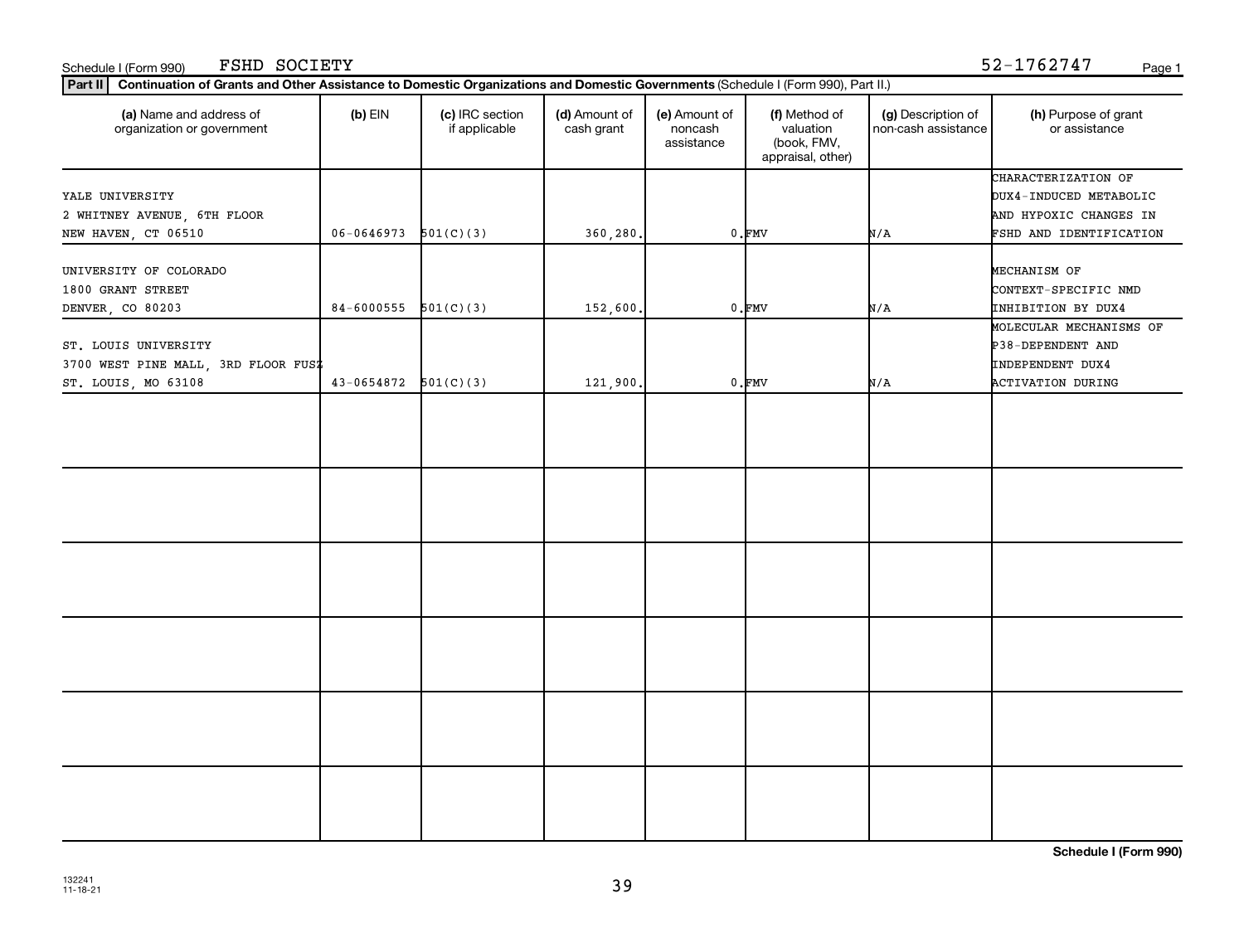Schedule I (Form 990) FSHD SOCIETY 52-1762747

**Part II** **Continuation of Grants and Other Assistance to Domestic Organizations and Domestic Governments** (Schedule I (Form 990), Part II.)

| (a) Name and address of organization or government | (b) EIN | (c) IRC section if applicable | (d) Amount of cash grant | (e) Amount of noncash assistance | (f) Method of valuation (book, FMV, appraisal, other) | (g) Description of non-cash assistance | (h) Purpose of grant or assistance |
|---|---|---|---|---|---|---|---|
| YALE UNIVERSITY<br>2 WHITNEY AVENUE, 6TH FLOOR<br>NEW HAVEN, CT 06510 | 06-0646973 | 501(C)(3) | 360,280. | 0. | FMV | N/A | CHARACTERIZATION OF DUX4-INDUCED METABOLIC AND HYPOXIC CHANGES IN FSHD AND IDENTIFICATION |
| UNIVERSITY OF COLORADO<br>1800 GRANT STREET<br>DENVER, CO 80203 | 84-6000555 | 501(C)(3) | 152,600. | 0. | FMV | N/A | MECHANISM OF CONTEXT-SPECIFIC NMD INHIBITION BY DUX4 |
| ST. LOUIS UNIVERSITY<br>3700 WEST PINE MALL, 3RD FLOOR FUSZ<br>ST. LOUIS, MO 63108 | 43-0654872 | 501(C)(3) | 121,900. | 0. | FMV | N/A | MOLECULAR MECHANISMS OF P38-DEPENDENT AND INDEPENDENT DUX4 ACTIVATION DURING |
| | | | | | | | |
| | | | | | | | |
| | | | | | | | |
| | | | | | | | |
| | | | | | | | |
| | | | | | | | |

**Schedule I (Form 990)**

132241
11-18-21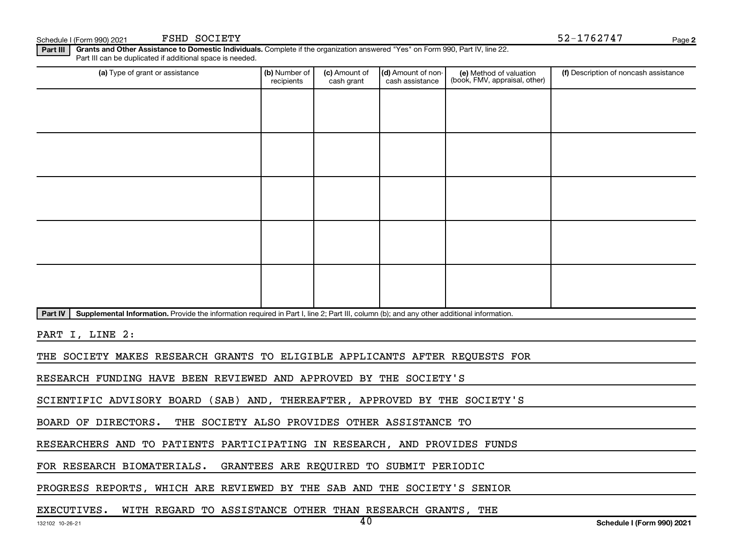Schedule I (Form 990) 2021 FSHD SOCIETY 52-1762747 Page 2

**Part III** **Grants and Other Assistance to Domestic Individuals.** Complete if the organization answered "Yes" on Form 990, Part IV, line 22. Part III can be duplicated if additional space is needed.

| (a) Type of grant or assistance | (b) Number of recipients | (c) Amount of cash grant | (d) Amount of non-cash assistance | (e) Method of valuation (book, FMV, appraisal, other) | (f) Description of noncash assistance |
|---|---|---|---|---|---|
| | | | | | |
| | | | | | |
| | | | | | |
| | | | | | |
| | | | | | |

**Part IV** **Supplemental Information.** Provide the information required in Part I, line 2; Part III, column (b); and any other additional information.

PART I, LINE 2:

THE SOCIETY MAKES RESEARCH GRANTS TO ELIGIBLE APPLICANTS AFTER REQUESTS FOR RESEARCH FUNDING HAVE BEEN REVIEWED AND APPROVED BY THE SOCIETY'S SCIENTIFIC ADVISORY BOARD (SAB) AND, THEREAFTER, APPROVED BY THE SOCIETY'S BOARD OF DIRECTORS. THE SOCIETY ALSO PROVIDES OTHER ASSISTANCE TO RESEARCHERS AND TO PATIENTS PARTICIPATING IN RESEARCH, AND PROVIDES FUNDS FOR RESEARCH BIOMATERIALS. GRANTEES ARE REQUIRED TO SUBMIT PERIODIC PROGRESS REPORTS, WHICH ARE REVIEWED BY THE SAB AND THE SOCIETY'S SENIOR EXECUTIVES. WITH REGARD TO ASSISTANCE OTHER THAN RESEARCH GRANTS, THE

132102 10-26-21 Schedule I (Form 990) 2021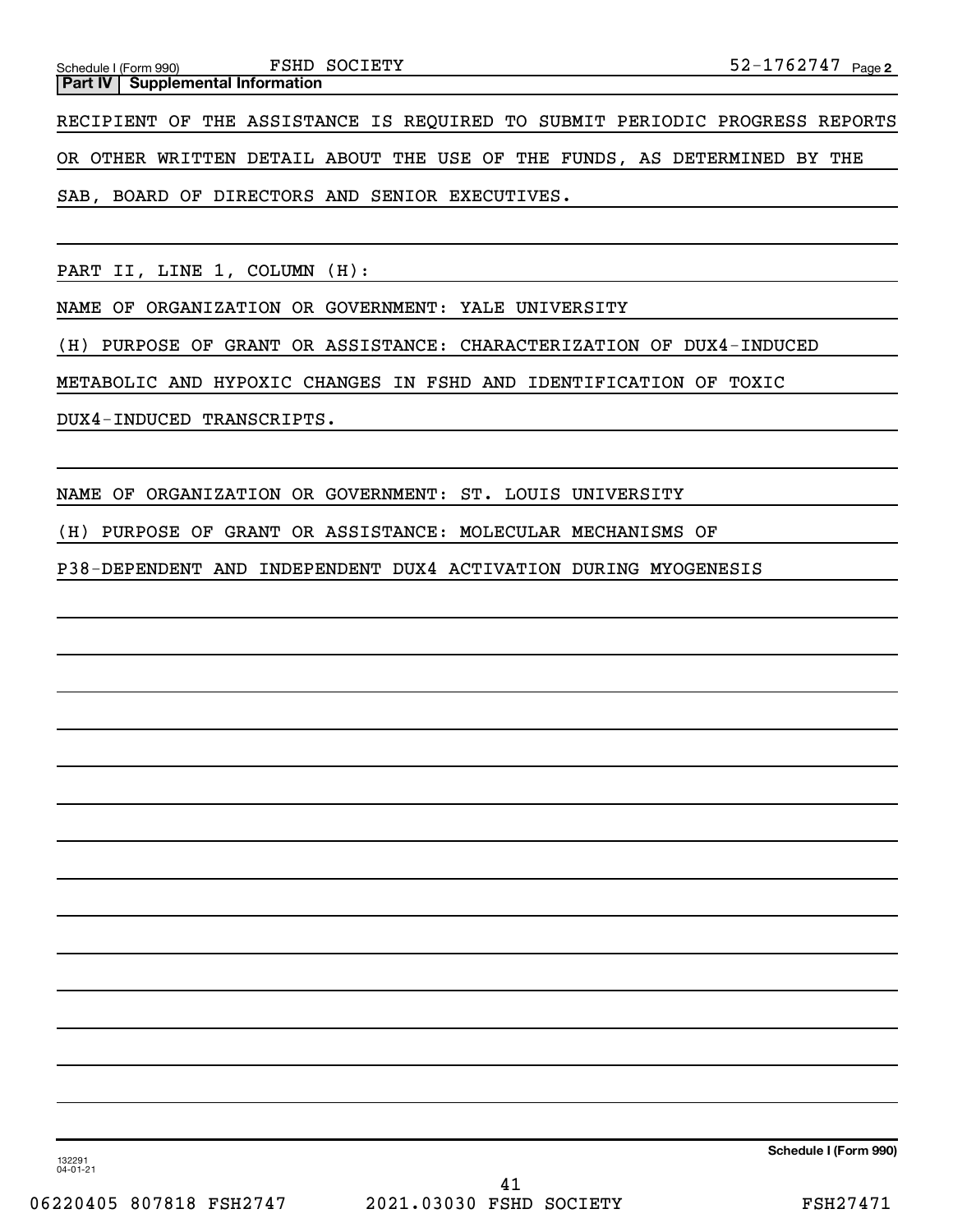Schedule I (Form 990) FSHD SOCIETY 52-1762747 Page 2

**Part IV | Supplemental Information**

RECIPIENT OF THE ASSISTANCE IS REQUIRED TO SUBMIT PERIODIC PROGRESS REPORTS OR OTHER WRITTEN DETAIL ABOUT THE USE OF THE FUNDS, AS DETERMINED BY THE SAB, BOARD OF DIRECTORS AND SENIOR EXECUTIVES.

PART II, LINE 1, COLUMN (H):

NAME OF ORGANIZATION OR GOVERNMENT: YALE UNIVERSITY

(H) PURPOSE OF GRANT OR ASSISTANCE: CHARACTERIZATION OF DUX4-INDUCED METABOLIC AND HYPOXIC CHANGES IN FSHD AND IDENTIFICATION OF TOXIC DUX4-INDUCED TRANSCRIPTS.

NAME OF ORGANIZATION OR GOVERNMENT: ST. LOUIS UNIVERSITY

(H) PURPOSE OF GRANT OR ASSISTANCE: MOLECULAR MECHANISMS OF P38-DEPENDENT AND INDEPENDENT DUX4 ACTIVATION DURING MYOGENESIS

Schedule I (Form 990)

132291 04-01-21

06220405 807818 FSH2747 2021.03030 FSHD SOCIETY FSH27471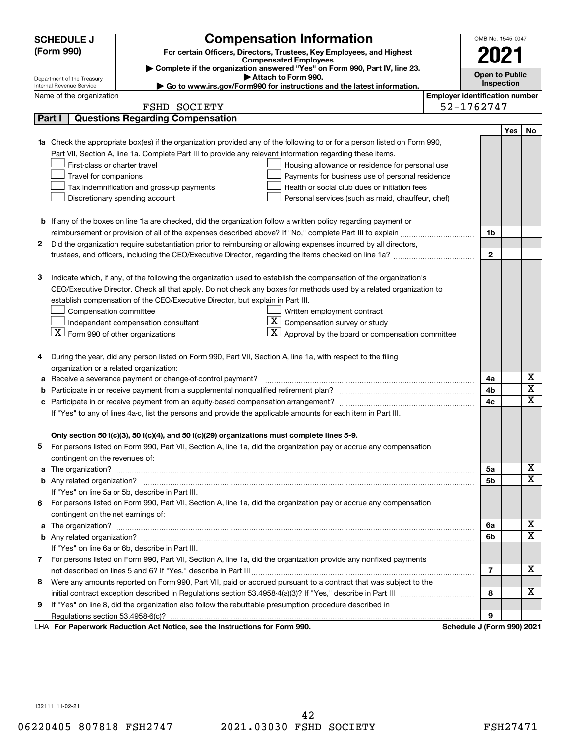**SCHEDULE J (Form 990)**

Department of the Treasury
Internal Revenue Service

# Compensation Information

**For certain Officers, Directors, Trustees, Key Employees, and Highest Compensated Employees**

▶ Complete if the organization answered "Yes" on Form 990, Part IV, line 23.

▶ Attach to Form 990.

▶ Go to www.irs.gov/Form990 for instructions and the latest information.

OMB No. 1545-0047

**2021**

**Open to Public Inspection**

Name of the organization: FSHD SOCIETY

Employer identification number: 52-1762747

## Part I — Questions Regarding Compensation

| | | | Yes | No |
|---|---|---|---|---|
| **1a** | Check the appropriate box(es) if the organization provided any of the following to or for a person listed on Form 990, Part VII, Section A, line 1a. Complete Part III to provide any relevant information regarding these items.<br>☐ First-class or charter travel<br>☐ Travel for companions<br>☐ Tax indemnification and gross-up payments<br>☐ Discretionary spending account<br>☐ Housing allowance or residence for personal use<br>☐ Payments for business use of personal residence<br>☐ Health or social club dues or initiation fees<br>☐ Personal services (such as maid, chauffeur, chef) | | | |
| **b** | If any of the boxes on line 1a are checked, did the organization follow a written policy regarding payment or reimbursement or provision of all of the expenses described above? If "No," complete Part III to explain | 1b | | |
| **2** | Did the organization require substantiation prior to reimbursing or allowing expenses incurred by all directors, trustees, and officers, including the CEO/Executive Director, regarding the items checked on line 1a? | 2 | | |
| **3** | Indicate which, if any, of the following the organization used to establish the compensation of the organization's CEO/Executive Director. Check all that apply. Do not check any boxes for methods used by a related organization to establish compensation of the CEO/Executive Director, but explain in Part III.<br>☐ Compensation committee<br>☐ Independent compensation consultant<br>☒ Form 990 of other organizations<br>☐ Written employment contract<br>☒ Compensation survey or study<br>☒ Approval by the board or compensation committee | | | |
| **4** | During the year, did any person listed on Form 990, Part VII, Section A, line 1a, with respect to the filing organization or a related organization: | | | |
| **a** | Receive a severance payment or change-of-control payment? | 4a | | X |
| **b** | Participate in or receive payment from a supplemental nonqualified retirement plan? | 4b | | X |
| **c** | Participate in or receive payment from an equity-based compensation arrangement? | 4c | | X |
| | If "Yes" to any of lines 4a-c, list the persons and provide the applicable amounts for each item in Part III. | | | |
| | **Only section 501(c)(3), 501(c)(4), and 501(c)(29) organizations must complete lines 5-9.** | | | |
| **5** | For persons listed on Form 990, Part VII, Section A, line 1a, did the organization pay or accrue any compensation contingent on the revenues of: | | | |
| **a** | The organization? | 5a | | X |
| **b** | Any related organization? | 5b | | X |
| | If "Yes" on line 5a or 5b, describe in Part III. | | | |
| **6** | For persons listed on Form 990, Part VII, Section A, line 1a, did the organization pay or accrue any compensation contingent on the net earnings of: | | | |
| **a** | The organization? | 6a | | X |
| **b** | Any related organization? | 6b | | X |
| | If "Yes" on line 6a or 6b, describe in Part III. | | | |
| **7** | For persons listed on Form 990, Part VII, Section A, line 1a, did the organization provide any nonfixed payments not described on lines 5 and 6? If "Yes," describe in Part III | 7 | | X |
| **8** | Were any amounts reported on Form 990, Part VII, paid or accrued pursuant to a contract that was subject to the initial contract exception described in Regulations section 53.4958-4(a)(3)? If "Yes," describe in Part III | 8 | | X |
| **9** | If "Yes" on line 8, did the organization also follow the rebuttable presumption procedure described in Regulations section 53.4958-6(c)? | 9 | | |

LHA **For Paperwork Reduction Act Notice, see the Instructions for Form 990.** **Schedule J (Form 990) 2021**

132111 11-02-21

06220405 807818 FSH2747 2021.03030 FSHD SOCIETY FSH27471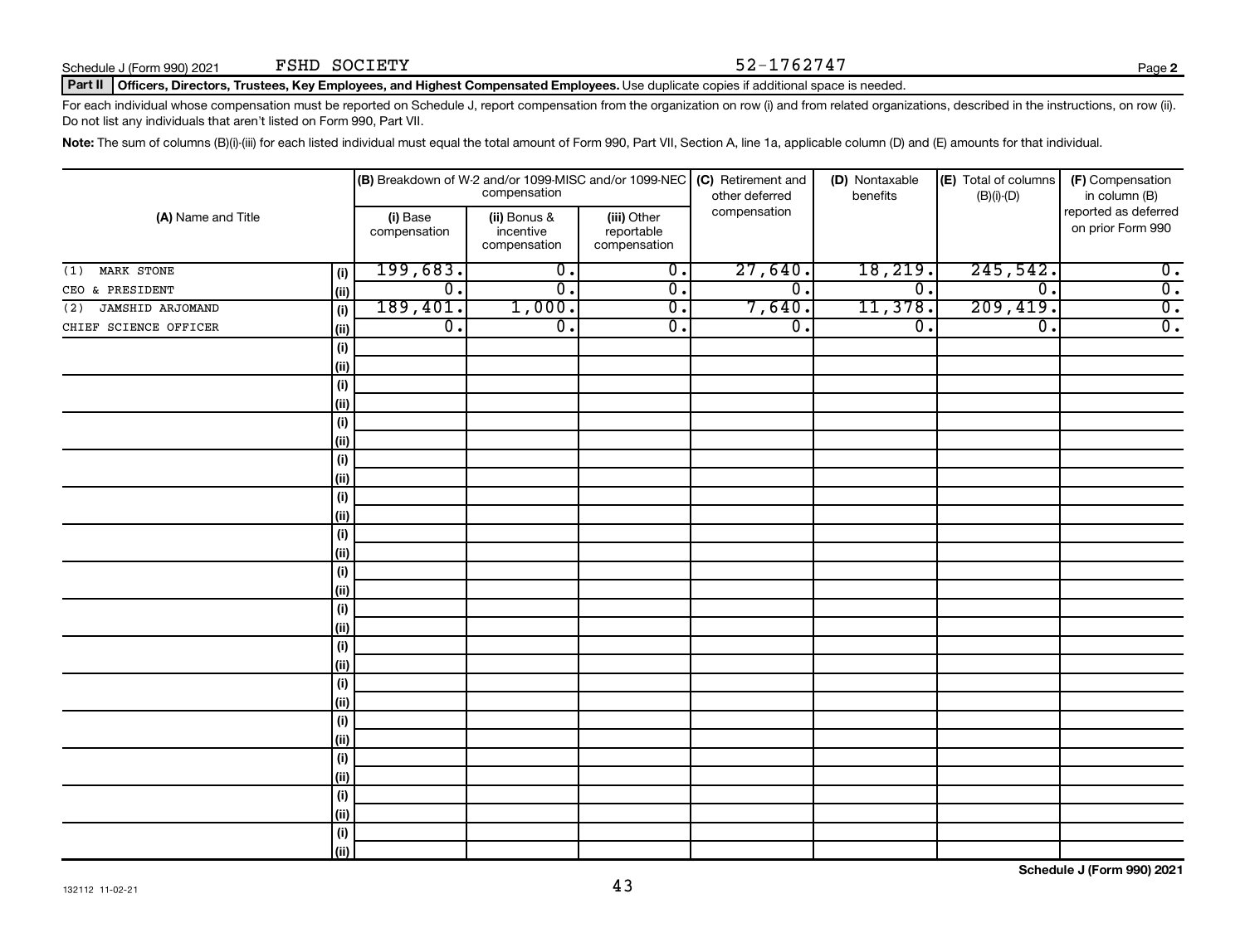Schedule J (Form 990) 2021 FSHD SOCIETY 52-1762747

**Part II** **Officers, Directors, Trustees, Key Employees, and Highest Compensated Employees.** Use duplicate copies if additional space is needed.

For each individual whose compensation must be reported on Schedule J, report compensation from the organization on row (i) and from related organizations, described in the instructions, on row (ii). Do not list any individuals that aren't listed on Form 990, Part VII.

**Note:** The sum of columns (B)(i)-(iii) for each listed individual must equal the total amount of Form 990, Part VII, Section A, line 1a, applicable column (D) and (E) amounts for that individual.

| (A) Name and Title | | (B) Breakdown of W-2 and/or 1099-MISC and/or 1099-NEC compensation | | | (C) Retirement and other deferred compensation | (D) Nontaxable benefits | (E) Total of columns (B)(i)-(D) | (F) Compensation in column (B) reported as deferred on prior Form 990 |
|---|---|---|---|---|---|---|---|---|
| | | (i) Base compensation | (ii) Bonus & incentive compensation | (iii) Other reportable compensation | | | | |
| (1) MARK STONE | (i) | 199,683. | 0. | 0. | 27,640. | 18,219. | 245,542. | 0. |
| CEO & PRESIDENT | (ii) | 0. | 0. | 0. | 0. | 0. | 0. | 0. |
| (2) JAMSHID ARJOMAND | (i) | 189,401. | 1,000. | 0. | 7,640. | 11,378. | 209,419. | 0. |
| CHIEF SCIENCE OFFICER | (ii) | 0. | 0. | 0. | 0. | 0. | 0. | 0. |
| | (i) | | | | | | | |
| | (ii) | | | | | | | |
| | (i) | | | | | | | |
| | (ii) | | | | | | | |
| | (i) | | | | | | | |
| | (ii) | | | | | | | |
| | (i) | | | | | | | |
| | (ii) | | | | | | | |
| | (i) | | | | | | | |
| | (ii) | | | | | | | |
| | (i) | | | | | | | |
| | (ii) | | | | | | | |
| | (i) | | | | | | | |
| | (ii) | | | | | | | |
| | (i) | | | | | | | |
| | (ii) | | | | | | | |
| | (i) | | | | | | | |
| | (ii) | | | | | | | |
| | (i) | | | | | | | |
| | (ii) | | | | | | | |
| | (i) | | | | | | | |
| | (ii) | | | | | | | |
| | (i) | | | | | | | |
| | (ii) | | | | | | | |
| | (i) | | | | | | | |
| | (ii) | | | | | | | |
| | (i) | | | | | | | |
| | (ii) | | | | | | | |

**Schedule J (Form 990) 2021**

132112 11-02-21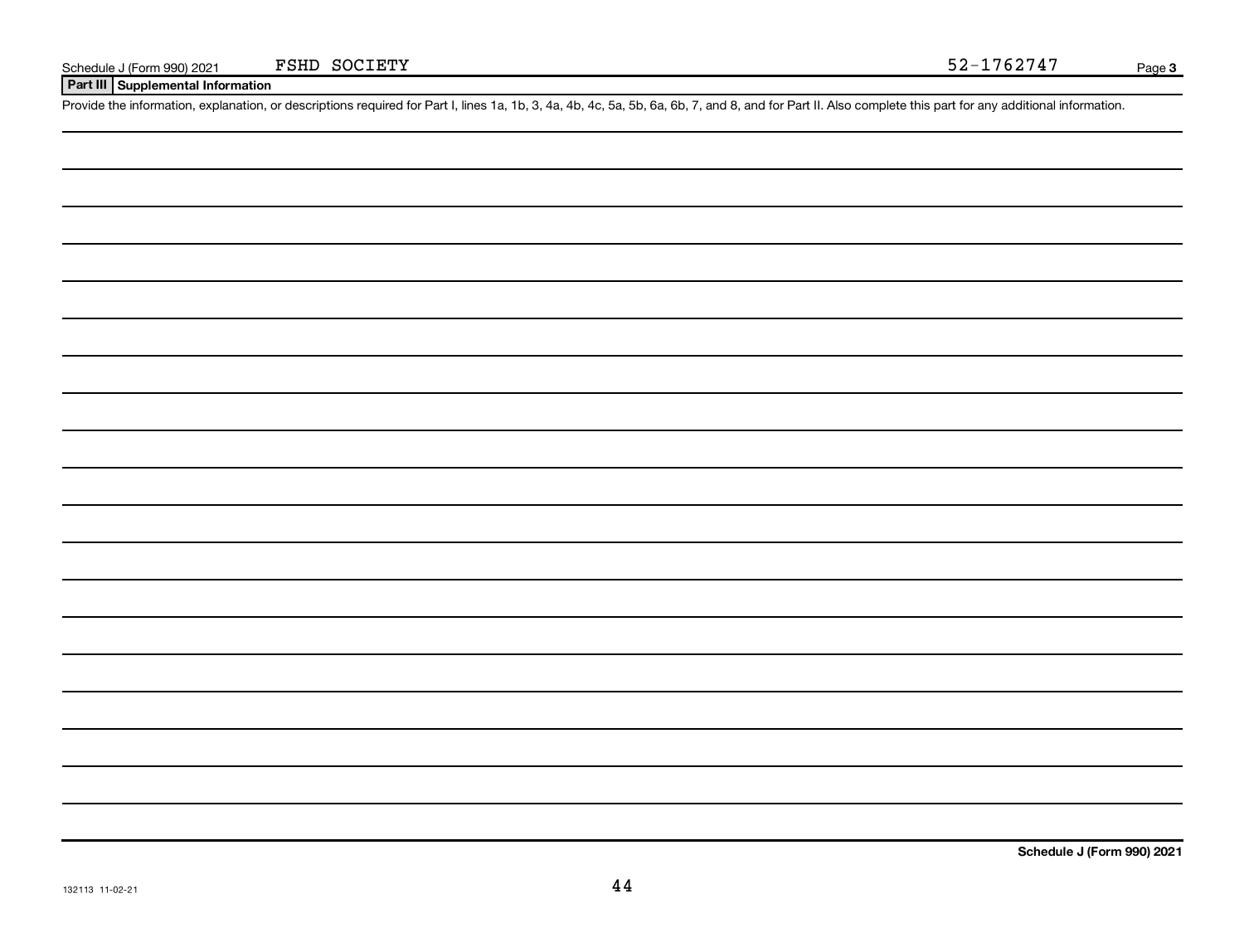Schedule J (Form 990) 2021 FSHD SOCIETY 52-1762747 Page 3

**Part III Supplemental Information**

Provide the information, explanation, or descriptions required for Part I, lines 1a, 1b, 3, 4a, 4b, 4c, 5a, 5b, 6a, 6b, 7, and 8, and for Part II. Also complete this part for any additional information.

**Schedule J (Form 990) 2021**

132113 11-02-21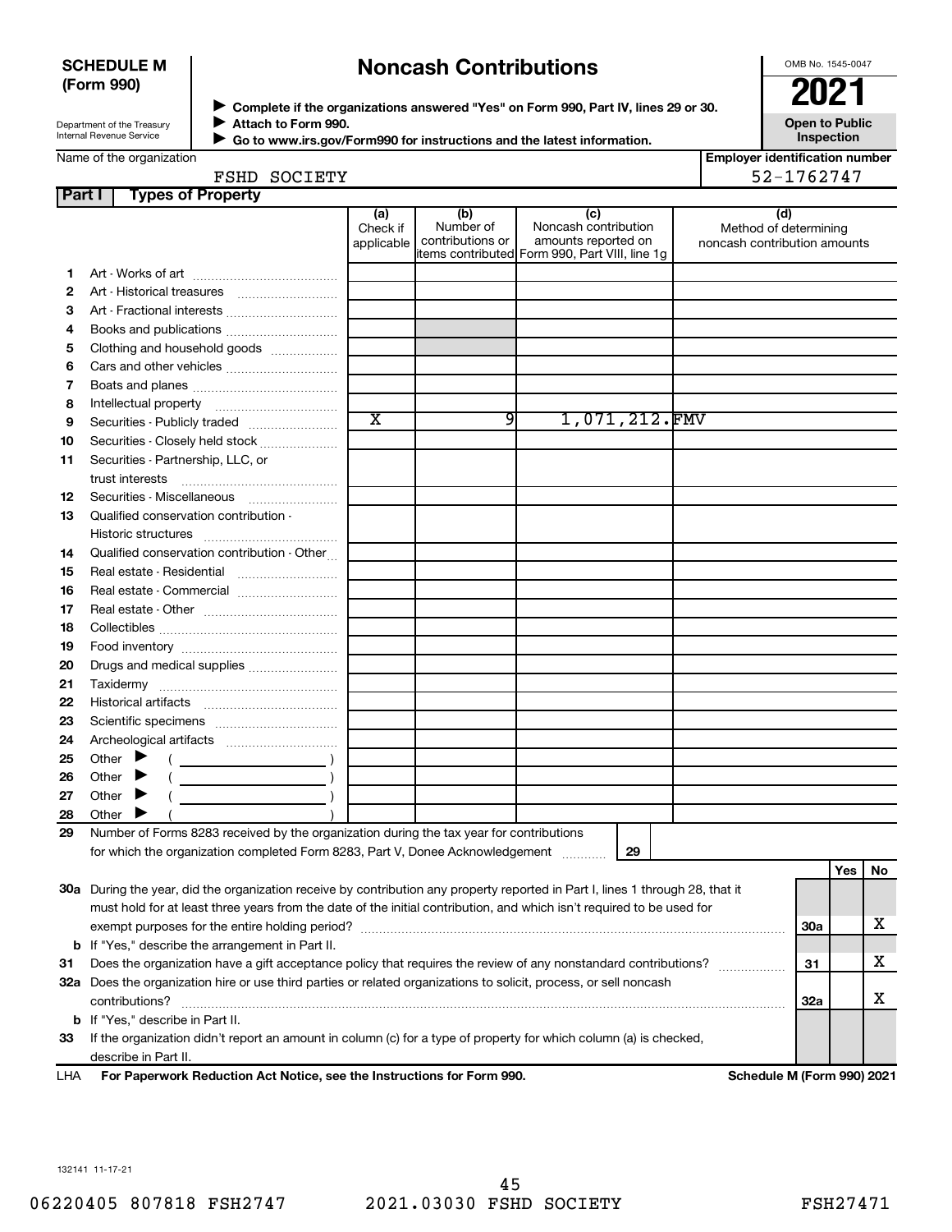**SCHEDULE M (Form 990)**

Department of the Treasury
Internal Revenue Service

# Noncash Contributions

▶ Complete if the organizations answered "Yes" on Form 990, Part IV, lines 29 or 30.
▶ Attach to Form 990.
▶ Go to www.irs.gov/Form990 for instructions and the latest information.

OMB No. 1545-0047

**2021**

**Open to Public Inspection**

Name of the organization: FSHD SOCIETY

Employer identification number: 52-1762747

## Part I Types of Property

| | | (a) Check if applicable | (b) Number of contributions or items contributed | (c) Noncash contribution amounts reported on Form 990, Part VIII, line 1g | (d) Method of determining noncash contribution amounts |
|---|---|---|---|---|---|
| 1 | Art - Works of art | | | | |
| 2 | Art - Historical treasures | | | | |
| 3 | Art - Fractional interests | | | | |
| 4 | Books and publications | | | | |
| 5 | Clothing and household goods | | | | |
| 6 | Cars and other vehicles | | | | |
| 7 | Boats and planes | | | | |
| 8 | Intellectual property | | | | |
| 9 | Securities - Publicly traded | X | 9 | 1,071,212. | FMV |
| 10 | Securities - Closely held stock | | | | |
| 11 | Securities - Partnership, LLC, or trust interests | | | | |
| 12 | Securities - Miscellaneous | | | | |
| 13 | Qualified conservation contribution - Historic structures | | | | |
| 14 | Qualified conservation contribution - Other | | | | |
| 15 | Real estate - Residential | | | | |
| 16 | Real estate - Commercial | | | | |
| 17 | Real estate - Other | | | | |
| 18 | Collectibles | | | | |
| 19 | Food inventory | | | | |
| 20 | Drugs and medical supplies | | | | |
| 21 | Taxidermy | | | | |
| 22 | Historical artifacts | | | | |
| 23 | Scientific specimens | | | | |
| 24 | Archeological artifacts | | | | |
| 25 | Other ▶ ( ) | | | | |
| 26 | Other ▶ ( ) | | | | |
| 27 | Other ▶ ( ) | | | | |
| 28 | Other ▶ ( ) | | | | |

29 Number of Forms 8283 received by the organization during the tax year for contributions for which the organization completed Form 8283, Part V, Donee Acknowledgement ..... 29

| | | | Yes | No |
|---|---|---|---|---|
| 30a | During the year, did the organization receive by contribution any property reported in Part I, lines 1 through 28, that it must hold for at least three years from the date of the initial contribution, and which isn't required to be used for exempt purposes for the entire holding period? | 30a | | X |
| b | If "Yes," describe the arrangement in Part II. | | | |
| 31 | Does the organization have a gift acceptance policy that requires the review of any nonstandard contributions? | 31 | | X |
| 32a | Does the organization hire or use third parties or related organizations to solicit, process, or sell noncash contributions? | 32a | | X |
| b | If "Yes," describe in Part II. | | | |
| 33 | If the organization didn't report an amount in column (c) for a type of property for which column (a) is checked, describe in Part II. | | | |

LHA For Paperwork Reduction Act Notice, see the Instructions for Form 990. Schedule M (Form 990) 2021

132141 11-17-21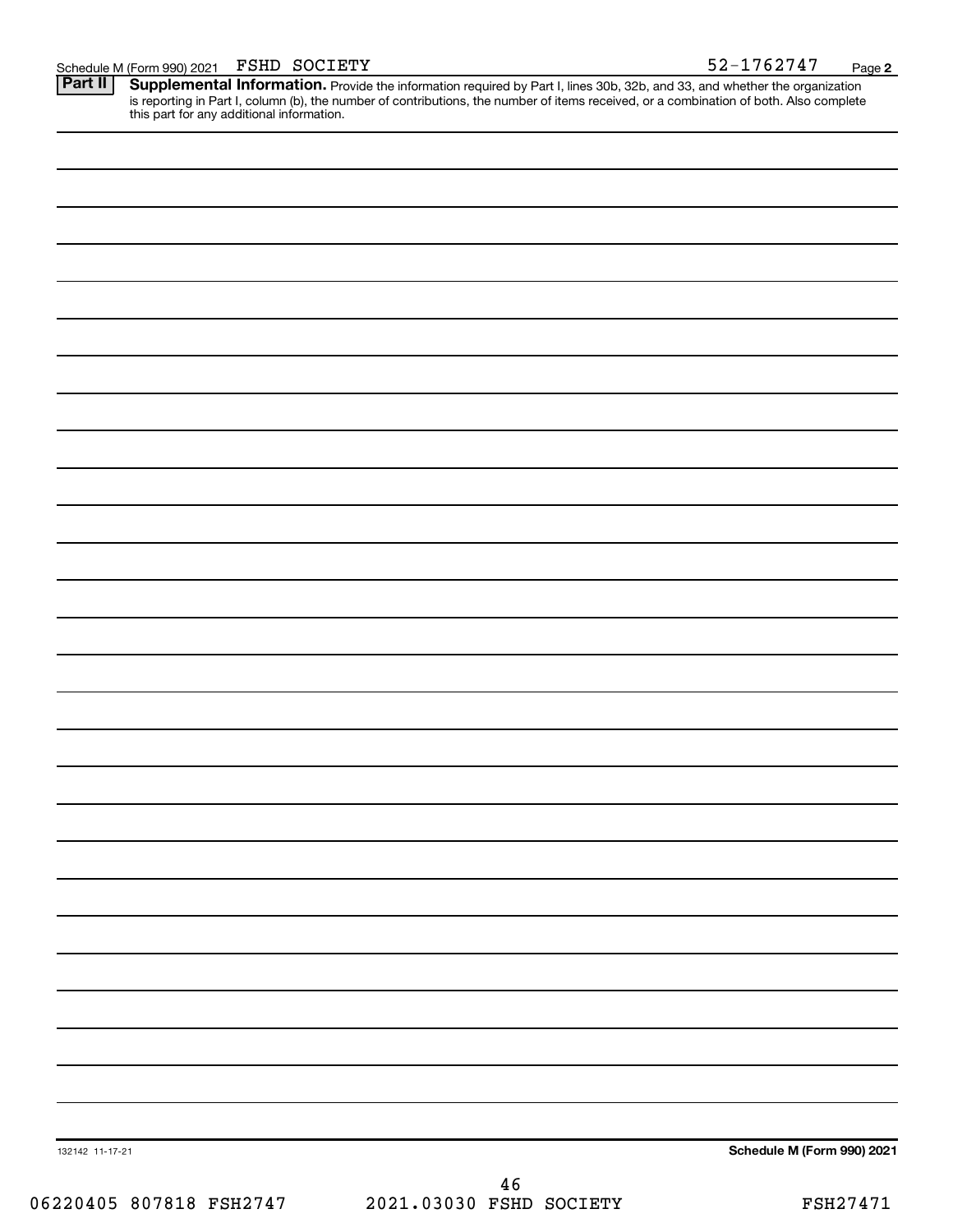Schedule M (Form 990) 2021 FSHD SOCIETY 52-1762747 Page **2**

**Part II** **Supplemental Information.** Provide the information required by Part I, lines 30b, 32b, and 33, and whether the organization is reporting in Part I, column (b), the number of contributions, the number of items received, or a combination of both. Also complete this part for any additional information.

132142 11-17-21 **Schedule M (Form 990) 2021**

06220405 807818 FSH2747 2021.03030 FSHD SOCIETY FSH27471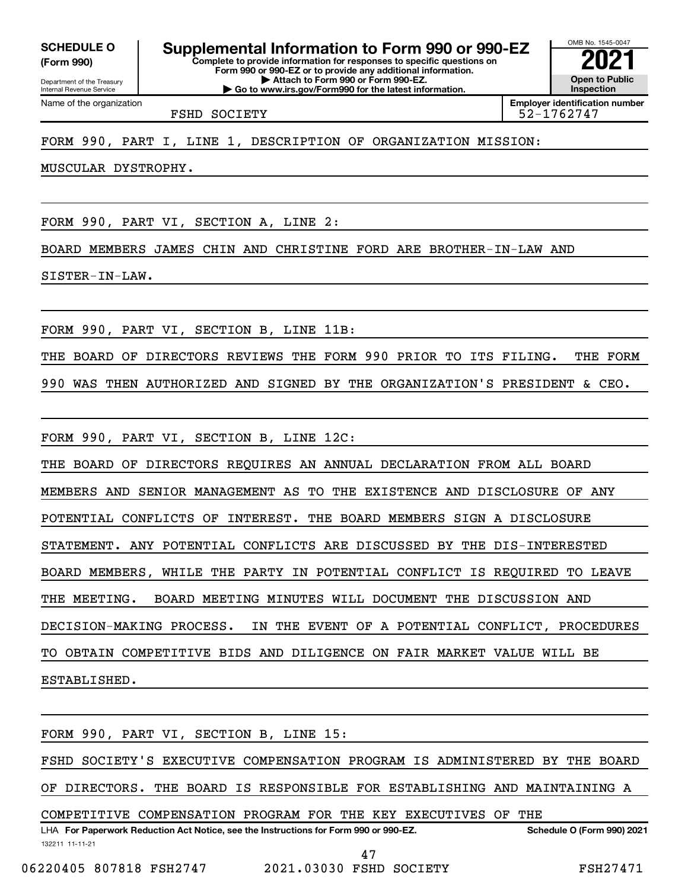**SCHEDULE O (Form 990)**

Department of the Treasury
Internal Revenue Service

# Supplemental Information to Form 990 or 990-EZ

**Complete to provide information for responses to specific questions on Form 990 or 990-EZ or to provide any additional information.**
**▶ Attach to Form 990 or Form 990-EZ.**
**▶ Go to www.irs.gov/Form990 for the latest information.**

OMB No. 1545-0047

**2021**

**Open to Public Inspection**

Name of the organization: FSHD SOCIETY

**Employer identification number:** 52-1762747

FORM 990, PART I, LINE 1, DESCRIPTION OF ORGANIZATION MISSION:

MUSCULAR DYSTROPHY.

FORM 990, PART VI, SECTION A, LINE 2:

BOARD MEMBERS JAMES CHIN AND CHRISTINE FORD ARE BROTHER-IN-LAW AND SISTER-IN-LAW.

FORM 990, PART VI, SECTION B, LINE 11B:

THE BOARD OF DIRECTORS REVIEWS THE FORM 990 PRIOR TO ITS FILING. THE FORM 990 WAS THEN AUTHORIZED AND SIGNED BY THE ORGANIZATION'S PRESIDENT & CEO.

FORM 990, PART VI, SECTION B, LINE 12C:

THE BOARD OF DIRECTORS REQUIRES AN ANNUAL DECLARATION FROM ALL BOARD MEMBERS AND SENIOR MANAGEMENT AS TO THE EXISTENCE AND DISCLOSURE OF ANY POTENTIAL CONFLICTS OF INTEREST. THE BOARD MEMBERS SIGN A DISCLOSURE STATEMENT. ANY POTENTIAL CONFLICTS ARE DISCUSSED BY THE DIS-INTERESTED BOARD MEMBERS, WHILE THE PARTY IN POTENTIAL CONFLICT IS REQUIRED TO LEAVE THE MEETING. BOARD MEETING MINUTES WILL DOCUMENT THE DISCUSSION AND DECISION-MAKING PROCESS. IN THE EVENT OF A POTENTIAL CONFLICT, PROCEDURES TO OBTAIN COMPETITIVE BIDS AND DILIGENCE ON FAIR MARKET VALUE WILL BE ESTABLISHED.

FORM 990, PART VI, SECTION B, LINE 15:

FSHD SOCIETY'S EXECUTIVE COMPENSATION PROGRAM IS ADMINISTERED BY THE BOARD OF DIRECTORS. THE BOARD IS RESPONSIBLE FOR ESTABLISHING AND MAINTAINING A COMPETITIVE COMPENSATION PROGRAM FOR THE KEY EXECUTIVES OF THE

LHA **For Paperwork Reduction Act Notice, see the Instructions for Form 990 or 990-EZ.** **Schedule O (Form 990) 2021**

132211 11-11-21

06220405 807818 FSH2747 2021.03030 FSHD SOCIETY FSH27471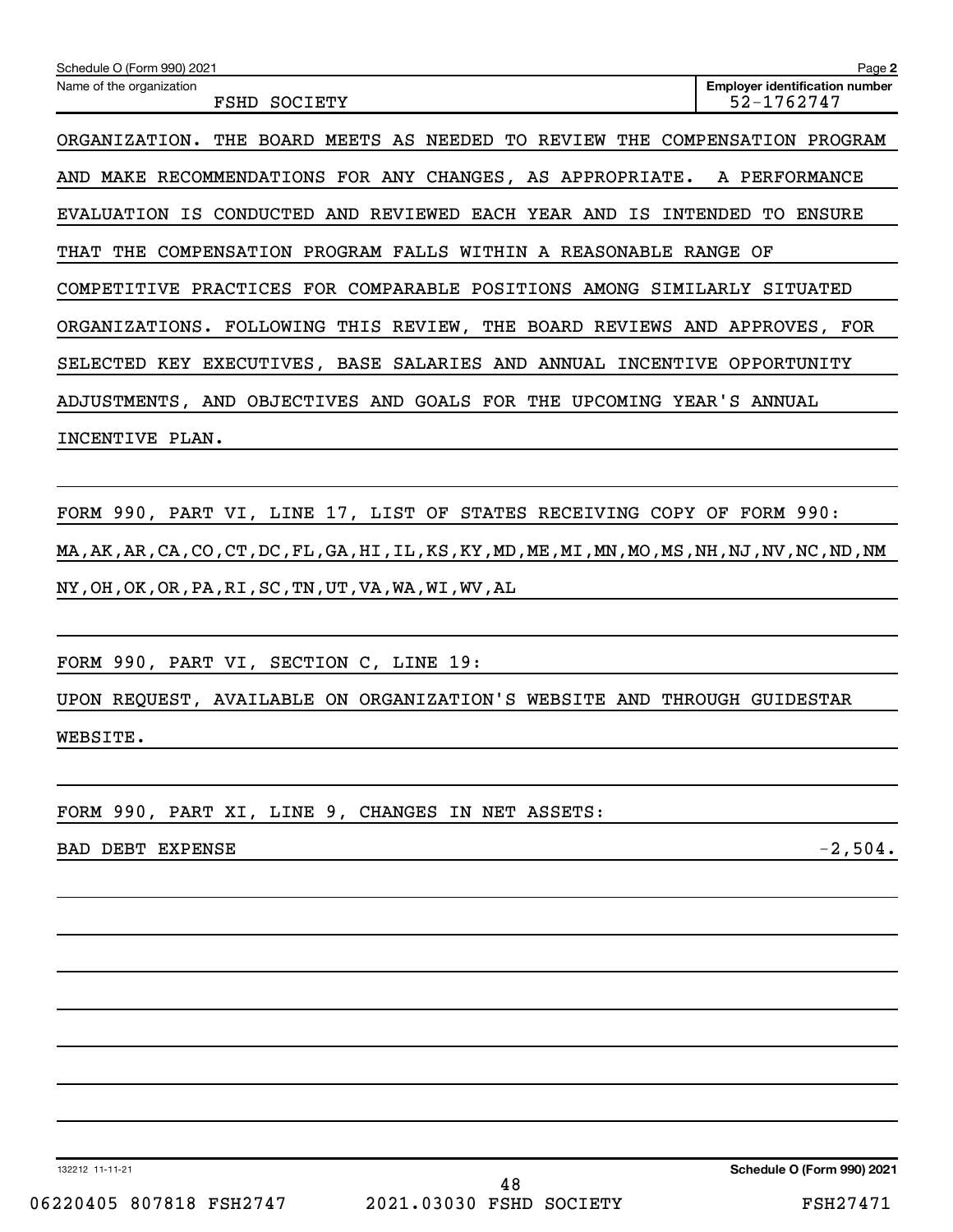Schedule O (Form 990) 2021 Page **2**

Name of the organization: FSHD SOCIETY

**Employer identification number** 52-1762747

ORGANIZATION. THE BOARD MEETS AS NEEDED TO REVIEW THE COMPENSATION PROGRAM AND MAKE RECOMMENDATIONS FOR ANY CHANGES, AS APPROPRIATE. A PERFORMANCE EVALUATION IS CONDUCTED AND REVIEWED EACH YEAR AND IS INTENDED TO ENSURE THAT THE COMPENSATION PROGRAM FALLS WITHIN A REASONABLE RANGE OF COMPETITIVE PRACTICES FOR COMPARABLE POSITIONS AMONG SIMILARLY SITUATED ORGANIZATIONS. FOLLOWING THIS REVIEW, THE BOARD REVIEWS AND APPROVES, FOR SELECTED KEY EXECUTIVES, BASE SALARIES AND ANNUAL INCENTIVE OPPORTUNITY ADJUSTMENTS, AND OBJECTIVES AND GOALS FOR THE UPCOMING YEAR'S ANNUAL INCENTIVE PLAN.

FORM 990, PART VI, LINE 17, LIST OF STATES RECEIVING COPY OF FORM 990:
MA,AK,AR,CA,CO,CT,DC,FL,GA,HI,IL,KS,KY,MD,ME,MI,MN,MO,MS,NH,NJ,NV,NC,ND,NM NY,OH,OK,OR,PA,RI,SC,TN,UT,VA,WA,WI,WV,AL

FORM 990, PART VI, SECTION C, LINE 19:
UPON REQUEST, AVAILABLE ON ORGANIZATION'S WEBSITE AND THROUGH GUIDESTAR WEBSITE.

FORM 990, PART XI, LINE 9, CHANGES IN NET ASSETS:

| | |
|---|---|
| BAD DEBT EXPENSE | -2,504. |

132212 11-11-21 **Schedule O (Form 990) 2021**